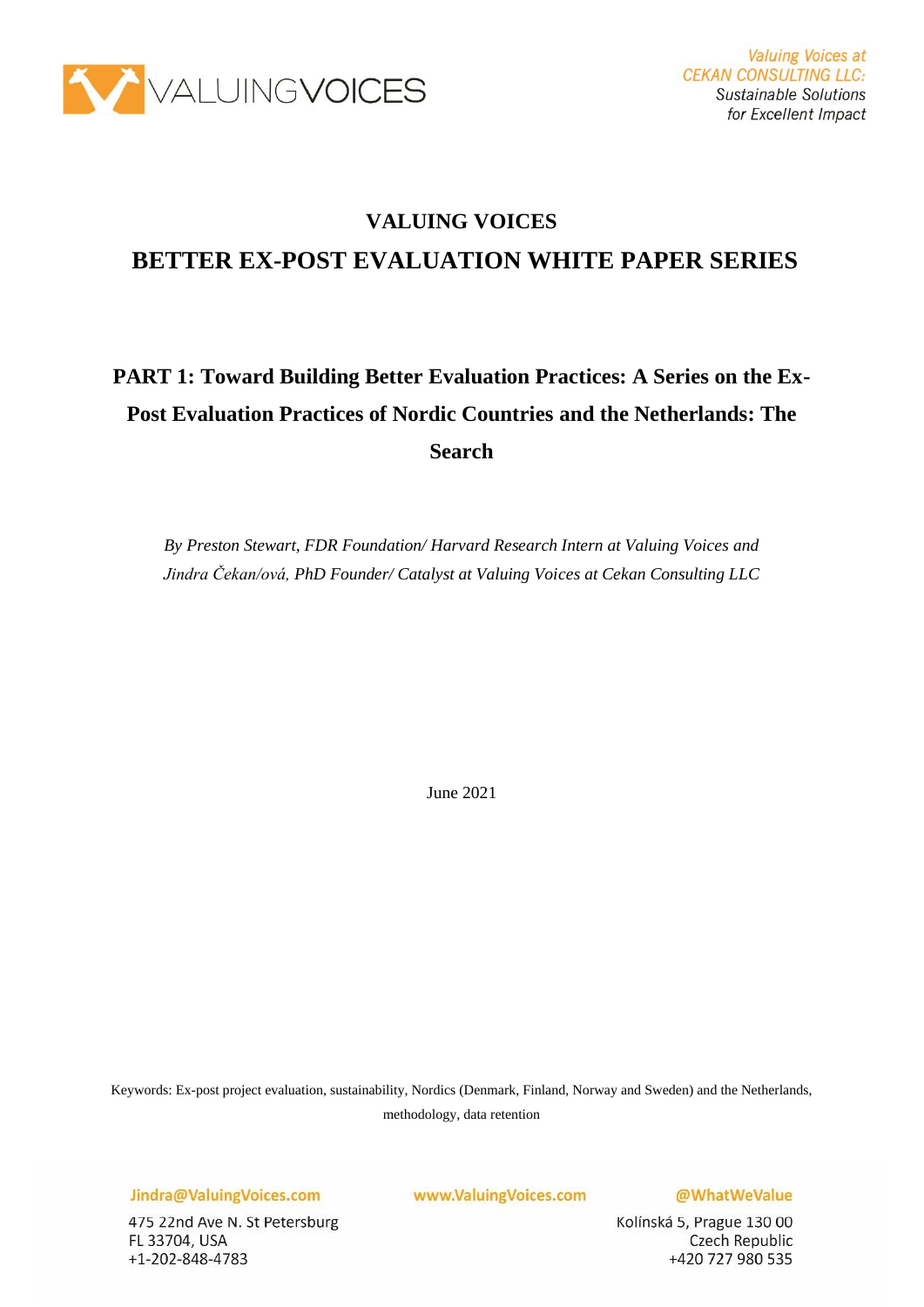Valuing Voices at
CEKAN CONSULTING LLC:
*Sustainable Solutions for Excellent Impact*

# VALUING VOICES

# BETTER EX-POST EVALUATION WHITE PAPER SERIES

## PART 1: Toward Building Better Evaluation Practices: A Series on the Ex-Post Evaluation Practices of Nordic Countries and the Netherlands: The Search

*By Preston Stewart, FDR Foundation/ Harvard Research Intern at Valuing Voices and Jindra Čekan/ová, PhD Founder/ Catalyst at Valuing Voices at Cekan Consulting LLC*

June 2021

Keywords: Ex-post project evaluation, sustainability, Nordics (Denmark, Finland, Norway and Sweden) and the Netherlands, methodology, data retention

Jindra@ValuingVoices.com
475 22nd Ave N. St Petersburg
FL 33704, USA
+1-202-848-4783

www.ValuingVoices.com

@WhatWeValue
Kolínská 5, Prague 130 00
Czech Republic
+420 727 980 535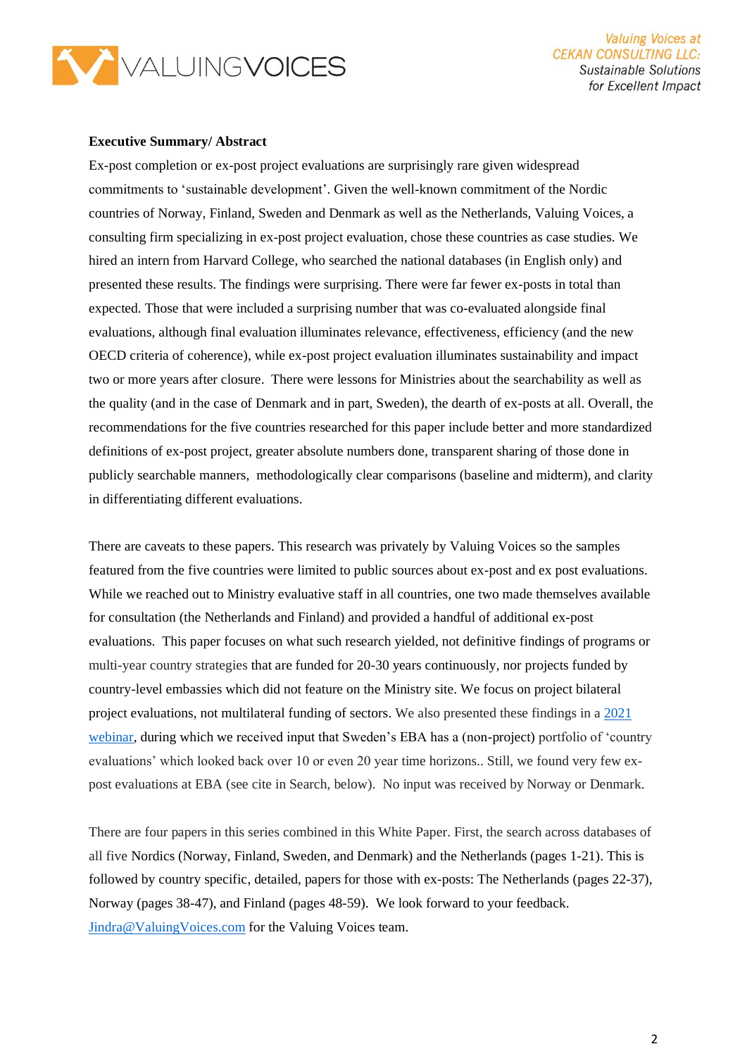**Executive Summary/ Abstract**

Ex-post completion or ex-post project evaluations are surprisingly rare given widespread commitments to 'sustainable development'. Given the well-known commitment of the Nordic countries of Norway, Finland, Sweden and Denmark as well as the Netherlands, Valuing Voices, a consulting firm specializing in ex-post project evaluation, chose these countries as case studies. We hired an intern from Harvard College, who searched the national databases (in English only) and presented these results. The findings were surprising. There were far fewer ex-posts in total than expected. Those that were included a surprising number that was co-evaluated alongside final evaluations, although final evaluation illuminates relevance, effectiveness, efficiency (and the new OECD criteria of coherence), while ex-post project evaluation illuminates sustainability and impact two or more years after closure. There were lessons for Ministries about the searchability as well as the quality (and in the case of Denmark and in part, Sweden), the dearth of ex-posts at all. Overall, the recommendations for the five countries researched for this paper include better and more standardized definitions of ex-post project, greater absolute numbers done, transparent sharing of those done in publicly searchable manners, methodologically clear comparisons (baseline and midterm), and clarity in differentiating different evaluations.

There are caveats to these papers. This research was privately by Valuing Voices so the samples featured from the five countries were limited to public sources about ex-post and ex post evaluations. While we reached out to Ministry evaluative staff in all countries, one two made themselves available for consultation (the Netherlands and Finland) and provided a handful of additional ex-post evaluations. This paper focuses on what such research yielded, not definitive findings of programs or multi-year country strategies that are funded for 20-30 years continuously, nor projects funded by country-level embassies which did not feature on the Ministry site. We focus on project bilateral project evaluations, not multilateral funding of sectors. We also presented these findings in a [2021 webinar](), during which we received input that Sweden's EBA has a (non-project) portfolio of 'country evaluations' which looked back over 10 or even 20 year time horizons.. Still, we found very few ex-post evaluations at EBA (see cite in Search, below). No input was received by Norway or Denmark.

There are four papers in this series combined in this White Paper. First, the search across databases of all five Nordics (Norway, Finland, Sweden, and Denmark) and the Netherlands (pages 1-21). This is followed by country specific, detailed, papers for those with ex-posts: The Netherlands (pages 22-37), Norway (pages 38-47), and Finland (pages 48-59). We look forward to your feedback. [Jindra@ValuingVoices.com](mailto:Jindra@ValuingVoices.com) for the Valuing Voices team.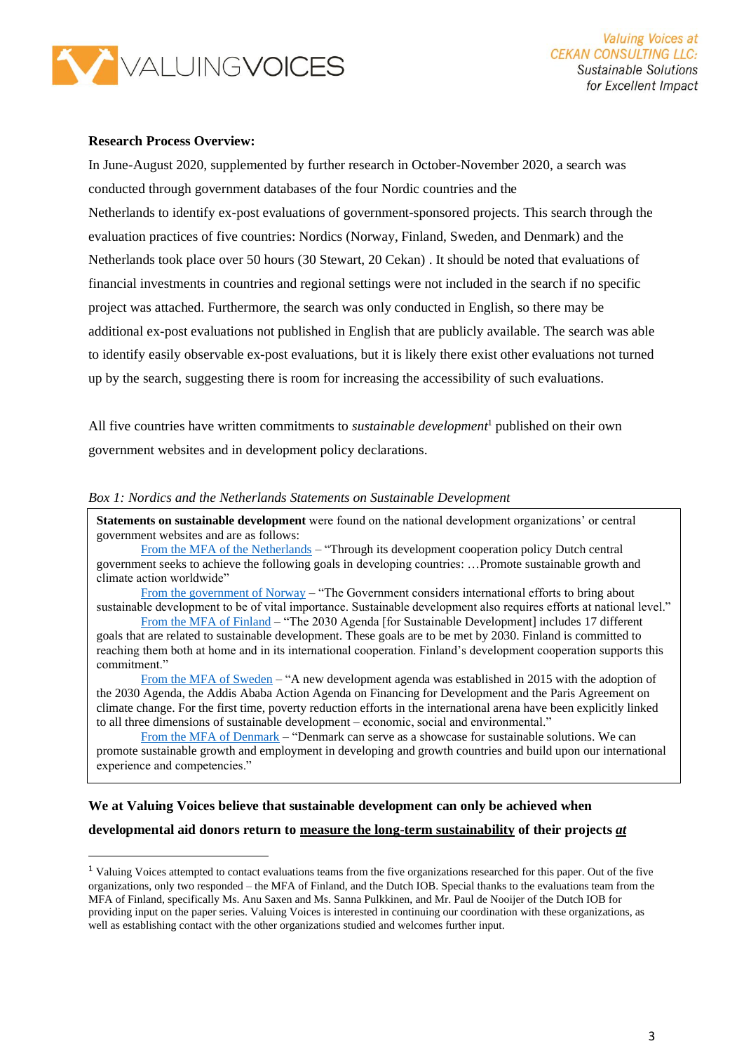**Research Process Overview:**

In June-August 2020, supplemented by further research in October-November 2020, a search was conducted through government databases of the four Nordic countries and the Netherlands to identify ex-post evaluations of government-sponsored projects. This search through the evaluation practices of five countries: Nordics (Norway, Finland, Sweden, and Denmark) and the Netherlands took place over 50 hours (30 Stewart, 20 Cekan) . It should be noted that evaluations of financial investments in countries and regional settings were not included in the search if no specific project was attached. Furthermore, the search was only conducted in English, so there may be additional ex-post evaluations not published in English that are publicly available. The search was able to identify easily observable ex-post evaluations, but it is likely there exist other evaluations not turned up by the search, suggesting there is room for increasing the accessibility of such evaluations.

All five countries have written commitments to *sustainable development*[1] published on their own government websites and in development policy declarations.

*Box 1: Nordics and the Netherlands Statements on Sustainable Development*

> **Statements on sustainable development** were found on the national development organizations' or central government websites and are as follows:
>
> From the MFA of the Netherlands – "Through its development cooperation policy Dutch central government seeks to achieve the following goals in developing countries: …Promote sustainable growth and climate action worldwide"
>
> From the government of Norway – "The Government considers international efforts to bring about sustainable development to be of vital importance. Sustainable development also requires efforts at national level."
>
> From the MFA of Finland – "The 2030 Agenda [for Sustainable Development] includes 17 different goals that are related to sustainable development. These goals are to be met by 2030. Finland is committed to reaching them both at home and in its international cooperation. Finland's development cooperation supports this commitment."
>
> From the MFA of Sweden – "A new development agenda was established in 2015 with the adoption of the 2030 Agenda, the Addis Ababa Action Agenda on Financing for Development and the Paris Agreement on climate change. For the first time, poverty reduction efforts in the international arena have been explicitly linked to all three dimensions of sustainable development – economic, social and environmental."
>
> From the MFA of Denmark – "Denmark can serve as a showcase for sustainable solutions. We can promote sustainable growth and employment in developing and growth countries and build upon our international experience and competencies."

**We at Valuing Voices believe that sustainable development can only be achieved when developmental aid donors return to measure the long-term sustainability of their projects *at***

---

[1] Valuing Voices attempted to contact evaluations teams from the five organizations researched for this paper. Out of the five organizations, only two responded – the MFA of Finland, and the Dutch IOB. Special thanks to the evaluations team from the MFA of Finland, specifically Ms. Anu Saxen and Ms. Sanna Pulkkinen, and Mr. Paul de Nooijer of the Dutch IOB for providing input on the paper series. Valuing Voices is interested in continuing our coordination with these organizations, as well as establishing contact with the other organizations studied and welcomes further input.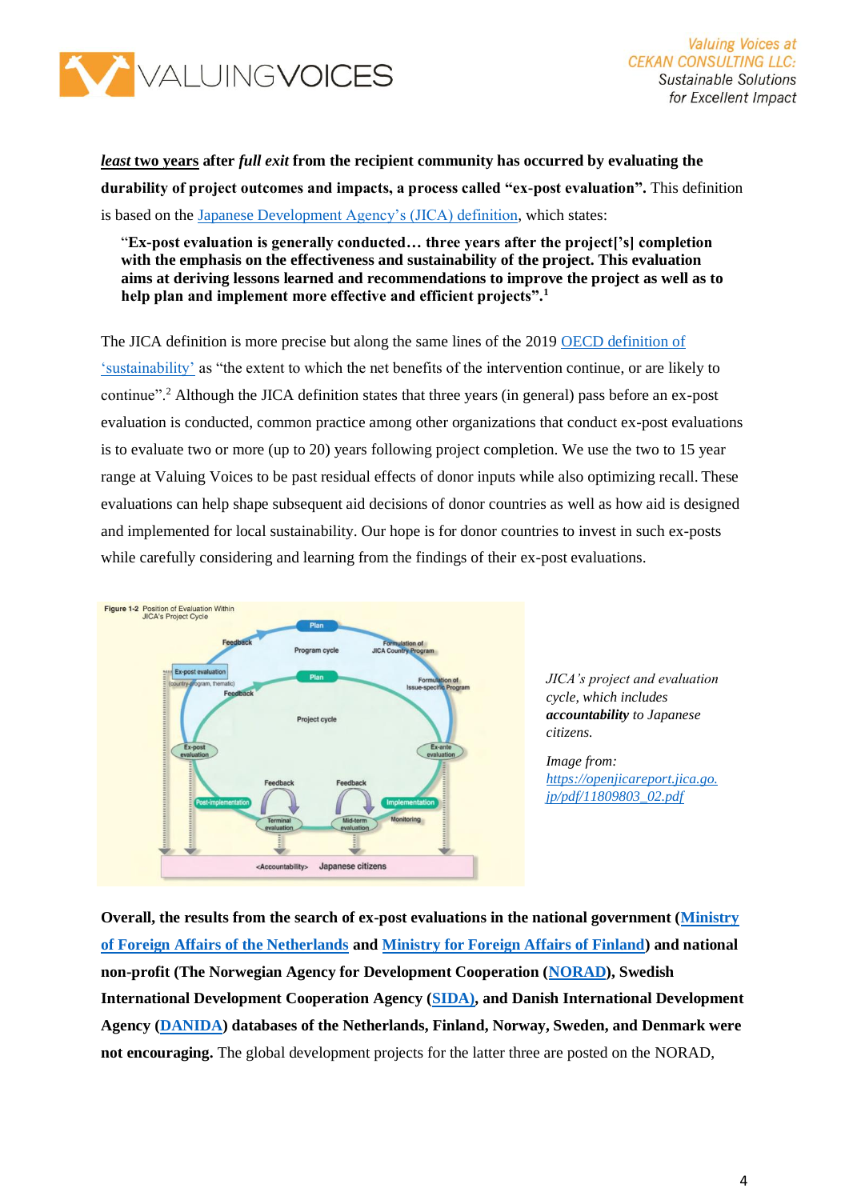***least* two years after *full exit* from the recipient community has occurred by evaluating the durability of project outcomes and impacts, a process called "ex-post evaluation".** This definition is based on the Japanese Development Agency's (JICA) definition, which states:

> "**Ex-post evaluation is generally conducted… three years after the project['s] completion with the emphasis on the effectiveness and sustainability of the project. This evaluation aims at deriving lessons learned and recommendations to improve the project as well as to help plan and implement more effective and efficient projects".**[1]

The JICA definition is more precise but along the same lines of the 2019 OECD definition of 'sustainability' as "the extent to which the net benefits of the intervention continue, or are likely to continue".[2] Although the JICA definition states that three years (in general) pass before an ex-post evaluation is conducted, common practice among other organizations that conduct ex-post evaluations is to evaluate two or more (up to 20) years following project completion. We use the two to 15 year range at Valuing Voices to be past residual effects of donor inputs while also optimizing recall. These evaluations can help shape subsequent aid decisions of donor countries as well as how aid is designed and implemented for local sustainability. Our hope is for donor countries to invest in such ex-posts while carefully considering and learning from the findings of their ex-post evaluations.

*JICA's project and evaluation cycle, which includes **accountability** to Japanese citizens.*

*Image from: https://openjicareport.jica.go.jp/pdf/11809803_02.pdf*

**Overall, the results from the search of ex-post evaluations in the national government (Ministry of Foreign Affairs of the Netherlands and Ministry for Foreign Affairs of Finland) and national non-profit (The Norwegian Agency for Development Cooperation (NORAD), Swedish International Development Cooperation Agency (SIDA), and Danish International Development Agency (DANIDA) databases of the Netherlands, Finland, Norway, Sweden, and Denmark were not encouraging.** The global development projects for the latter three are posted on the NORAD,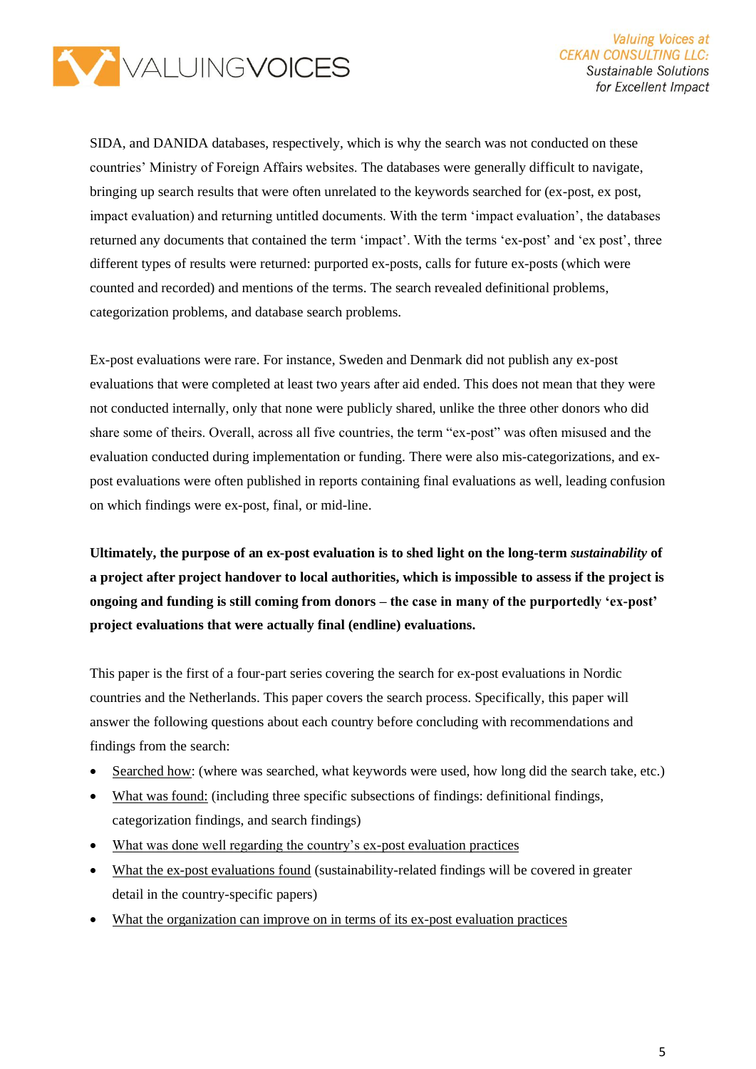SIDA, and DANIDA databases, respectively, which is why the search was not conducted on these countries' Ministry of Foreign Affairs websites. The databases were generally difficult to navigate, bringing up search results that were often unrelated to the keywords searched for (ex-post, ex post, impact evaluation) and returning untitled documents. With the term 'impact evaluation', the databases returned any documents that contained the term 'impact'. With the terms 'ex-post' and 'ex post', three different types of results were returned: purported ex-posts, calls for future ex-posts (which were counted and recorded) and mentions of the terms. The search revealed definitional problems, categorization problems, and database search problems.

Ex-post evaluations were rare. For instance, Sweden and Denmark did not publish any ex-post evaluations that were completed at least two years after aid ended. This does not mean that they were not conducted internally, only that none were publicly shared, unlike the three other donors who did share some of theirs. Overall, across all five countries, the term "ex-post" was often misused and the evaluation conducted during implementation or funding. There were also mis-categorizations, and ex-post evaluations were often published in reports containing final evaluations as well, leading confusion on which findings were ex-post, final, or mid-line.

**Ultimately, the purpose of an ex-post evaluation is to shed light on the long-term *sustainability* of a project after project handover to local authorities, which is impossible to assess if the project is ongoing and funding is still coming from donors – the case in many of the purportedly 'ex-post' project evaluations that were actually final (endline) evaluations.**

This paper is the first of a four-part series covering the search for ex-post evaluations in Nordic countries and the Netherlands. This paper covers the search process. Specifically, this paper will answer the following questions about each country before concluding with recommendations and findings from the search:

- Searched how: (where was searched, what keywords were used, how long did the search take, etc.)
- What was found: (including three specific subsections of findings: definitional findings, categorization findings, and search findings)
- What was done well regarding the country's ex-post evaluation practices
- What the ex-post evaluations found (sustainability-related findings will be covered in greater detail in the country-specific papers)
- What the organization can improve on in terms of its ex-post evaluation practices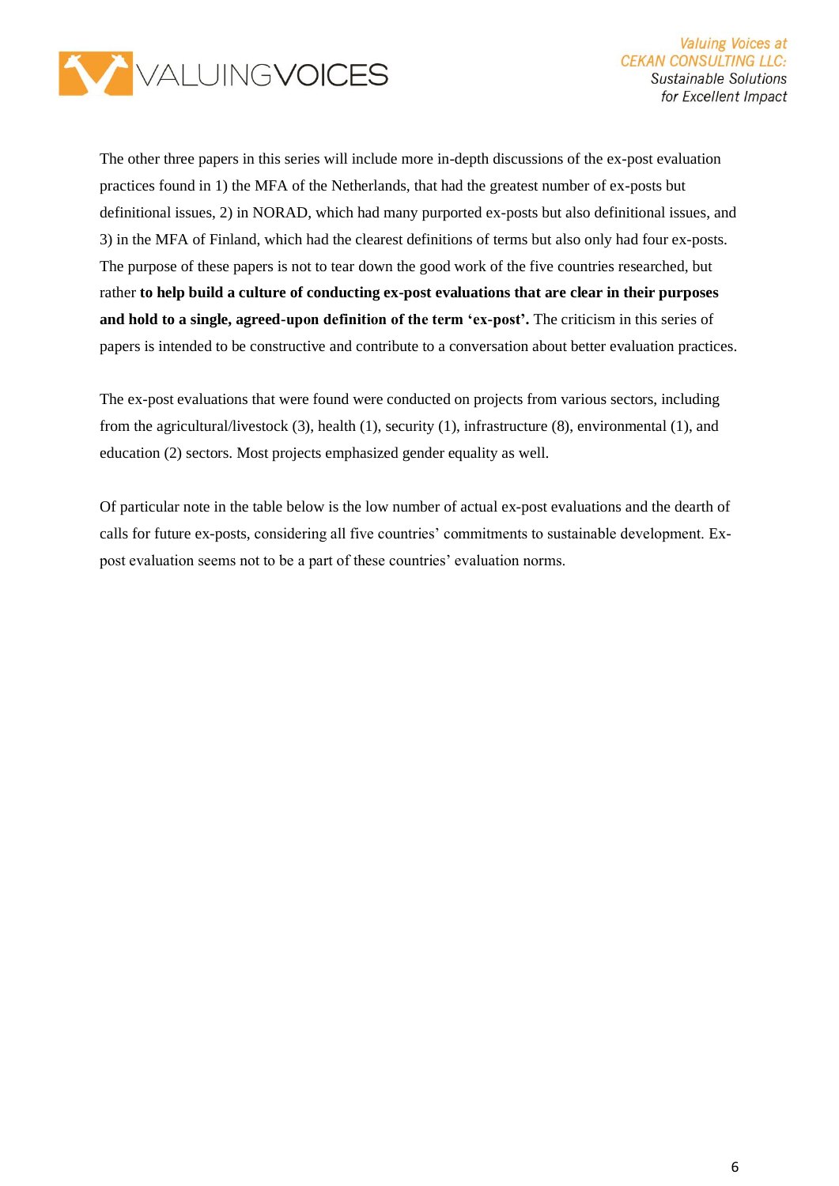The other three papers in this series will include more in-depth discussions of the ex-post evaluation practices found in 1) the MFA of the Netherlands, that had the greatest number of ex-posts but definitional issues, 2) in NORAD, which had many purported ex-posts but also definitional issues, and 3) in the MFA of Finland, which had the clearest definitions of terms but also only had four ex-posts. The purpose of these papers is not to tear down the good work of the five countries researched, but rather **to help build a culture of conducting ex-post evaluations that are clear in their purposes and hold to a single, agreed-upon definition of the term 'ex-post'.** The criticism in this series of papers is intended to be constructive and contribute to a conversation about better evaluation practices.

The ex-post evaluations that were found were conducted on projects from various sectors, including from the agricultural/livestock (3), health (1), security (1), infrastructure (8), environmental (1), and education (2) sectors. Most projects emphasized gender equality as well.

Of particular note in the table below is the low number of actual ex-post evaluations and the dearth of calls for future ex-posts, considering all five countries' commitments to sustainable development. Ex-post evaluation seems not to be a part of these countries' evaluation norms.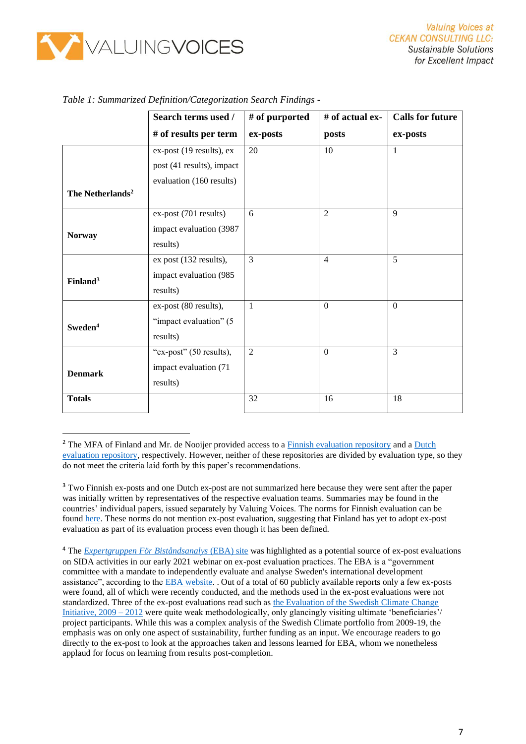*Table 1: Summarized Definition/Categorization Search Findings -*

| | Search terms used / # of results per term | # of purported ex-posts | # of actual ex-posts | Calls for future ex-posts |
|---|---|---|---|---|
| **The Netherlands**[2] | ex-post (19 results), ex post (41 results), impact evaluation (160 results) | 20 | 10 | 1 |
| **Norway** | ex-post (701 results) impact evaluation (3987 results) | 6 | 2 | 9 |
| **Finland**[3] | ex post (132 results), impact evaluation (985 results) | 3 | 4 | 5 |
| **Sweden**[4] | ex-post (80 results), "impact evaluation" (5 results) | 1 | 0 | 0 |
| **Denmark** | "ex-post" (50 results), impact evaluation (71 results) | 2 | 0 | 3 |
| **Totals** | | 32 | 16 | 18 |

[2] The MFA of Finland and Mr. de Nooijer provided access to a Finnish evaluation repository and a Dutch evaluation repository, respectively. However, neither of these repositories are divided by evaluation type, so they do not meet the criteria laid forth by this paper's recommendations.

[3] Two Finnish ex-posts and one Dutch ex-post are not summarized here because they were sent after the paper was initially written by representatives of the respective evaluation teams. Summaries may be found in the countries' individual papers, issued separately by Valuing Voices. The norms for Finnish evaluation can be found here. These norms do not mention ex-post evaluation, suggesting that Finland has yet to adopt ex-post evaluation as part of its evaluation process even though it has been defined.

[4] The *Expertgruppen För Biståndsanalys* (EBA) site was highlighted as a potential source of ex-post evaluations on SIDA activities in our early 2021 webinar on ex-post evaluation practices. The EBA is a "government committee with a mandate to independently evaluate and analyse Sweden's international development assistance", according to the EBA website. . Out of a total of 60 publicly available reports only a few ex-posts were found, all of which were recently conducted, and the methods used in the ex-post evaluations were not standardized. Three of the ex-post evaluations read such as the Evaluation of the Swedish Climate Change Initiative, 2009 – 2012 were quite weak methodologically, only glancingly visiting ultimate 'beneficiaries'/ project participants. While this was a complex analysis of the Swedish Climate portfolio from 2009-19, the emphasis was on only one aspect of sustainability, further funding as an input. We encourage readers to go directly to the ex-post to look at the approaches taken and lessons learned for EBA, whom we nonetheless applaud for focus on learning from results post-completion.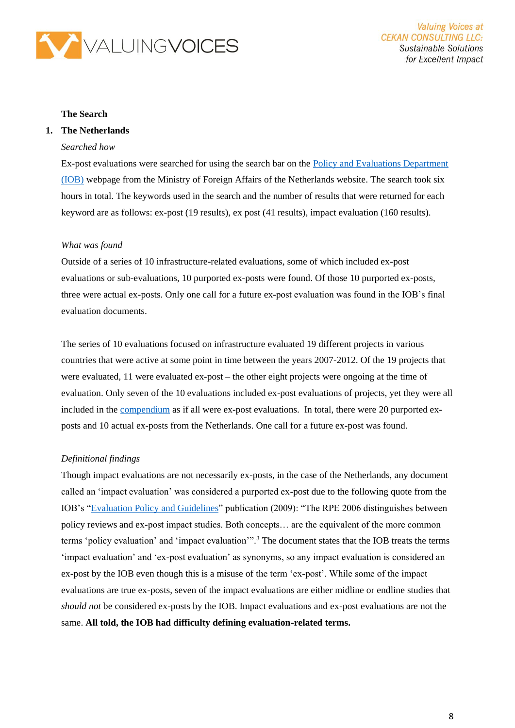**The Search**

1. **The Netherlands**

*Searched how*

Ex-post evaluations were searched for using the search bar on the Policy and Evaluations Department (IOB) webpage from the Ministry of Foreign Affairs of the Netherlands website. The search took six hours in total. The keywords used in the search and the number of results that were returned for each keyword are as follows: ex-post (19 results), ex post (41 results), impact evaluation (160 results).

*What was found*

Outside of a series of 10 infrastructure-related evaluations, some of which included ex-post evaluations or sub-evaluations, 10 purported ex-posts were found. Of those 10 purported ex-posts, three were actual ex-posts. Only one call for a future ex-post evaluation was found in the IOB's final evaluation documents.

The series of 10 evaluations focused on infrastructure evaluated 19 different projects in various countries that were active at some point in time between the years 2007-2012. Of the 19 projects that were evaluated, 11 were evaluated ex-post – the other eight projects were ongoing at the time of evaluation. Only seven of the 10 evaluations included ex-post evaluations of projects, yet they were all included in the compendium as if all were ex-post evaluations. In total, there were 20 purported ex-posts and 10 actual ex-posts from the Netherlands. One call for a future ex-post was found.

*Definitional findings*

Though impact evaluations are not necessarily ex-posts, in the case of the Netherlands, any document called an 'impact evaluation' was considered a purported ex-post due to the following quote from the IOB's "Evaluation Policy and Guidelines" publication (2009): "The RPE 2006 distinguishes between policy reviews and ex-post impact studies. Both concepts… are the equivalent of the more common terms 'policy evaluation' and 'impact evaluation'".[3] The document states that the IOB treats the terms 'impact evaluation' and 'ex-post evaluation' as synonyms, so any impact evaluation is considered an ex-post by the IOB even though this is a misuse of the term 'ex-post'. While some of the impact evaluations are true ex-posts, seven of the impact evaluations are either midline or endline studies that *should not* be considered ex-posts by the IOB. Impact evaluations and ex-post evaluations are not the same. **All told, the IOB had difficulty defining evaluation-related terms.**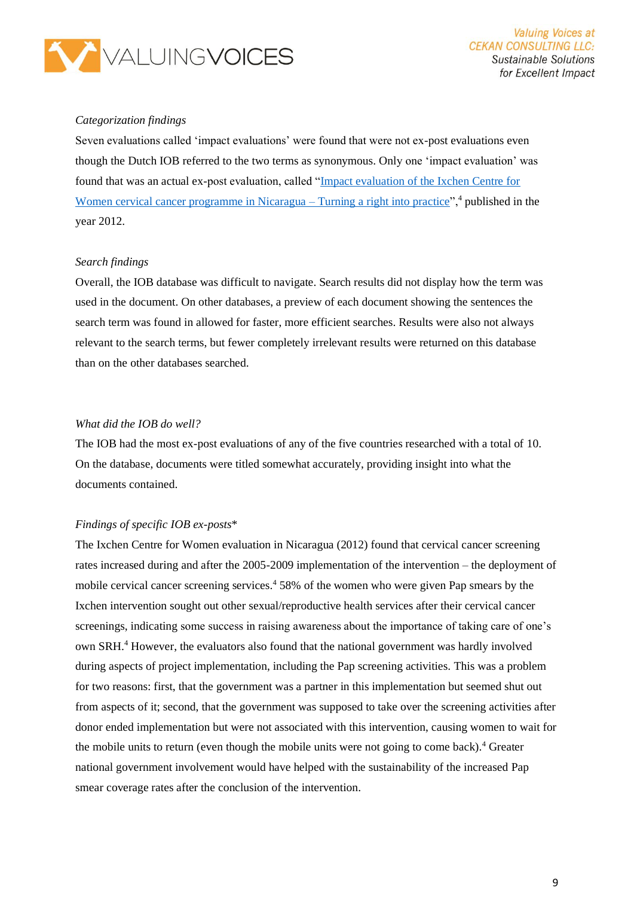*Categorization findings*

Seven evaluations called 'impact evaluations' were found that were not ex-post evaluations even though the Dutch IOB referred to the two terms as synonymous. Only one 'impact evaluation' was found that was an actual ex-post evaluation, called "[Impact evaluation of the Ixchen Centre for Women cervical cancer programme in Nicaragua – Turning a right into practice](#)",[4] published in the year 2012.

*Search findings*

Overall, the IOB database was difficult to navigate. Search results did not display how the term was used in the document. On other databases, a preview of each document showing the sentences the search term was found in allowed for faster, more efficient searches. Results were also not always relevant to the search terms, but fewer completely irrelevant results were returned on this database than on the other databases searched.

*What did the IOB do well?*

The IOB had the most ex-post evaluations of any of the five countries researched with a total of 10. On the database, documents were titled somewhat accurately, providing insight into what the documents contained.

*Findings of specific IOB ex-posts**

The Ixchen Centre for Women evaluation in Nicaragua (2012) found that cervical cancer screening rates increased during and after the 2005-2009 implementation of the intervention – the deployment of mobile cervical cancer screening services.[4] 58% of the women who were given Pap smears by the Ixchen intervention sought out other sexual/reproductive health services after their cervical cancer screenings, indicating some success in raising awareness about the importance of taking care of one's own SRH.[4] However, the evaluators also found that the national government was hardly involved during aspects of project implementation, including the Pap screening activities. This was a problem for two reasons: first, that the government was a partner in this implementation but seemed shut out from aspects of it; second, that the government was supposed to take over the screening activities after donor ended implementation but were not associated with this intervention, causing women to wait for the mobile units to return (even though the mobile units were not going to come back).[4] Greater national government involvement would have helped with the sustainability of the increased Pap smear coverage rates after the conclusion of the intervention.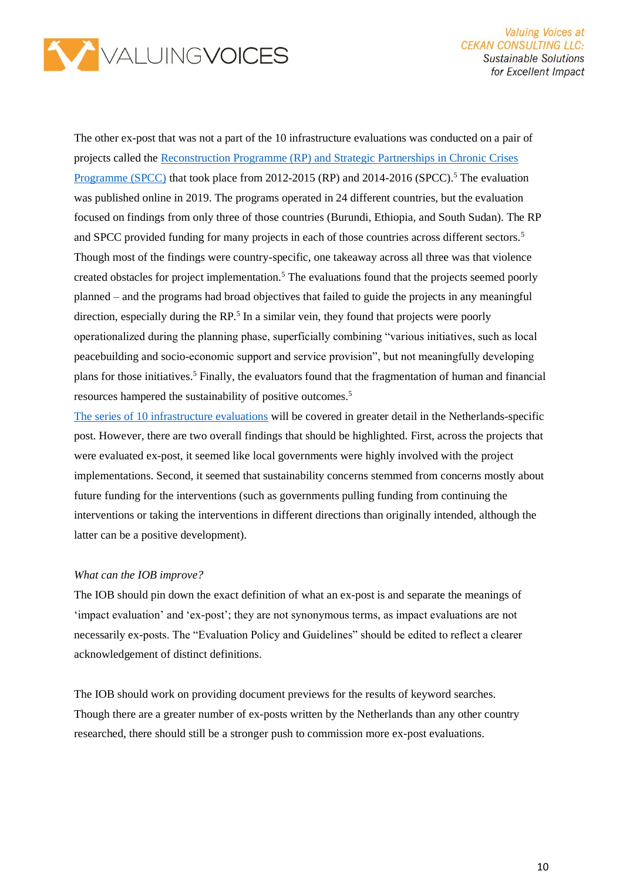The other ex-post that was not a part of the 10 infrastructure evaluations was conducted on a pair of projects called the [Reconstruction Programme (RP) and Strategic Partnerships in Chronic Crises Programme (SPCC)]() that took place from 2012-2015 (RP) and 2014-2016 (SPCC).[5] The evaluation was published online in 2019. The programs operated in 24 different countries, but the evaluation focused on findings from only three of those countries (Burundi, Ethiopia, and South Sudan). The RP and SPCC provided funding for many projects in each of those countries across different sectors.[5] Though most of the findings were country-specific, one takeaway across all three was that violence created obstacles for project implementation.[5] The evaluations found that the projects seemed poorly planned – and the programs had broad objectives that failed to guide the projects in any meaningful direction, especially during the RP.[5] In a similar vein, they found that projects were poorly operationalized during the planning phase, superficially combining "various initiatives, such as local peacebuilding and socio-economic support and service provision", but not meaningfully developing plans for those initiatives.[5] Finally, the evaluators found that the fragmentation of human and financial resources hampered the sustainability of positive outcomes.[5]

[The series of 10 infrastructure evaluations]() will be covered in greater detail in the Netherlands-specific post. However, there are two overall findings that should be highlighted. First, across the projects that were evaluated ex-post, it seemed like local governments were highly involved with the project implementations. Second, it seemed that sustainability concerns stemmed from concerns mostly about future funding for the interventions (such as governments pulling funding from continuing the interventions or taking the interventions in different directions than originally intended, although the latter can be a positive development).

*What can the IOB improve?*

The IOB should pin down the exact definition of what an ex-post is and separate the meanings of 'impact evaluation' and 'ex-post'; they are not synonymous terms, as impact evaluations are not necessarily ex-posts. The "Evaluation Policy and Guidelines" should be edited to reflect a clearer acknowledgement of distinct definitions.

The IOB should work on providing document previews for the results of keyword searches. Though there are a greater number of ex-posts written by the Netherlands than any other country researched, there should still be a stronger push to commission more ex-post evaluations.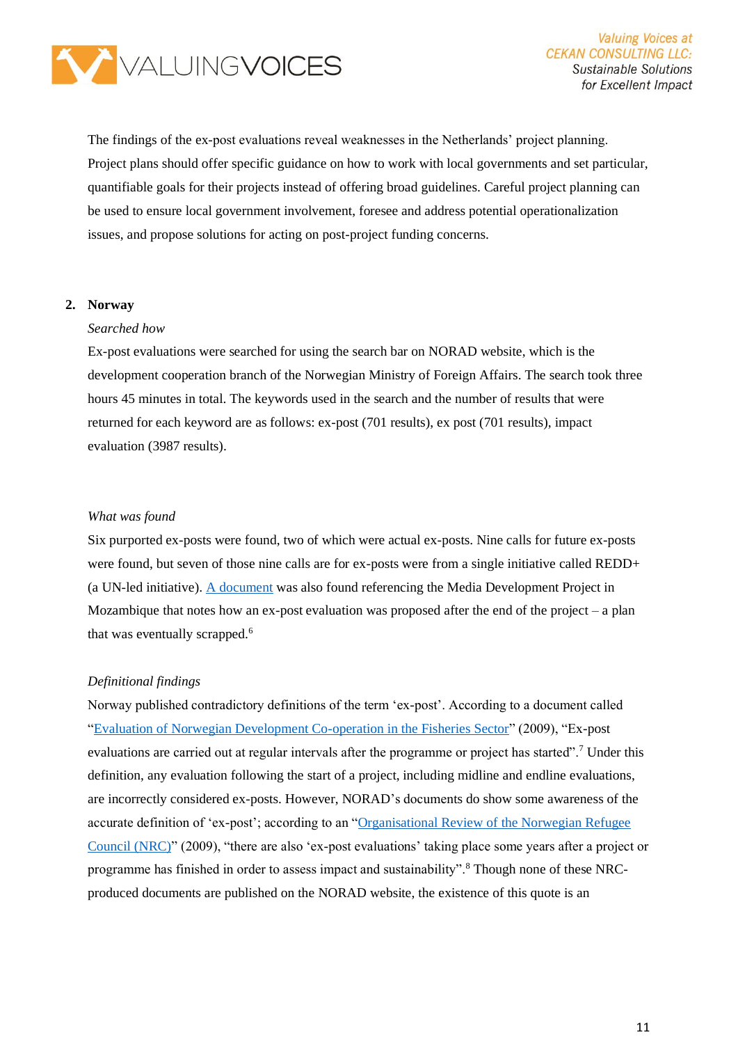The findings of the ex-post evaluations reveal weaknesses in the Netherlands' project planning. Project plans should offer specific guidance on how to work with local governments and set particular, quantifiable goals for their projects instead of offering broad guidelines. Careful project planning can be used to ensure local government involvement, foresee and address potential operationalization issues, and propose solutions for acting on post-project funding concerns.

## 2. Norway

*Searched how*

Ex-post evaluations were searched for using the search bar on NORAD website, which is the development cooperation branch of the Norwegian Ministry of Foreign Affairs. The search took three hours 45 minutes in total. The keywords used in the search and the number of results that were returned for each keyword are as follows: ex-post (701 results), ex post (701 results), impact evaluation (3987 results).

*What was found*

Six purported ex-posts were found, two of which were actual ex-posts. Nine calls for future ex-posts were found, but seven of those nine calls are for ex-posts were from a single initiative called REDD+ (a UN-led initiative). A document was also found referencing the Media Development Project in Mozambique that notes how an ex-post evaluation was proposed after the end of the project – a plan that was eventually scrapped.[6]

*Definitional findings*

Norway published contradictory definitions of the term 'ex-post'. According to a document called "Evaluation of Norwegian Development Co-operation in the Fisheries Sector" (2009), "Ex-post evaluations are carried out at regular intervals after the programme or project has started".[7] Under this definition, any evaluation following the start of a project, including midline and endline evaluations, are incorrectly considered ex-posts. However, NORAD's documents do show some awareness of the accurate definition of 'ex-post'; according to an "Organisational Review of the Norwegian Refugee Council (NRC)" (2009), "there are also 'ex-post evaluations' taking place some years after a project or programme has finished in order to assess impact and sustainability".[8] Though none of these NRC-produced documents are published on the NORAD website, the existence of this quote is an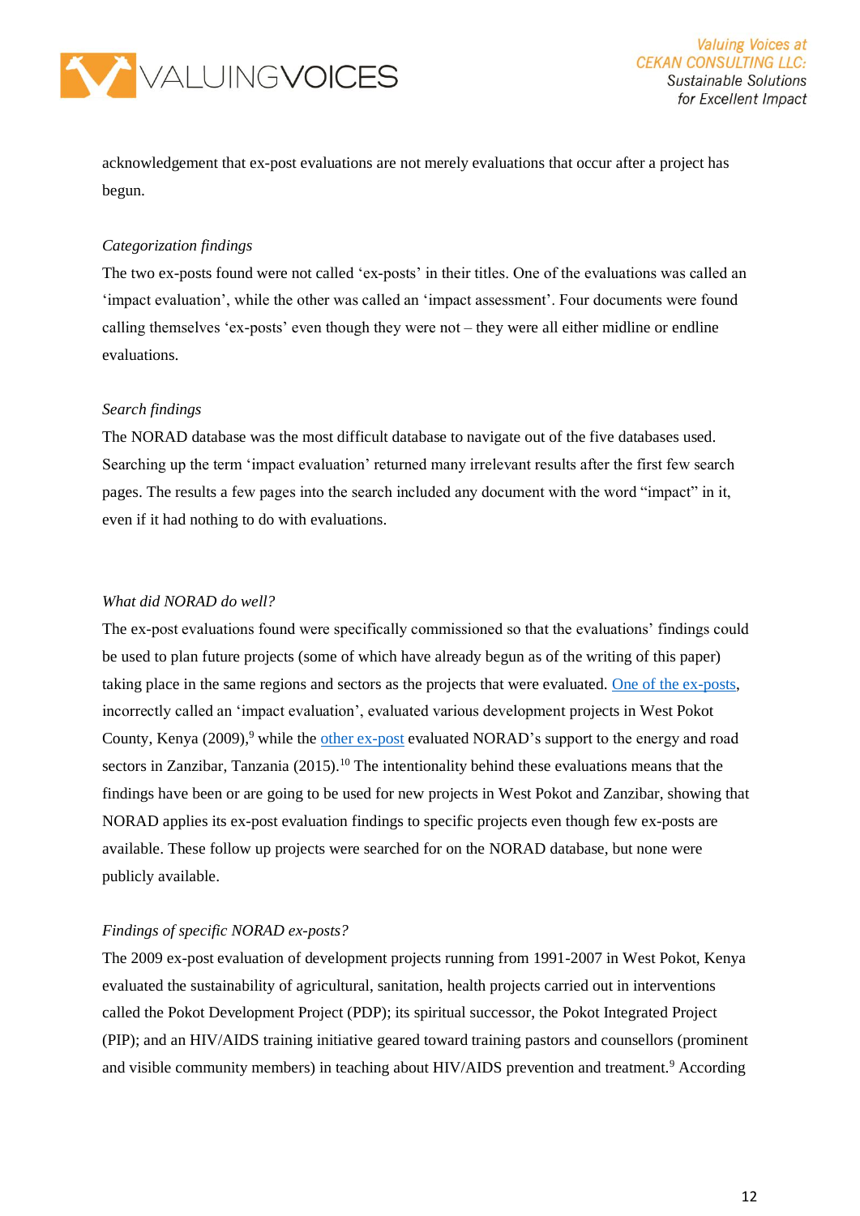acknowledgement that ex-post evaluations are not merely evaluations that occur after a project has begun.

*Categorization findings*

The two ex-posts found were not called 'ex-posts' in their titles. One of the evaluations was called an 'impact evaluation', while the other was called an 'impact assessment'. Four documents were found calling themselves 'ex-posts' even though they were not – they were all either midline or endline evaluations.

*Search findings*

The NORAD database was the most difficult database to navigate out of the five databases used. Searching up the term 'impact evaluation' returned many irrelevant results after the first few search pages. The results a few pages into the search included any document with the word "impact" in it, even if it had nothing to do with evaluations.

*What did NORAD do well?*

The ex-post evaluations found were specifically commissioned so that the evaluations' findings could be used to plan future projects (some of which have already begun as of the writing of this paper) taking place in the same regions and sectors as the projects that were evaluated. One of the ex-posts, incorrectly called an 'impact evaluation', evaluated various development projects in West Pokot County, Kenya (2009),[9] while the other ex-post evaluated NORAD's support to the energy and road sectors in Zanzibar, Tanzania (2015).[10] The intentionality behind these evaluations means that the findings have been or are going to be used for new projects in West Pokot and Zanzibar, showing that NORAD applies its ex-post evaluation findings to specific projects even though few ex-posts are available. These follow up projects were searched for on the NORAD database, but none were publicly available.

*Findings of specific NORAD ex-posts?*

The 2009 ex-post evaluation of development projects running from 1991-2007 in West Pokot, Kenya evaluated the sustainability of agricultural, sanitation, health projects carried out in interventions called the Pokot Development Project (PDP); its spiritual successor, the Pokot Integrated Project (PIP); and an HIV/AIDS training initiative geared toward training pastors and counsellors (prominent and visible community members) in teaching about HIV/AIDS prevention and treatment.[9] According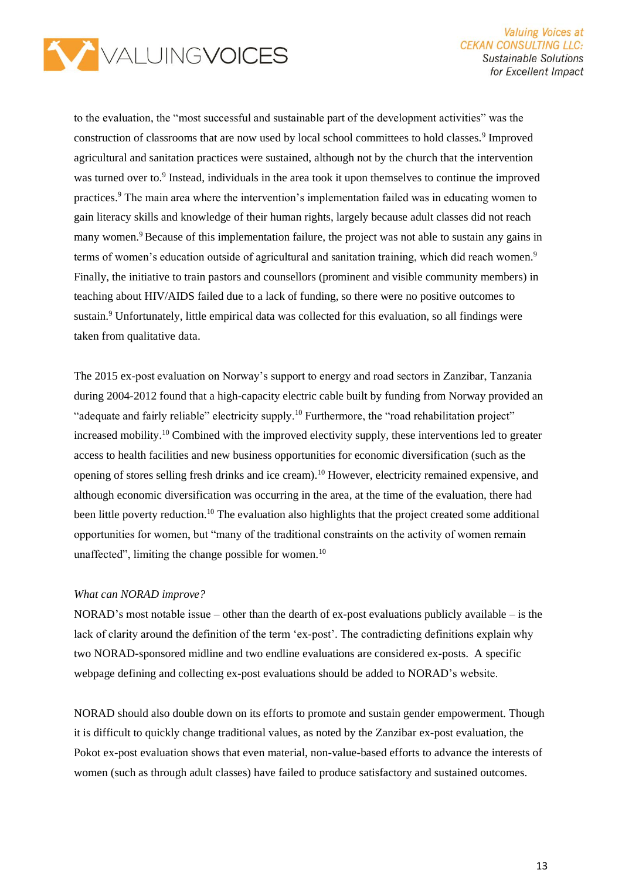to the evaluation, the "most successful and sustainable part of the development activities" was the construction of classrooms that are now used by local school committees to hold classes.[9] Improved agricultural and sanitation practices were sustained, although not by the church that the intervention was turned over to.[9] Instead, individuals in the area took it upon themselves to continue the improved practices.[9] The main area where the intervention's implementation failed was in educating women to gain literacy skills and knowledge of their human rights, largely because adult classes did not reach many women.[9] Because of this implementation failure, the project was not able to sustain any gains in terms of women's education outside of agricultural and sanitation training, which did reach women.[9] Finally, the initiative to train pastors and counsellors (prominent and visible community members) in teaching about HIV/AIDS failed due to a lack of funding, so there were no positive outcomes to sustain.[9] Unfortunately, little empirical data was collected for this evaluation, so all findings were taken from qualitative data.

The 2015 ex-post evaluation on Norway's support to energy and road sectors in Zanzibar, Tanzania during 2004-2012 found that a high-capacity electric cable built by funding from Norway provided an "adequate and fairly reliable" electricity supply.[10] Furthermore, the "road rehabilitation project" increased mobility.[10] Combined with the improved electivity supply, these interventions led to greater access to health facilities and new business opportunities for economic diversification (such as the opening of stores selling fresh drinks and ice cream).[10] However, electricity remained expensive, and although economic diversification was occurring in the area, at the time of the evaluation, there had been little poverty reduction.[10] The evaluation also highlights that the project created some additional opportunities for women, but "many of the traditional constraints on the activity of women remain unaffected", limiting the change possible for women.[10]

*What can NORAD improve?*

NORAD's most notable issue – other than the dearth of ex-post evaluations publicly available – is the lack of clarity around the definition of the term 'ex-post'. The contradicting definitions explain why two NORAD-sponsored midline and two endline evaluations are considered ex-posts. A specific webpage defining and collecting ex-post evaluations should be added to NORAD's website.

NORAD should also double down on its efforts to promote and sustain gender empowerment. Though it is difficult to quickly change traditional values, as noted by the Zanzibar ex-post evaluation, the Pokot ex-post evaluation shows that even material, non-value-based efforts to advance the interests of women (such as through adult classes) have failed to produce satisfactory and sustained outcomes.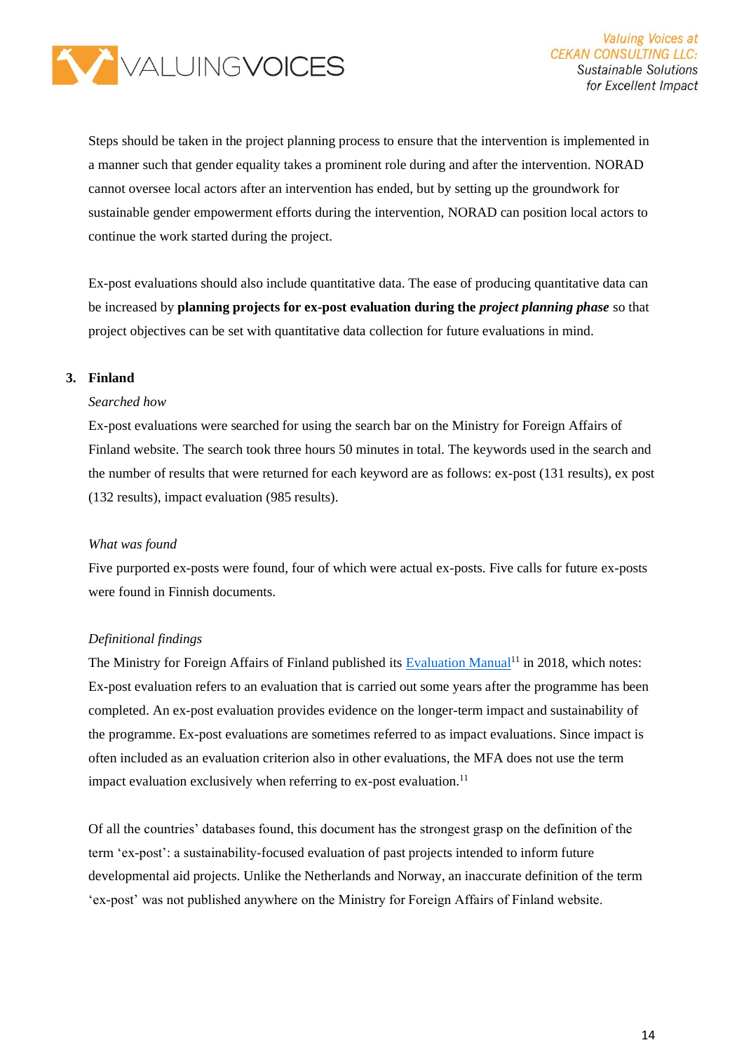Steps should be taken in the project planning process to ensure that the intervention is implemented in a manner such that gender equality takes a prominent role during and after the intervention. NORAD cannot oversee local actors after an intervention has ended, but by setting up the groundwork for sustainable gender empowerment efforts during the intervention, NORAD can position local actors to continue the work started during the project.

Ex-post evaluations should also include quantitative data. The ease of producing quantitative data can be increased by **planning projects for ex-post evaluation during the *project planning phase*** so that project objectives can be set with quantitative data collection for future evaluations in mind.

## 3. Finland

*Searched how*

Ex-post evaluations were searched for using the search bar on the Ministry for Foreign Affairs of Finland website. The search took three hours 50 minutes in total. The keywords used in the search and the number of results that were returned for each keyword are as follows: ex-post (131 results), ex post (132 results), impact evaluation (985 results).

*What was found*

Five purported ex-posts were found, four of which were actual ex-posts. Five calls for future ex-posts were found in Finnish documents.

*Definitional findings*

The Ministry for Foreign Affairs of Finland published its Evaluation Manual[11] in 2018, which notes: Ex-post evaluation refers to an evaluation that is carried out some years after the programme has been completed. An ex-post evaluation provides evidence on the longer-term impact and sustainability of the programme. Ex-post evaluations are sometimes referred to as impact evaluations. Since impact is often included as an evaluation criterion also in other evaluations, the MFA does not use the term impact evaluation exclusively when referring to ex-post evaluation.[11]

Of all the countries' databases found, this document has the strongest grasp on the definition of the term 'ex-post': a sustainability-focused evaluation of past projects intended to inform future developmental aid projects. Unlike the Netherlands and Norway, an inaccurate definition of the term 'ex-post' was not published anywhere on the Ministry for Foreign Affairs of Finland website.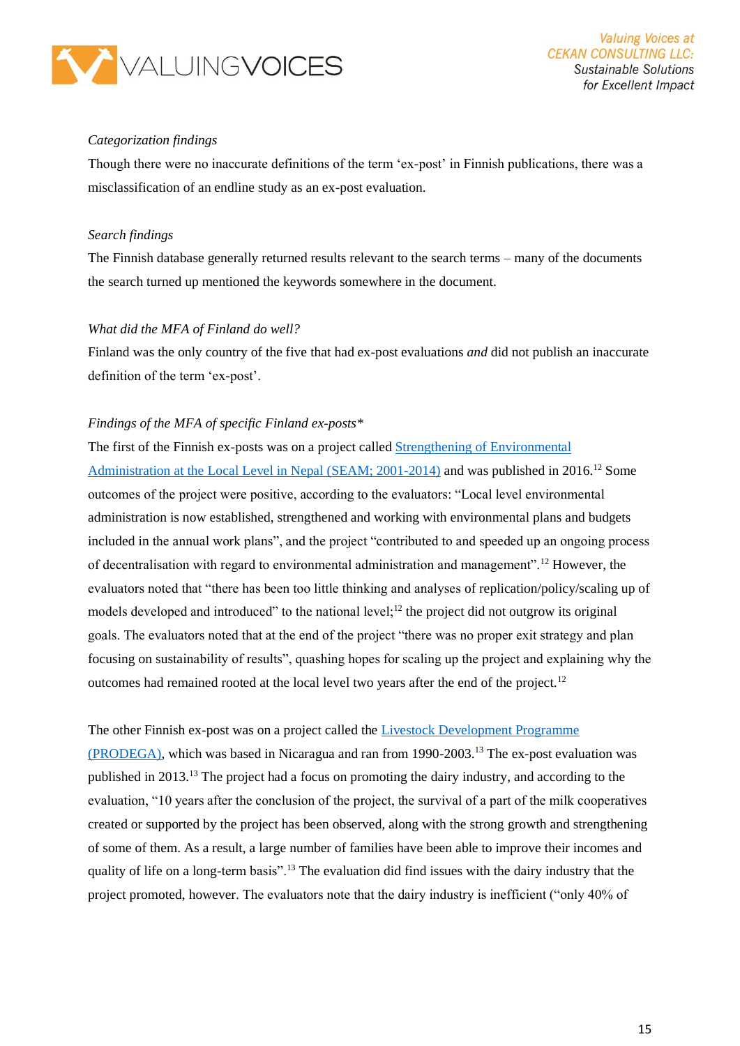*Categorization findings*

Though there were no inaccurate definitions of the term 'ex-post' in Finnish publications, there was a misclassification of an endline study as an ex-post evaluation.

*Search findings*

The Finnish database generally returned results relevant to the search terms – many of the documents the search turned up mentioned the keywords somewhere in the document.

*What did the MFA of Finland do well?*

Finland was the only country of the five that had ex-post evaluations *and* did not publish an inaccurate definition of the term 'ex-post'.

*Findings of the MFA of specific Finland ex-posts**

The first of the Finnish ex-posts was on a project called Strengthening of Environmental Administration at the Local Level in Nepal (SEAM; 2001-2014) and was published in 2016.[12] Some outcomes of the project were positive, according to the evaluators: "Local level environmental administration is now established, strengthened and working with environmental plans and budgets included in the annual work plans", and the project "contributed to and speeded up an ongoing process of decentralisation with regard to environmental administration and management".[12] However, the evaluators noted that "there has been too little thinking and analyses of replication/policy/scaling up of models developed and introduced" to the national level;[12] the project did not outgrow its original goals. The evaluators noted that at the end of the project "there was no proper exit strategy and plan focusing on sustainability of results", quashing hopes for scaling up the project and explaining why the outcomes had remained rooted at the local level two years after the end of the project.[12]

The other Finnish ex-post was on a project called the Livestock Development Programme (PRODEGA), which was based in Nicaragua and ran from 1990-2003.[13] The ex-post evaluation was published in 2013.[13] The project had a focus on promoting the dairy industry, and according to the evaluation, "10 years after the conclusion of the project, the survival of a part of the milk cooperatives created or supported by the project has been observed, along with the strong growth and strengthening of some of them. As a result, a large number of families have been able to improve their incomes and quality of life on a long-term basis".[13] The evaluation did find issues with the dairy industry that the project promoted, however. The evaluators note that the dairy industry is inefficient ("only 40% of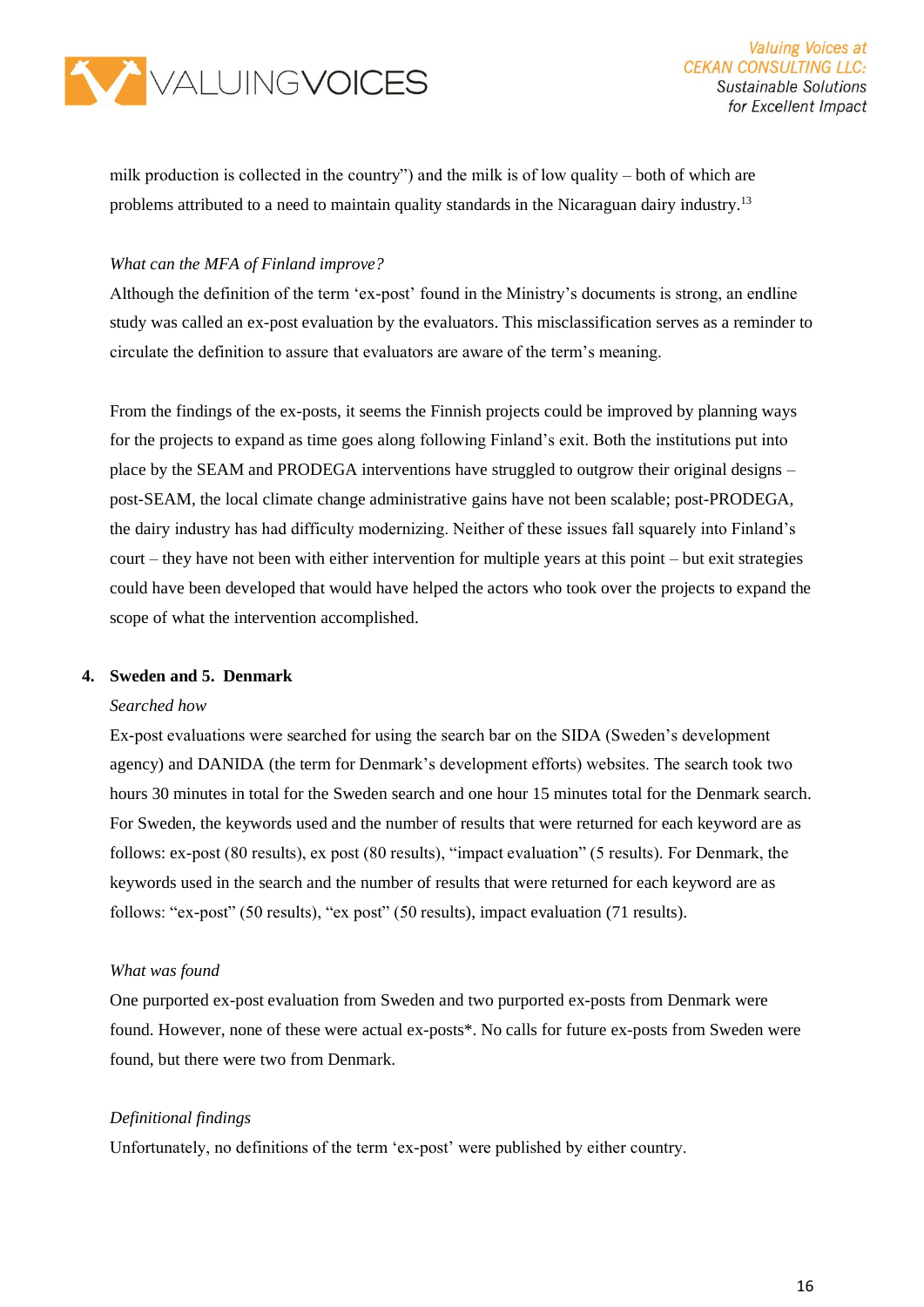milk production is collected in the country") and the milk is of low quality – both of which are problems attributed to a need to maintain quality standards in the Nicaraguan dairy industry.[13]

*What can the MFA of Finland improve?*

Although the definition of the term 'ex-post' found in the Ministry's documents is strong, an endline study was called an ex-post evaluation by the evaluators. This misclassification serves as a reminder to circulate the definition to assure that evaluators are aware of the term's meaning.

From the findings of the ex-posts, it seems the Finnish projects could be improved by planning ways for the projects to expand as time goes along following Finland's exit. Both the institutions put into place by the SEAM and PRODEGA interventions have struggled to outgrow their original designs – post-SEAM, the local climate change administrative gains have not been scalable; post-PRODEGA, the dairy industry has had difficulty modernizing. Neither of these issues fall squarely into Finland's court – they have not been with either intervention for multiple years at this point – but exit strategies could have been developed that would have helped the actors who took over the projects to expand the scope of what the intervention accomplished.

### 4. Sweden and 5. Denmark

*Searched how*

Ex-post evaluations were searched for using the search bar on the SIDA (Sweden's development agency) and DANIDA (the term for Denmark's development efforts) websites. The search took two hours 30 minutes in total for the Sweden search and one hour 15 minutes total for the Denmark search. For Sweden, the keywords used and the number of results that were returned for each keyword are as follows: ex-post (80 results), ex post (80 results), "impact evaluation" (5 results). For Denmark, the keywords used in the search and the number of results that were returned for each keyword are as follows: "ex-post" (50 results), "ex post" (50 results), impact evaluation (71 results).

*What was found*

One purported ex-post evaluation from Sweden and two purported ex-posts from Denmark were found. However, none of these were actual ex-posts*. No calls for future ex-posts from Sweden were found, but there were two from Denmark.

*Definitional findings*

Unfortunately, no definitions of the term 'ex-post' were published by either country.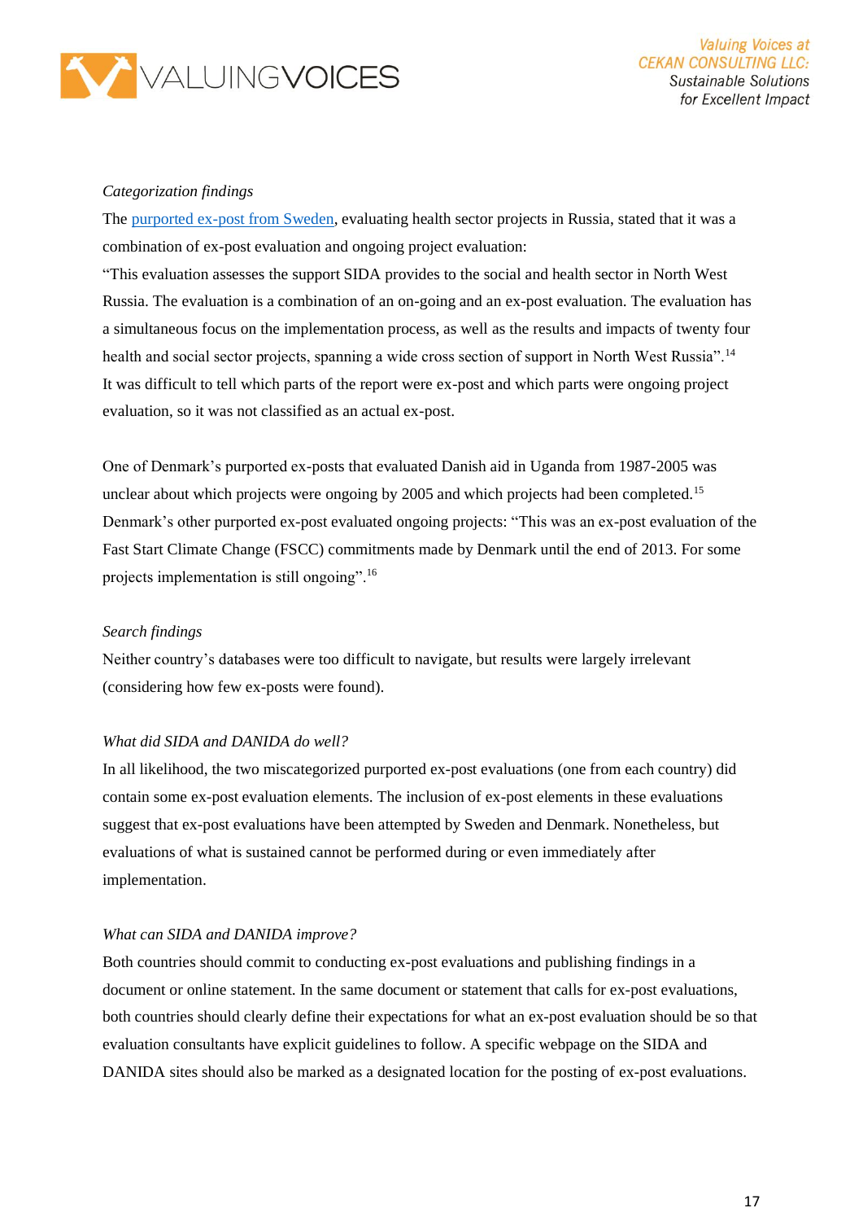*Categorization findings*

The [purported ex-post from Sweden](), evaluating health sector projects in Russia, stated that it was a combination of ex-post evaluation and ongoing project evaluation:

"This evaluation assesses the support SIDA provides to the social and health sector in North West Russia. The evaluation is a combination of an on-going and an ex-post evaluation. The evaluation has a simultaneous focus on the implementation process, as well as the results and impacts of twenty four health and social sector projects, spanning a wide cross section of support in North West Russia".[14]

It was difficult to tell which parts of the report were ex-post and which parts were ongoing project evaluation, so it was not classified as an actual ex-post.

One of Denmark's purported ex-posts that evaluated Danish aid in Uganda from 1987-2005 was unclear about which projects were ongoing by 2005 and which projects had been completed.[15] Denmark's other purported ex-post evaluated ongoing projects: "This was an ex-post evaluation of the Fast Start Climate Change (FSCC) commitments made by Denmark until the end of 2013. For some projects implementation is still ongoing".[16]

*Search findings*

Neither country's databases were too difficult to navigate, but results were largely irrelevant (considering how few ex-posts were found).

*What did SIDA and DANIDA do well?*

In all likelihood, the two miscategorized purported ex-post evaluations (one from each country) did contain some ex-post evaluation elements. The inclusion of ex-post elements in these evaluations suggest that ex-post evaluations have been attempted by Sweden and Denmark. Nonetheless, but evaluations of what is sustained cannot be performed during or even immediately after implementation.

*What can SIDA and DANIDA improve?*

Both countries should commit to conducting ex-post evaluations and publishing findings in a document or online statement. In the same document or statement that calls for ex-post evaluations, both countries should clearly define their expectations for what an ex-post evaluation should be so that evaluation consultants have explicit guidelines to follow. A specific webpage on the SIDA and DANIDA sites should also be marked as a designated location for the posting of ex-post evaluations.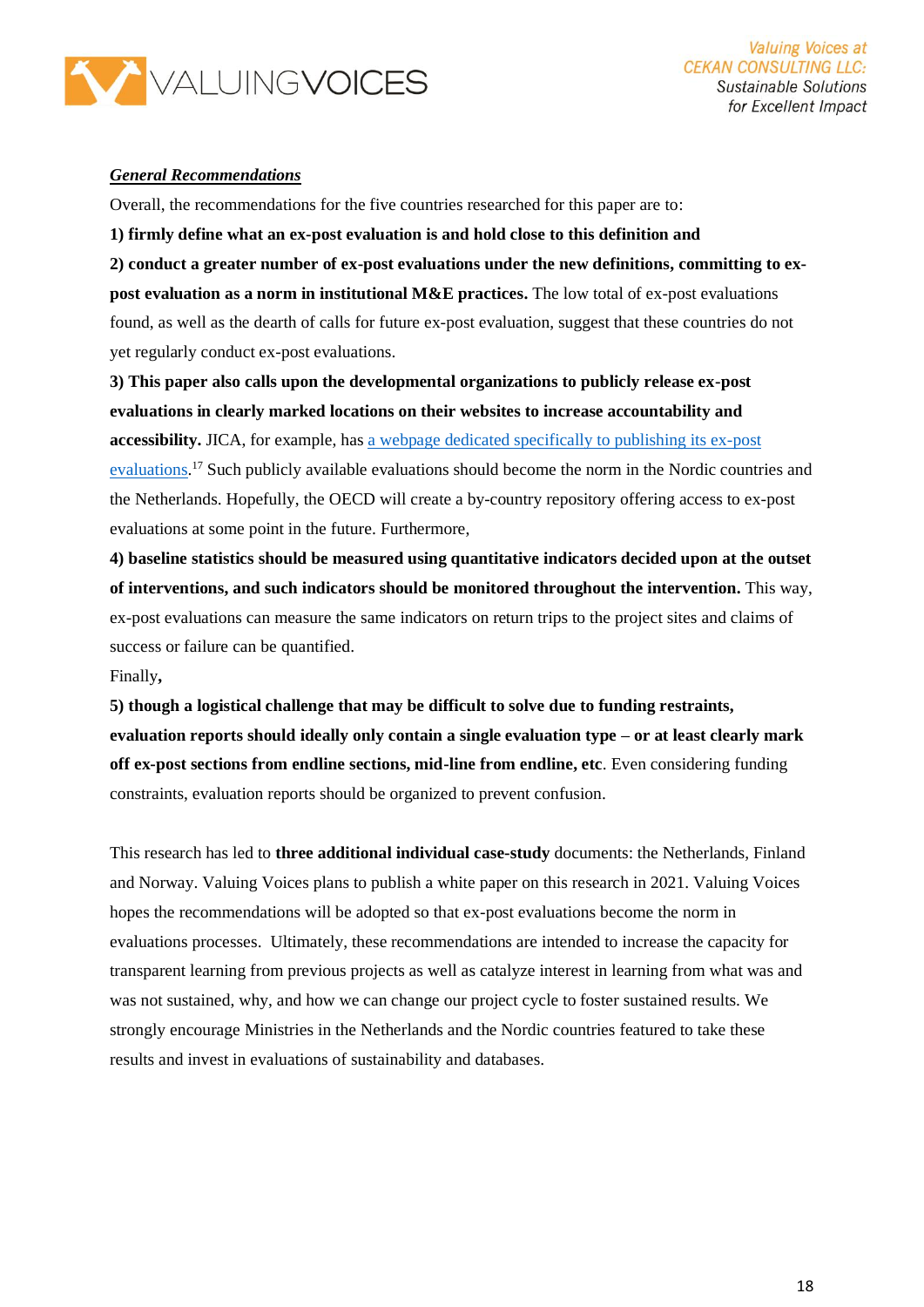***General Recommendations***

Overall, the recommendations for the five countries researched for this paper are to:

**1) firmly define what an ex-post evaluation is and hold close to this definition and**

**2) conduct a greater number of ex-post evaluations under the new definitions, committing to ex-post evaluation as a norm in institutional M&E practices.** The low total of ex-post evaluations found, as well as the dearth of calls for future ex-post evaluation, suggest that these countries do not yet regularly conduct ex-post evaluations.

**3) This paper also calls upon the developmental organizations to publicly release ex-post evaluations in clearly marked locations on their websites to increase accountability and accessibility.** JICA, for example, has [a webpage dedicated specifically to publishing its ex-post evaluations](). [17] Such publicly available evaluations should become the norm in the Nordic countries and the Netherlands. Hopefully, the OECD will create a by-country repository offering access to ex-post evaluations at some point in the future. Furthermore,

**4) baseline statistics should be measured using quantitative indicators decided upon at the outset of interventions, and such indicators should be monitored throughout the intervention.** This way, ex-post evaluations can measure the same indicators on return trips to the project sites and claims of success or failure can be quantified.

Finally**,**

**5) though a logistical challenge that may be difficult to solve due to funding restraints, evaluation reports should ideally only contain a single evaluation type – or at least clearly mark off ex-post sections from endline sections, mid-line from endline, etc**. Even considering funding constraints, evaluation reports should be organized to prevent confusion.

This research has led to **three additional individual case-study** documents: the Netherlands, Finland and Norway. Valuing Voices plans to publish a white paper on this research in 2021. Valuing Voices hopes the recommendations will be adopted so that ex-post evaluations become the norm in evaluations processes. Ultimately, these recommendations are intended to increase the capacity for transparent learning from previous projects as well as catalyze interest in learning from what was and was not sustained, why, and how we can change our project cycle to foster sustained results. We strongly encourage Ministries in the Netherlands and the Nordic countries featured to take these results and invest in evaluations of sustainability and databases.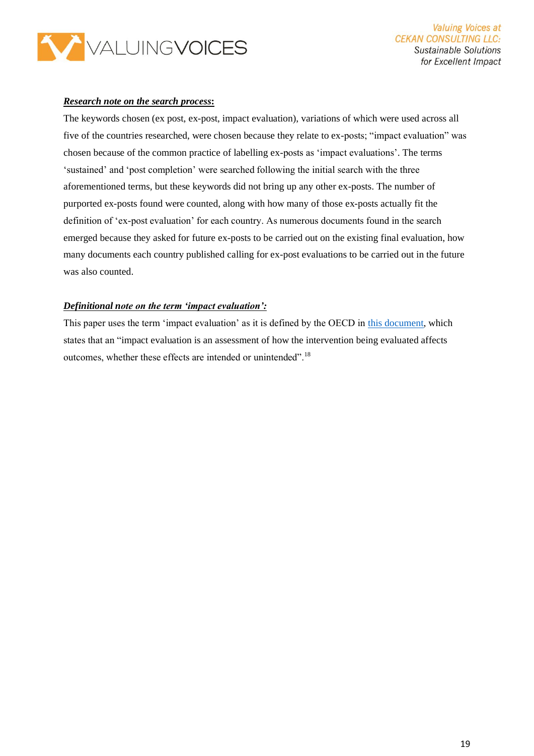***Research note on the search process*:**

The keywords chosen (ex post, ex-post, impact evaluation), variations of which were used across all five of the countries researched, were chosen because they relate to ex-posts; "impact evaluation" was chosen because of the common practice of labelling ex-posts as 'impact evaluations'. The terms 'sustained' and 'post completion' were searched following the initial search with the three aforementioned terms, but these keywords did not bring up any other ex-posts. The number of purported ex-posts found were counted, along with how many of those ex-posts actually fit the definition of 'ex-post evaluation' for each country. As numerous documents found in the search emerged because they asked for future ex-posts to be carried out on the existing final evaluation, how many documents each country published calling for ex-post evaluations to be carried out in the future was also counted.

***Definitional note on the term 'impact evaluation':***

This paper uses the term 'impact evaluation' as it is defined by the OECD in this document, which states that an "impact evaluation is an assessment of how the intervention being evaluated affects outcomes, whether these effects are intended or unintended".[18]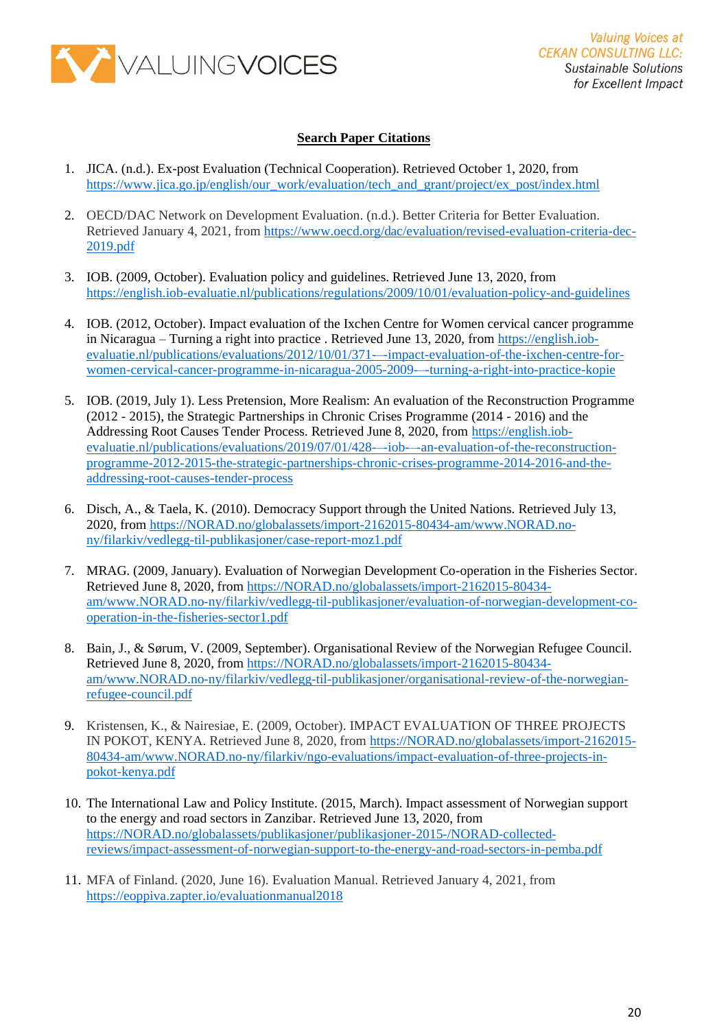**Search Paper Citations**

1. JICA. (n.d.). Ex-post Evaluation (Technical Cooperation). Retrieved October 1, 2020, from https://www.jica.go.jp/english/our_work/evaluation/tech_and_grant/project/ex_post/index.html

2. OECD/DAC Network on Development Evaluation. (n.d.). Better Criteria for Better Evaluation. Retrieved January 4, 2021, from https://www.oecd.org/dac/evaluation/revised-evaluation-criteria-dec-2019.pdf

3. IOB. (2009, October). Evaluation policy and guidelines. Retrieved June 13, 2020, from https://english.iob-evaluatie.nl/publications/regulations/2009/10/01/evaluation-policy-and-guidelines

4. IOB. (2012, October). Impact evaluation of the Ixchen Centre for Women cervical cancer programme in Nicaragua – Turning a right into practice . Retrieved June 13, 2020, from https://english.iob-evaluatie.nl/publications/evaluations/2012/10/01/371-—impact-evaluation-of-the-ixchen-centre-for-women-cervical-cancer-programme-in-nicaragua-2005-2009-—turning-a-right-into-practice-kopie

5. IOB. (2019, July 1). Less Pretension, More Realism: An evaluation of the Reconstruction Programme (2012 - 2015), the Strategic Partnerships in Chronic Crises Programme (2014 - 2016) and the Addressing Root Causes Tender Process. Retrieved June 8, 2020, from https://english.iob-evaluatie.nl/publications/evaluations/2019/07/01/428-—iob-—an-evaluation-of-the-reconstruction-programme-2012-2015-the-strategic-partnerships-chronic-crises-programme-2014-2016-and-the-addressing-root-causes-tender-process

6. Disch, A., & Taela, K. (2010). Democracy Support through the United Nations. Retrieved July 13, 2020, from https://NORAD.no/globalassets/import-2162015-80434-am/www.NORAD.no-ny/filarkiv/vedlegg-til-publikasjoner/case-report-moz1.pdf

7. MRAG. (2009, January). Evaluation of Norwegian Development Co-operation in the Fisheries Sector. Retrieved June 8, 2020, from https://NORAD.no/globalassets/import-2162015-80434-am/www.NORAD.no-ny/filarkiv/vedlegg-til-publikasjoner/evaluation-of-norwegian-development-co-operation-in-the-fisheries-sector1.pdf

8. Bain, J., & Sørum, V. (2009, September). Organisational Review of the Norwegian Refugee Council. Retrieved June 8, 2020, from https://NORAD.no/globalassets/import-2162015-80434-am/www.NORAD.no-ny/filarkiv/vedlegg-til-publikasjoner/organisational-review-of-the-norwegian-refugee-council.pdf

9. Kristensen, K., & Nairesiae, E. (2009, October). IMPACT EVALUATION OF THREE PROJECTS IN POKOT, KENYA. Retrieved June 8, 2020, from https://NORAD.no/globalassets/import-2162015-80434-am/www.NORAD.no-ny/filarkiv/ngo-evaluations/impact-evaluation-of-three-projects-in-pokot-kenya.pdf

10. The International Law and Policy Institute. (2015, March). Impact assessment of Norwegian support to the energy and road sectors in Zanzibar. Retrieved June 13, 2020, from https://NORAD.no/globalassets/publikasjoner/publikasjoner-2015-/NORAD-collected-reviews/impact-assessment-of-norwegian-support-to-the-energy-and-road-sectors-in-pemba.pdf

11. MFA of Finland. (2020, June 16). Evaluation Manual. Retrieved January 4, 2021, from https://eoppiva.zapter.io/evaluationmanual2018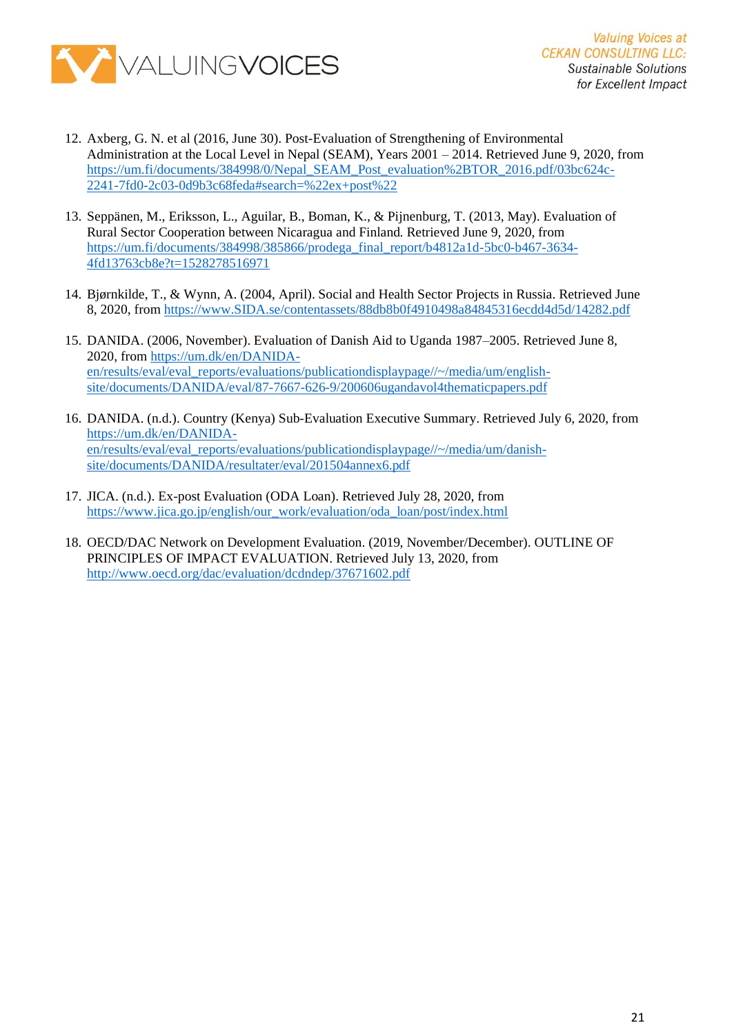12. Axberg, G. N. et al (2016, June 30). Post-Evaluation of Strengthening of Environmental Administration at the Local Level in Nepal (SEAM), Years 2001 – 2014. Retrieved June 9, 2020, from https://um.fi/documents/384998/0/Nepal_SEAM_Post_evaluation%2BTOR_2016.pdf/03bc624c-2241-7fd0-2c03-0d9b3c68feda#search=%22ex+post%22

13. Seppänen, M., Eriksson, L., Aguilar, B., Boman, K., & Pijnenburg, T. (2013, May). Evaluation of Rural Sector Cooperation between Nicaragua and Finland. Retrieved June 9, 2020, from https://um.fi/documents/384998/385866/prodega_final_report/b4812a1d-5bc0-b467-3634-4fd13763cb8e?t=1528278516971

14. Bjørnkilde, T., & Wynn, A. (2004, April). Social and Health Sector Projects in Russia. Retrieved June 8, 2020, from https://www.SIDA.se/contentassets/88db8b0f4910498a84845316ecdd4d5d/14282.pdf

15. DANIDA. (2006, November). Evaluation of Danish Aid to Uganda 1987–2005. Retrieved June 8, 2020, from https://um.dk/en/DANIDA-en/results/eval/eval_reports/evaluations/publicationdisplaypage//~/media/um/english-site/documents/DANIDA/eval/87-7667-626-9/200606ugandavol4thematicpapers.pdf

16. DANIDA. (n.d.). Country (Kenya) Sub-Evaluation Executive Summary. Retrieved July 6, 2020, from https://um.dk/en/DANIDA-en/results/eval/eval_reports/evaluations/publicationdisplaypage//~/media/um/danish-site/documents/DANIDA/resultater/eval/201504annex6.pdf

17. JICA. (n.d.). Ex-post Evaluation (ODA Loan). Retrieved July 28, 2020, from https://www.jica.go.jp/english/our_work/evaluation/oda_loan/post/index.html

18. OECD/DAC Network on Development Evaluation. (2019, November/December). OUTLINE OF PRINCIPLES OF IMPACT EVALUATION. Retrieved July 13, 2020, from http://www.oecd.org/dac/evaluation/dcdndep/37671602.pdf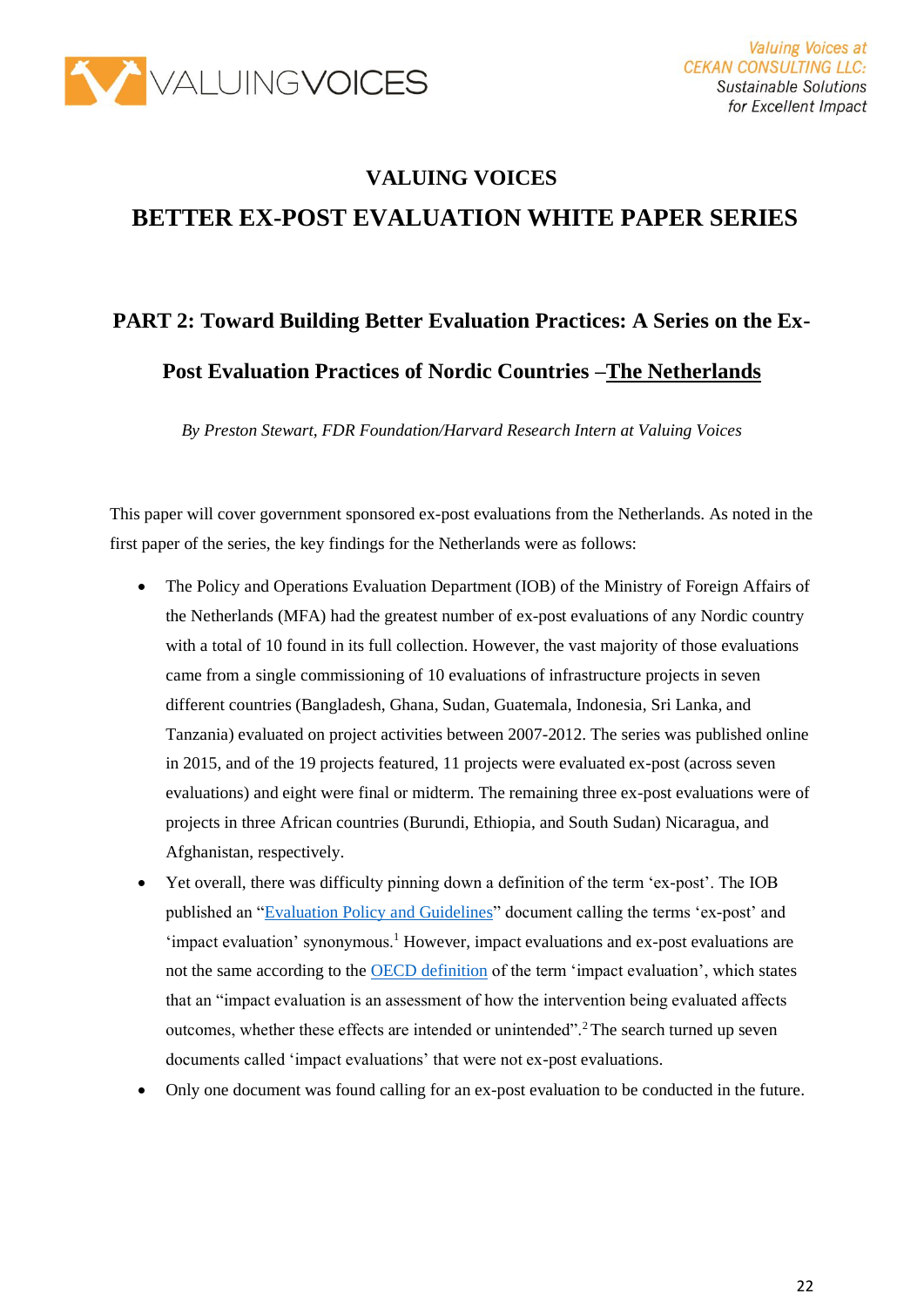# VALUING VOICES

# BETTER EX-POST EVALUATION WHITE PAPER SERIES

## PART 2: Toward Building Better Evaluation Practices: A Series on the Ex-Post Evaluation Practices of Nordic Countries –The Netherlands

*By Preston Stewart, FDR Foundation/Harvard Research Intern at Valuing Voices*

This paper will cover government sponsored ex-post evaluations from the Netherlands. As noted in the first paper of the series, the key findings for the Netherlands were as follows:

- The Policy and Operations Evaluation Department (IOB) of the Ministry of Foreign Affairs of the Netherlands (MFA) had the greatest number of ex-post evaluations of any Nordic country with a total of 10 found in its full collection. However, the vast majority of those evaluations came from a single commissioning of 10 evaluations of infrastructure projects in seven different countries (Bangladesh, Ghana, Sudan, Guatemala, Indonesia, Sri Lanka, and Tanzania) evaluated on project activities between 2007-2012. The series was published online in 2015, and of the 19 projects featured, 11 projects were evaluated ex-post (across seven evaluations) and eight were final or midterm. The remaining three ex-post evaluations were of projects in three African countries (Burundi, Ethiopia, and South Sudan) Nicaragua, and Afghanistan, respectively.
- Yet overall, there was difficulty pinning down a definition of the term 'ex-post'. The IOB published an "Evaluation Policy and Guidelines" document calling the terms 'ex-post' and 'impact evaluation' synonymous.[1] However, impact evaluations and ex-post evaluations are not the same according to the OECD definition of the term 'impact evaluation', which states that an "impact evaluation is an assessment of how the intervention being evaluated affects outcomes, whether these effects are intended or unintended".[2] The search turned up seven documents called 'impact evaluations' that were not ex-post evaluations.
- Only one document was found calling for an ex-post evaluation to be conducted in the future.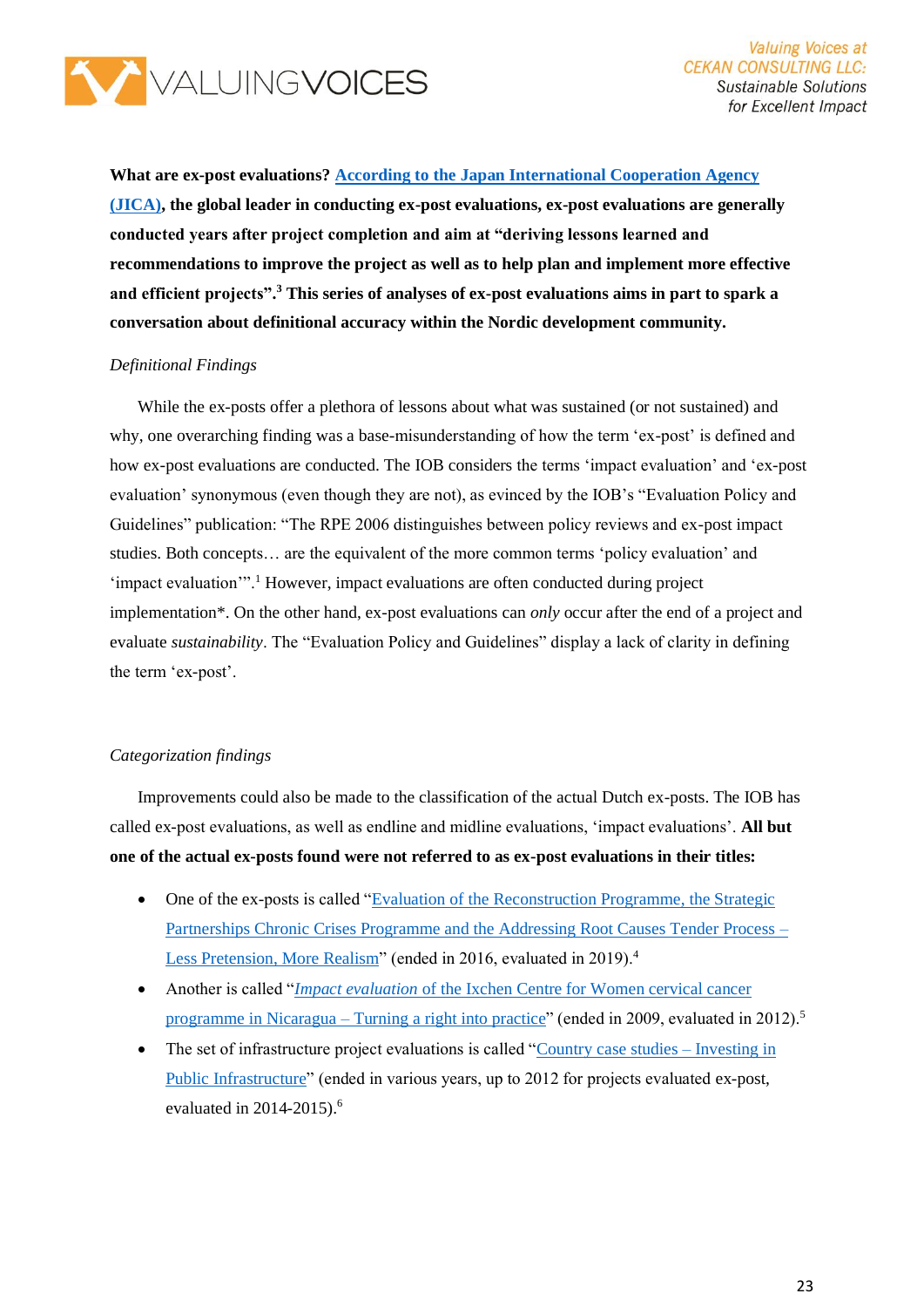**What are ex-post evaluations? According to the Japan International Cooperation Agency (JICA), the global leader in conducting ex-post evaluations, ex-post evaluations are generally conducted years after project completion and aim at "deriving lessons learned and recommendations to improve the project as well as to help plan and implement more effective and efficient projects".[3] This series of analyses of ex-post evaluations aims in part to spark a conversation about definitional accuracy within the Nordic development community.**

*Definitional Findings*

While the ex-posts offer a plethora of lessons about what was sustained (or not sustained) and why, one overarching finding was a base-misunderstanding of how the term 'ex-post' is defined and how ex-post evaluations are conducted. The IOB considers the terms 'impact evaluation' and 'ex-post evaluation' synonymous (even though they are not), as evinced by the IOB's "Evaluation Policy and Guidelines" publication: "The RPE 2006 distinguishes between policy reviews and ex-post impact studies. Both concepts… are the equivalent of the more common terms 'policy evaluation' and 'impact evaluation'".[1] However, impact evaluations are often conducted during project implementation*. On the other hand, ex-post evaluations can *only* occur after the end of a project and evaluate *sustainability*. The "Evaluation Policy and Guidelines" display a lack of clarity in defining the term 'ex-post'.

*Categorization findings*

Improvements could also be made to the classification of the actual Dutch ex-posts. The IOB has called ex-post evaluations, as well as endline and midline evaluations, 'impact evaluations'. **All but one of the actual ex-posts found were not referred to as ex-post evaluations in their titles:**

- One of the ex-posts is called "Evaluation of the Reconstruction Programme, the Strategic Partnerships Chronic Crises Programme and the Addressing Root Causes Tender Process – Less Pretension, More Realism" (ended in 2016, evaluated in 2019).[4]
- Another is called "*Impact evaluation* of the Ixchen Centre for Women cervical cancer programme in Nicaragua – Turning a right into practice" (ended in 2009, evaluated in 2012).[5]
- The set of infrastructure project evaluations is called "Country case studies – Investing in Public Infrastructure" (ended in various years, up to 2012 for projects evaluated ex-post, evaluated in 2014-2015).[6]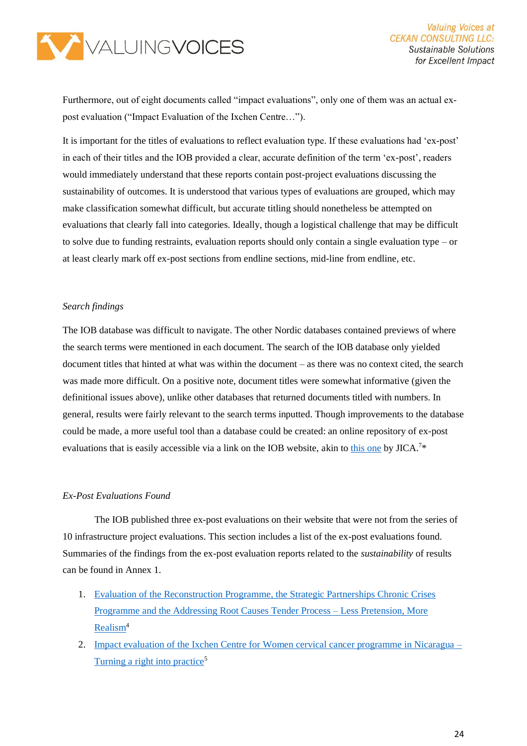Furthermore, out of eight documents called "impact evaluations", only one of them was an actual ex-post evaluation ("Impact Evaluation of the Ixchen Centre…").

It is important for the titles of evaluations to reflect evaluation type. If these evaluations had 'ex-post' in each of their titles and the IOB provided a clear, accurate definition of the term 'ex-post', readers would immediately understand that these reports contain post-project evaluations discussing the sustainability of outcomes. It is understood that various types of evaluations are grouped, which may make classification somewhat difficult, but accurate titling should nonetheless be attempted on evaluations that clearly fall into categories. Ideally, though a logistical challenge that may be difficult to solve due to funding restraints, evaluation reports should only contain a single evaluation type – or at least clearly mark off ex-post sections from endline sections, mid-line from endline, etc.

*Search findings*

The IOB database was difficult to navigate. The other Nordic databases contained previews of where the search terms were mentioned in each document. The search of the IOB database only yielded document titles that hinted at what was within the document – as there was no context cited, the search was made more difficult. On a positive note, document titles were somewhat informative (given the definitional issues above), unlike other databases that returned documents titled with numbers. In general, results were fairly relevant to the search terms inputted. Though improvements to the database could be made, a more useful tool than a database could be created: an online repository of ex-post evaluations that is easily accessible via a link on the IOB website, akin to this one by JICA.[7]*

*Ex-Post Evaluations Found*

The IOB published three ex-post evaluations on their website that were not from the series of 10 infrastructure project evaluations. This section includes a list of the ex-post evaluations found. Summaries of the findings from the ex-post evaluation reports related to the *sustainability* of results can be found in Annex 1.

1. Evaluation of the Reconstruction Programme, the Strategic Partnerships Chronic Crises Programme and the Addressing Root Causes Tender Process – Less Pretension, More Realism[4]
2. Impact evaluation of the Ixchen Centre for Women cervical cancer programme in Nicaragua – Turning a right into practice[5]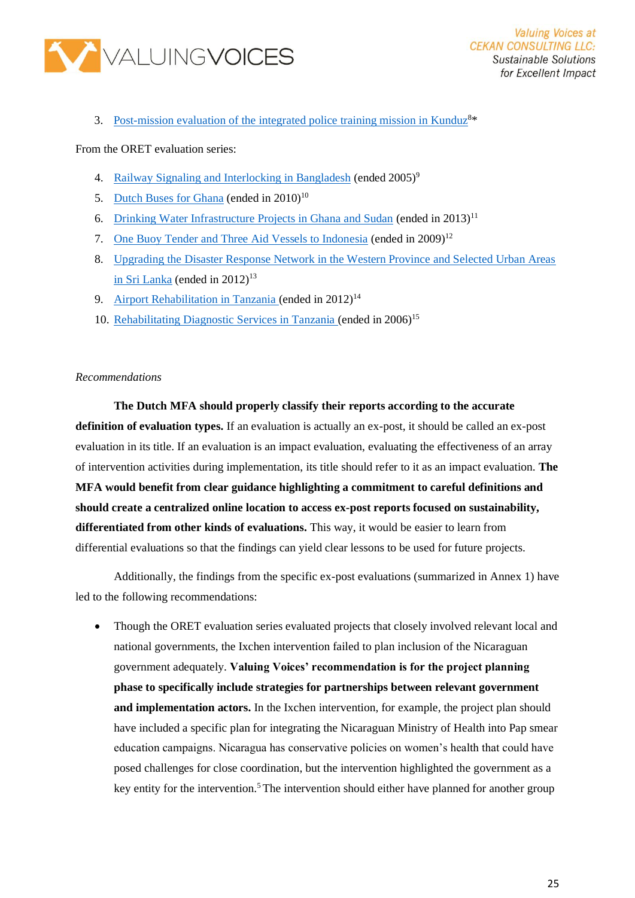3. Post-mission evaluation of the integrated police training mission in Kunduz[8]*

From the ORET evaluation series:

4. Railway Signaling and Interlocking in Bangladesh (ended 2005)[9]
5. Dutch Buses for Ghana (ended in 2010)[10]
6. Drinking Water Infrastructure Projects in Ghana and Sudan (ended in 2013)[11]
7. One Buoy Tender and Three Aid Vessels to Indonesia (ended in 2009)[12]
8. Upgrading the Disaster Response Network in the Western Province and Selected Urban Areas in Sri Lanka (ended in 2012)[13]
9. Airport Rehabilitation in Tanzania (ended in 2012)[14]
10. Rehabilitating Diagnostic Services in Tanzania (ended in 2006)[15]

*Recommendations*

**The Dutch MFA should properly classify their reports according to the accurate definition of evaluation types.** If an evaluation is actually an ex-post, it should be called an ex-post evaluation in its title. If an evaluation is an impact evaluation, evaluating the effectiveness of an array of intervention activities during implementation, its title should refer to it as an impact evaluation. **The MFA would benefit from clear guidance highlighting a commitment to careful definitions and should create a centralized online location to access ex-post reports focused on sustainability, differentiated from other kinds of evaluations.** This way, it would be easier to learn from differential evaluations so that the findings can yield clear lessons to be used for future projects.

Additionally, the findings from the specific ex-post evaluations (summarized in Annex 1) have led to the following recommendations:

- Though the ORET evaluation series evaluated projects that closely involved relevant local and national governments, the Ixchen intervention failed to plan inclusion of the Nicaraguan government adequately. **Valuing Voices' recommendation is for the project planning phase to specifically include strategies for partnerships between relevant government and implementation actors.** In the Ixchen intervention, for example, the project plan should have included a specific plan for integrating the Nicaraguan Ministry of Health into Pap smear education campaigns. Nicaragua has conservative policies on women's health that could have posed challenges for close coordination, but the intervention highlighted the government as a key entity for the intervention.[5] The intervention should either have planned for another group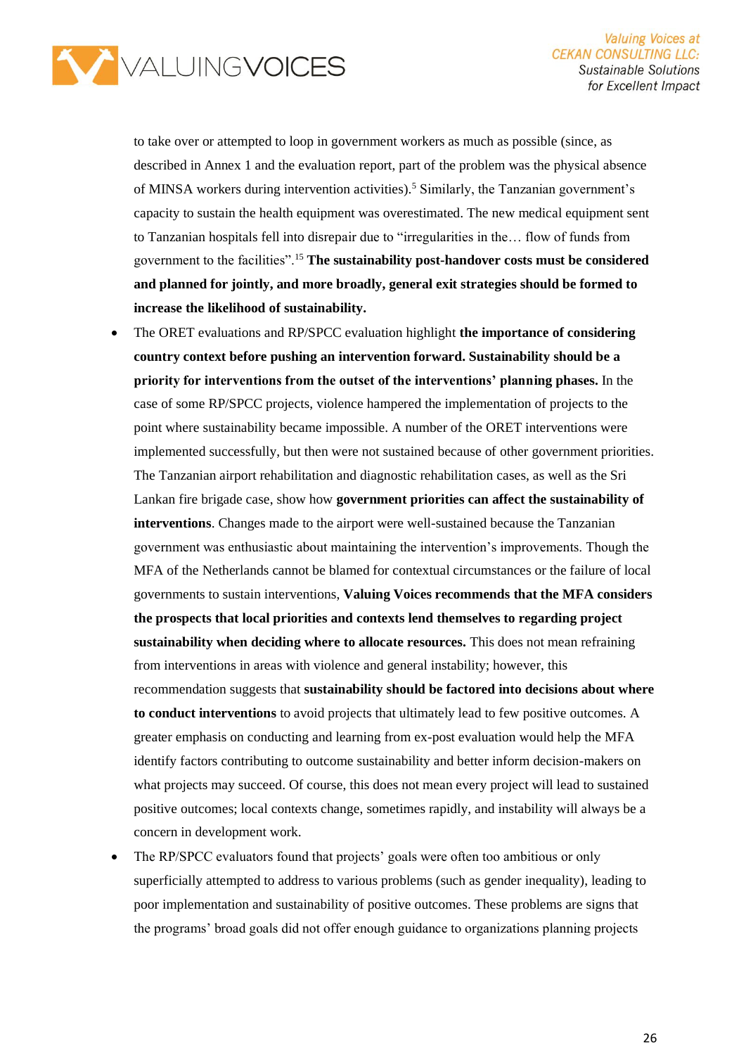to take over or attempted to loop in government workers as much as possible (since, as described in Annex 1 and the evaluation report, part of the problem was the physical absence of MINSA workers during intervention activities).[5] Similarly, the Tanzanian government's capacity to sustain the health equipment was overestimated. The new medical equipment sent to Tanzanian hospitals fell into disrepair due to "irregularities in the… flow of funds from government to the facilities".[15] **The sustainability post-handover costs must be considered and planned for jointly, and more broadly, general exit strategies should be formed to increase the likelihood of sustainability.**

- The ORET evaluations and RP/SPCC evaluation highlight **the importance of considering country context before pushing an intervention forward. Sustainability should be a priority for interventions from the outset of the interventions' planning phases.** In the case of some RP/SPCC projects, violence hampered the implementation of projects to the point where sustainability became impossible. A number of the ORET interventions were implemented successfully, but then were not sustained because of other government priorities. The Tanzanian airport rehabilitation and diagnostic rehabilitation cases, as well as the Sri Lankan fire brigade case, show how **government priorities can affect the sustainability of interventions**. Changes made to the airport were well-sustained because the Tanzanian government was enthusiastic about maintaining the intervention's improvements. Though the MFA of the Netherlands cannot be blamed for contextual circumstances or the failure of local governments to sustain interventions, **Valuing Voices recommends that the MFA considers the prospects that local priorities and contexts lend themselves to regarding project sustainability when deciding where to allocate resources.** This does not mean refraining from interventions in areas with violence and general instability; however, this recommendation suggests that **sustainability should be factored into decisions about where to conduct interventions** to avoid projects that ultimately lead to few positive outcomes. A greater emphasis on conducting and learning from ex-post evaluation would help the MFA identify factors contributing to outcome sustainability and better inform decision-makers on what projects may succeed. Of course, this does not mean every project will lead to sustained positive outcomes; local contexts change, sometimes rapidly, and instability will always be a concern in development work.
- The RP/SPCC evaluators found that projects' goals were often too ambitious or only superficially attempted to address to various problems (such as gender inequality), leading to poor implementation and sustainability of positive outcomes. These problems are signs that the programs' broad goals did not offer enough guidance to organizations planning projects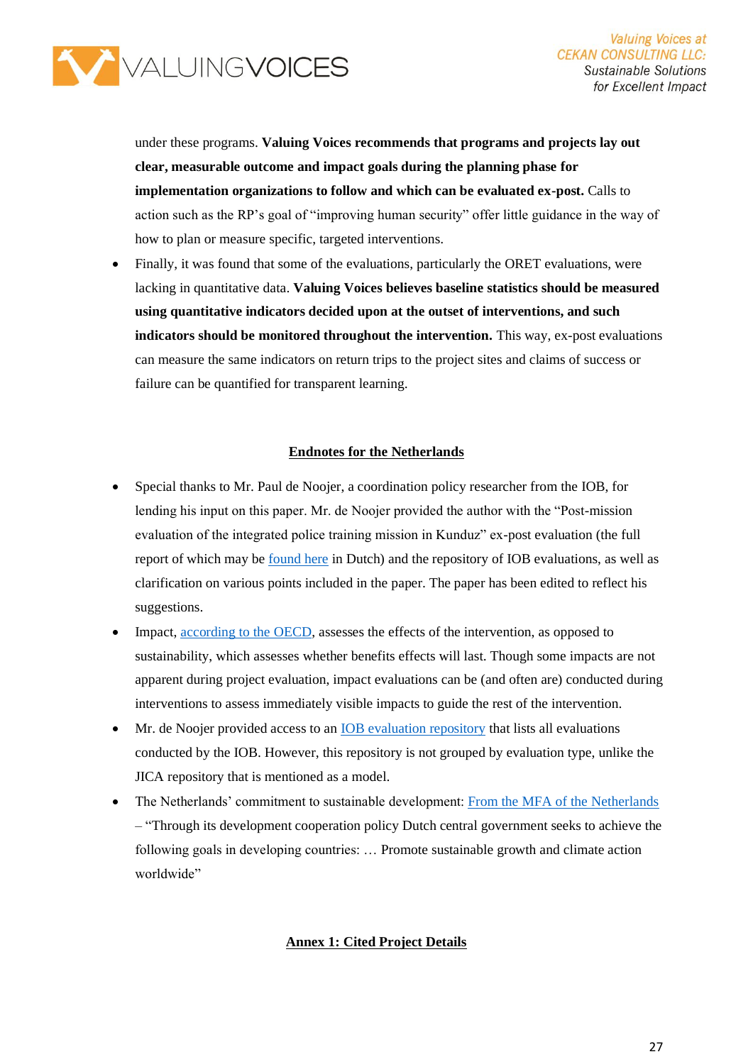under these programs. **Valuing Voices recommends that programs and projects lay out clear, measurable outcome and impact goals during the planning phase for implementation organizations to follow and which can be evaluated ex-post.** Calls to action such as the RP's goal of "improving human security" offer little guidance in the way of how to plan or measure specific, targeted interventions.

- Finally, it was found that some of the evaluations, particularly the ORET evaluations, were lacking in quantitative data. **Valuing Voices believes baseline statistics should be measured using quantitative indicators decided upon at the outset of interventions, and such indicators should be monitored throughout the intervention.** This way, ex-post evaluations can measure the same indicators on return trips to the project sites and claims of success or failure can be quantified for transparent learning.

## Endnotes for the Netherlands

- Special thanks to Mr. Paul de Noojer, a coordination policy researcher from the IOB, for lending his input on this paper. Mr. de Noojer provided the author with the "Post-mission evaluation of the integrated police training mission in Kunduz" ex-post evaluation (the full report of which may be found here in Dutch) and the repository of IOB evaluations, as well as clarification on various points included in the paper. The paper has been edited to reflect his suggestions.
- Impact, according to the OECD, assesses the effects of the intervention, as opposed to sustainability, which assesses whether benefits effects will last. Though some impacts are not apparent during project evaluation, impact evaluations can be (and often are) conducted during interventions to assess immediately visible impacts to guide the rest of the intervention.
- Mr. de Noojer provided access to an IOB evaluation repository that lists all evaluations conducted by the IOB. However, this repository is not grouped by evaluation type, unlike the JICA repository that is mentioned as a model.
- The Netherlands' commitment to sustainable development: From the MFA of the Netherlands – "Through its development cooperation policy Dutch central government seeks to achieve the following goals in developing countries: … Promote sustainable growth and climate action worldwide"

## Annex 1: Cited Project Details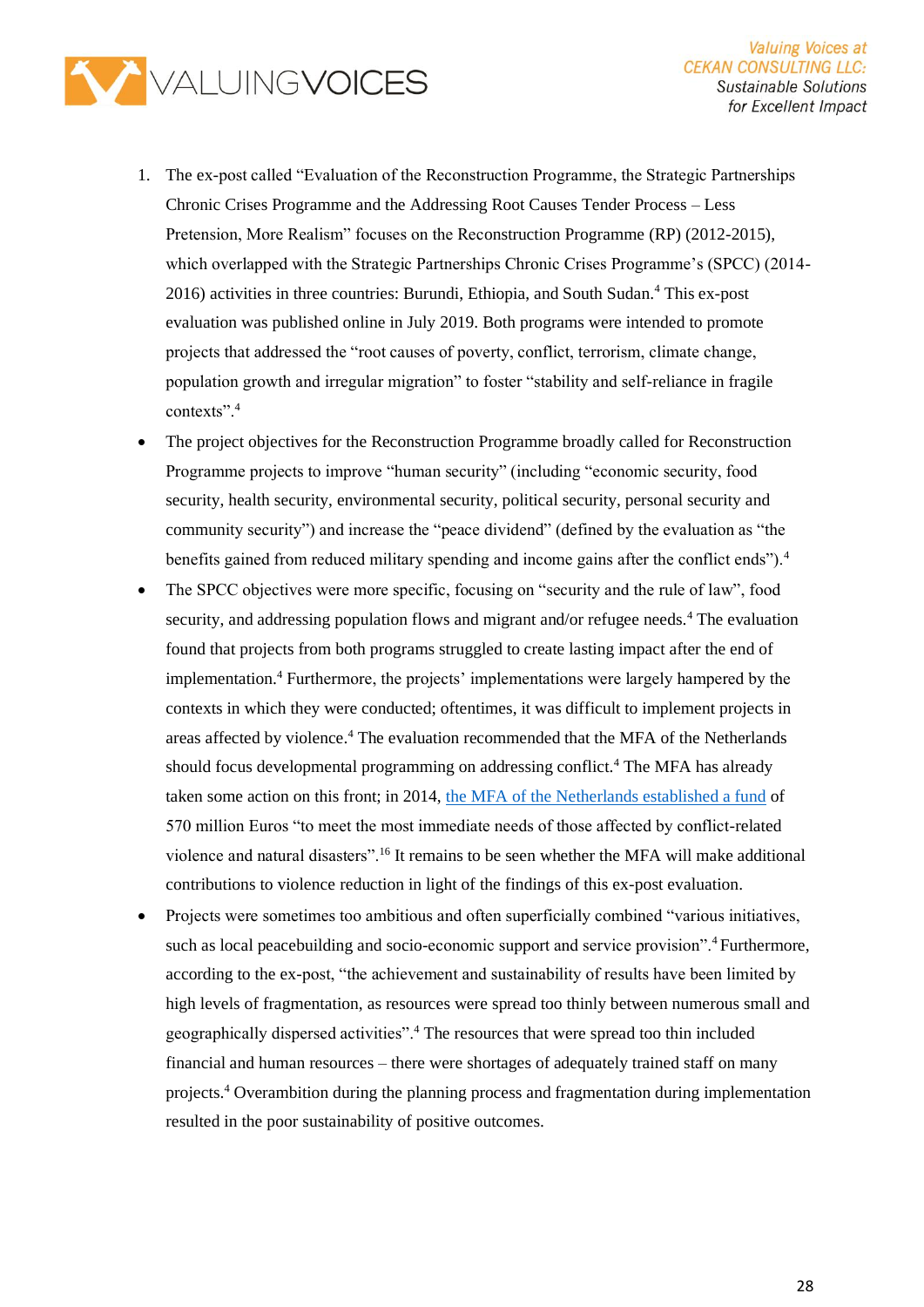1. The ex-post called "Evaluation of the Reconstruction Programme, the Strategic Partnerships Chronic Crises Programme and the Addressing Root Causes Tender Process – Less Pretension, More Realism" focuses on the Reconstruction Programme (RP) (2012-2015), which overlapped with the Strategic Partnerships Chronic Crises Programme's (SPCC) (2014-2016) activities in three countries: Burundi, Ethiopia, and South Sudan.[4] This ex-post evaluation was published online in July 2019. Both programs were intended to promote projects that addressed the "root causes of poverty, conflict, terrorism, climate change, population growth and irregular migration" to foster "stability and self-reliance in fragile contexts".[4]

- The project objectives for the Reconstruction Programme broadly called for Reconstruction Programme projects to improve "human security" (including "economic security, food security, health security, environmental security, political security, personal security and community security") and increase the "peace dividend" (defined by the evaluation as "the benefits gained from reduced military spending and income gains after the conflict ends").[4]
- The SPCC objectives were more specific, focusing on "security and the rule of law", food security, and addressing population flows and migrant and/or refugee needs.[4] The evaluation found that projects from both programs struggled to create lasting impact after the end of implementation.[4] Furthermore, the projects' implementations were largely hampered by the contexts in which they were conducted; oftentimes, it was difficult to implement projects in areas affected by violence.[4] The evaluation recommended that the MFA of the Netherlands should focus developmental programming on addressing conflict.[4] The MFA has already taken some action on this front; in 2014, [the MFA of the Netherlands established a fund]() of 570 million Euros "to meet the most immediate needs of those affected by conflict-related violence and natural disasters".[16] It remains to be seen whether the MFA will make additional contributions to violence reduction in light of the findings of this ex-post evaluation.
- Projects were sometimes too ambitious and often superficially combined "various initiatives, such as local peacebuilding and socio-economic support and service provision".[4] Furthermore, according to the ex-post, "the achievement and sustainability of results have been limited by high levels of fragmentation, as resources were spread too thinly between numerous small and geographically dispersed activities".[4] The resources that were spread too thin included financial and human resources – there were shortages of adequately trained staff on many projects.[4] Overambition during the planning process and fragmentation during implementation resulted in the poor sustainability of positive outcomes.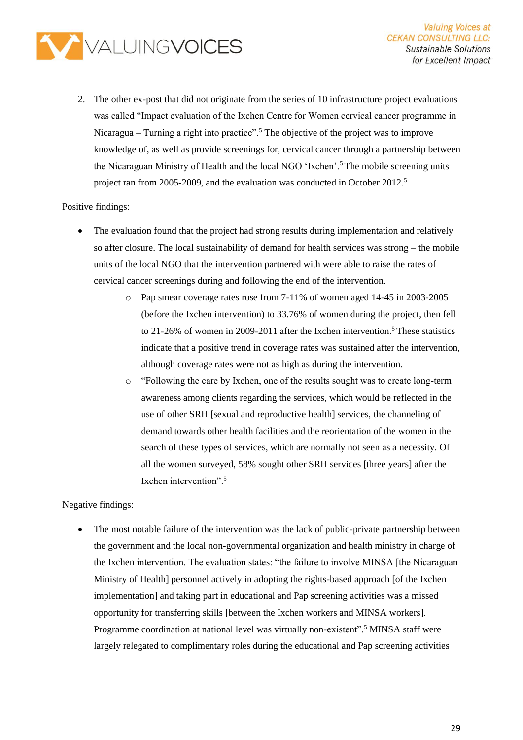2. The other ex-post that did not originate from the series of 10 infrastructure project evaluations was called "Impact evaluation of the Ixchen Centre for Women cervical cancer programme in Nicaragua – Turning a right into practice".[5] The objective of the project was to improve knowledge of, as well as provide screenings for, cervical cancer through a partnership between the Nicaraguan Ministry of Health and the local NGO 'Ixchen'.[5] The mobile screening units project ran from 2005-2009, and the evaluation was conducted in October 2012.[5]

Positive findings:

- The evaluation found that the project had strong results during implementation and relatively so after closure. The local sustainability of demand for health services was strong – the mobile units of the local NGO that the intervention partnered with were able to raise the rates of cervical cancer screenings during and following the end of the intervention.
  - Pap smear coverage rates rose from 7-11% of women aged 14-45 in 2003-2005 (before the Ixchen intervention) to 33.76% of women during the project, then fell to 21-26% of women in 2009-2011 after the Ixchen intervention.[5] These statistics indicate that a positive trend in coverage rates was sustained after the intervention, although coverage rates were not as high as during the intervention.
  - "Following the care by Ixchen, one of the results sought was to create long-term awareness among clients regarding the services, which would be reflected in the use of other SRH [sexual and reproductive health] services, the channeling of demand towards other health facilities and the reorientation of the women in the search of these types of services, which are normally not seen as a necessity. Of all the women surveyed, 58% sought other SRH services [three years] after the Ixchen intervention".[5]

Negative findings:

- The most notable failure of the intervention was the lack of public-private partnership between the government and the local non-governmental organization and health ministry in charge of the Ixchen intervention. The evaluation states: "the failure to involve MINSA [the Nicaraguan Ministry of Health] personnel actively in adopting the rights-based approach [of the Ixchen implementation] and taking part in educational and Pap screening activities was a missed opportunity for transferring skills [between the Ixchen workers and MINSA workers]. Programme coordination at national level was virtually non-existent".[5] MINSA staff were largely relegated to complimentary roles during the educational and Pap screening activities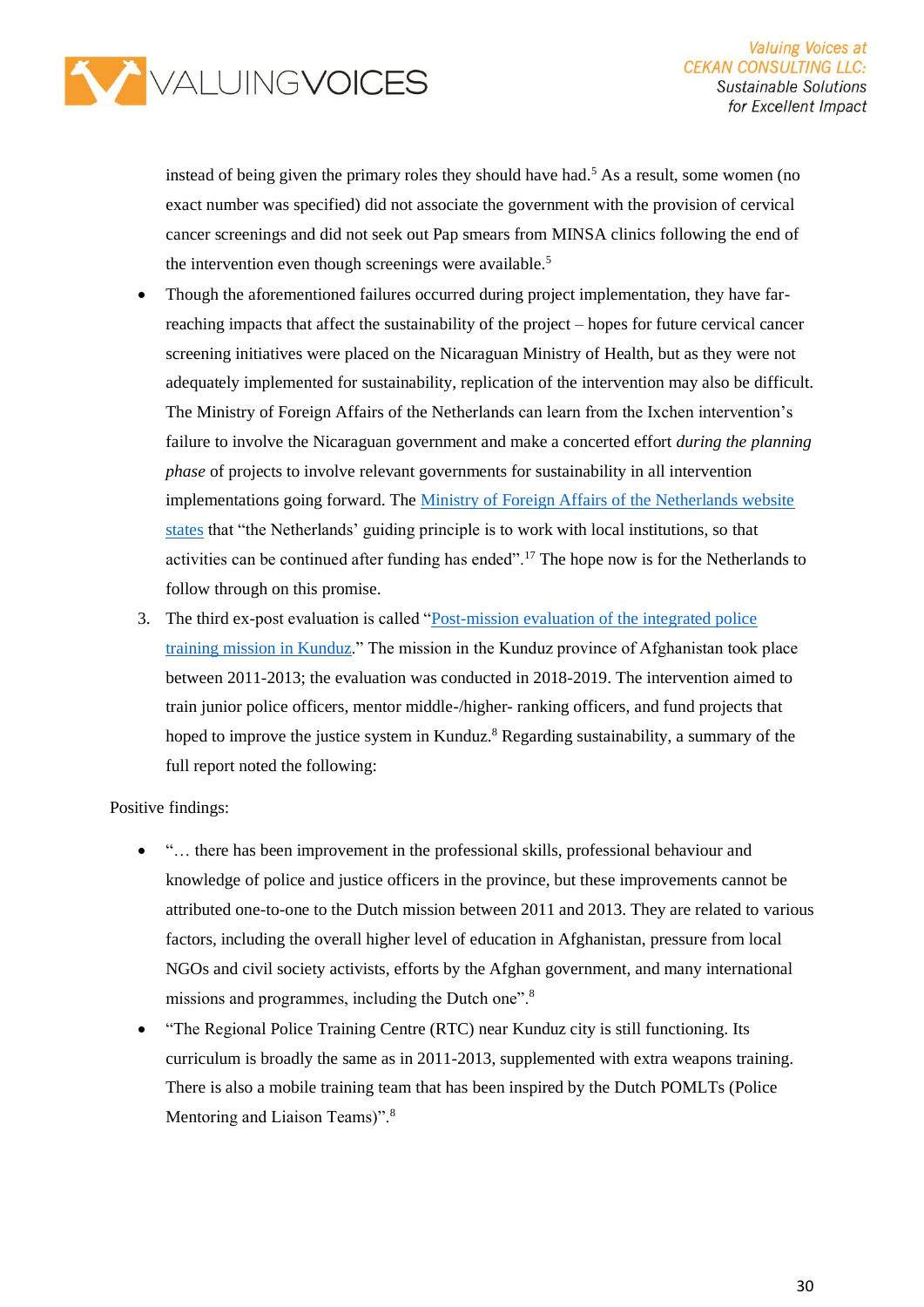instead of being given the primary roles they should have had.[5] As a result, some women (no exact number was specified) did not associate the government with the provision of cervical cancer screenings and did not seek out Pap smears from MINSA clinics following the end of the intervention even though screenings were available.[5]

- Though the aforementioned failures occurred during project implementation, they have far-reaching impacts that affect the sustainability of the project – hopes for future cervical cancer screening initiatives were placed on the Nicaraguan Ministry of Health, but as they were not adequately implemented for sustainability, replication of the intervention may also be difficult. The Ministry of Foreign Affairs of the Netherlands can learn from the Ixchen intervention's failure to involve the Nicaraguan government and make a concerted effort *during the planning phase* of projects to involve relevant governments for sustainability in all intervention implementations going forward. The Ministry of Foreign Affairs of the Netherlands website states that "the Netherlands' guiding principle is to work with local institutions, so that activities can be continued after funding has ended".[17] The hope now is for the Netherlands to follow through on this promise.

3. The third ex-post evaluation is called "Post-mission evaluation of the integrated police training mission in Kunduz." The mission in the Kunduz province of Afghanistan took place between 2011-2013; the evaluation was conducted in 2018-2019. The intervention aimed to train junior police officers, mentor middle-/higher- ranking officers, and fund projects that hoped to improve the justice system in Kunduz.[8] Regarding sustainability, a summary of the full report noted the following:

Positive findings:

- "… there has been improvement in the professional skills, professional behaviour and knowledge of police and justice officers in the province, but these improvements cannot be attributed one-to-one to the Dutch mission between 2011 and 2013. They are related to various factors, including the overall higher level of education in Afghanistan, pressure from local NGOs and civil society activists, efforts by the Afghan government, and many international missions and programmes, including the Dutch one".[8]
- "The Regional Police Training Centre (RTC) near Kunduz city is still functioning. Its curriculum is broadly the same as in 2011-2013, supplemented with extra weapons training. There is also a mobile training team that has been inspired by the Dutch POMLTs (Police Mentoring and Liaison Teams)".[8]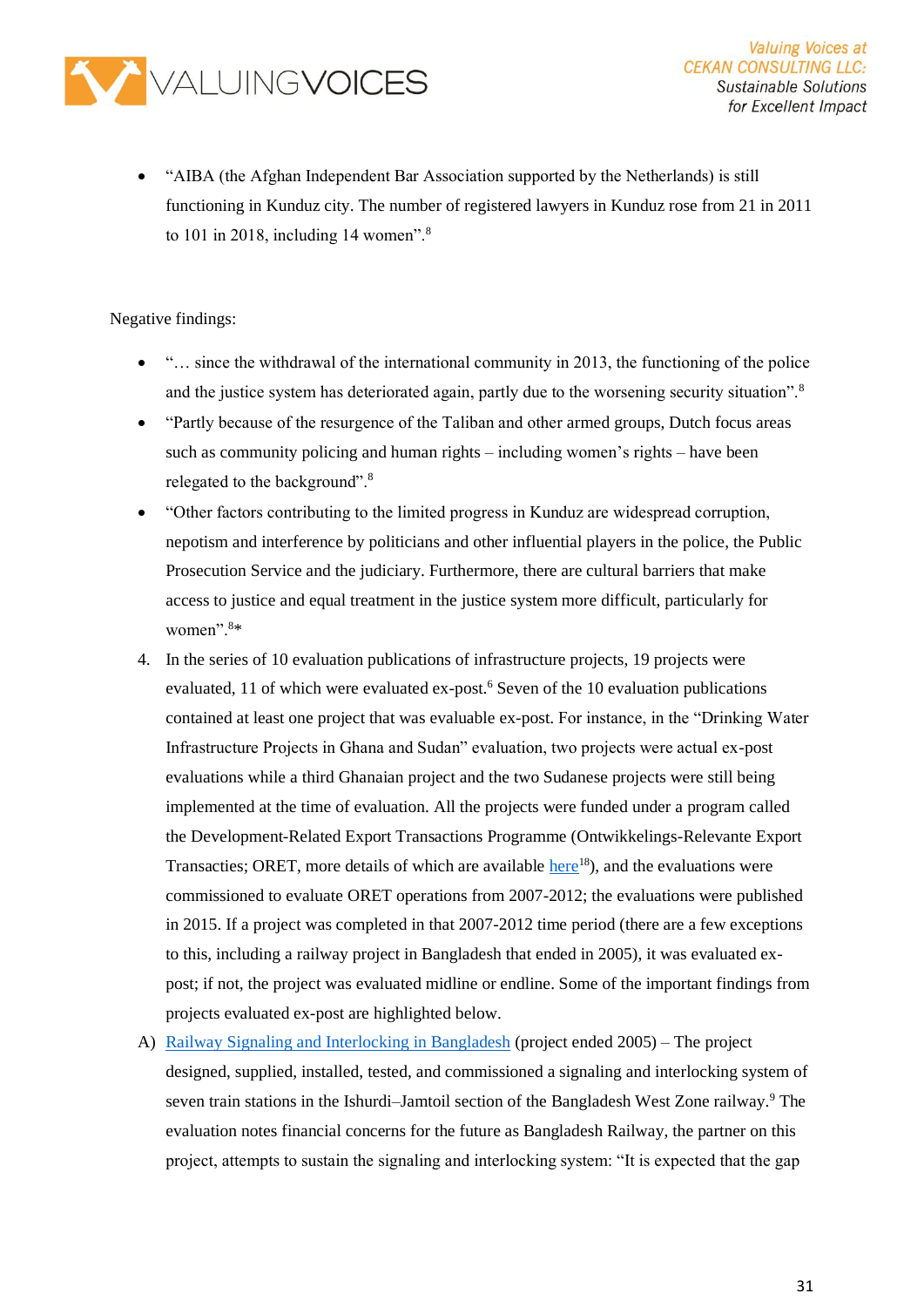- "AIBA (the Afghan Independent Bar Association supported by the Netherlands) is still functioning in Kunduz city. The number of registered lawyers in Kunduz rose from 21 in 2011 to 101 in 2018, including 14 women".[8]

Negative findings:

- "… since the withdrawal of the international community in 2013, the functioning of the police and the justice system has deteriorated again, partly due to the worsening security situation".[8]
- "Partly because of the resurgence of the Taliban and other armed groups, Dutch focus areas such as community policing and human rights – including women's rights – have been relegated to the background".[8]
- "Other factors contributing to the limited progress in Kunduz are widespread corruption, nepotism and interference by politicians and other influential players in the police, the Public Prosecution Service and the judiciary. Furthermore, there are cultural barriers that make access to justice and equal treatment in the justice system more difficult, particularly for women".[8]*

4. In the series of 10 evaluation publications of infrastructure projects, 19 projects were evaluated, 11 of which were evaluated ex-post.[6] Seven of the 10 evaluation publications contained at least one project that was evaluable ex-post. For instance, in the "Drinking Water Infrastructure Projects in Ghana and Sudan" evaluation, two projects were actual ex-post evaluations while a third Ghanaian project and the two Sudanese projects were still being implemented at the time of evaluation. All the projects were funded under a program called the Development-Related Export Transactions Programme (Ontwikkelings-Relevante Export Transacties; ORET, more details of which are available here[18]), and the evaluations were commissioned to evaluate ORET operations from 2007-2012; the evaluations were published in 2015. If a project was completed in that 2007-2012 time period (there are a few exceptions to this, including a railway project in Bangladesh that ended in 2005), it was evaluated ex-post; if not, the project was evaluated midline or endline. Some of the important findings from projects evaluated ex-post are highlighted below.

A) Railway Signaling and Interlocking in Bangladesh (project ended 2005) – The project designed, supplied, installed, tested, and commissioned a signaling and interlocking system of seven train stations in the Ishurdi–Jamtoil section of the Bangladesh West Zone railway.[9] The evaluation notes financial concerns for the future as Bangladesh Railway, the partner on this project, attempts to sustain the signaling and interlocking system: "It is expected that the gap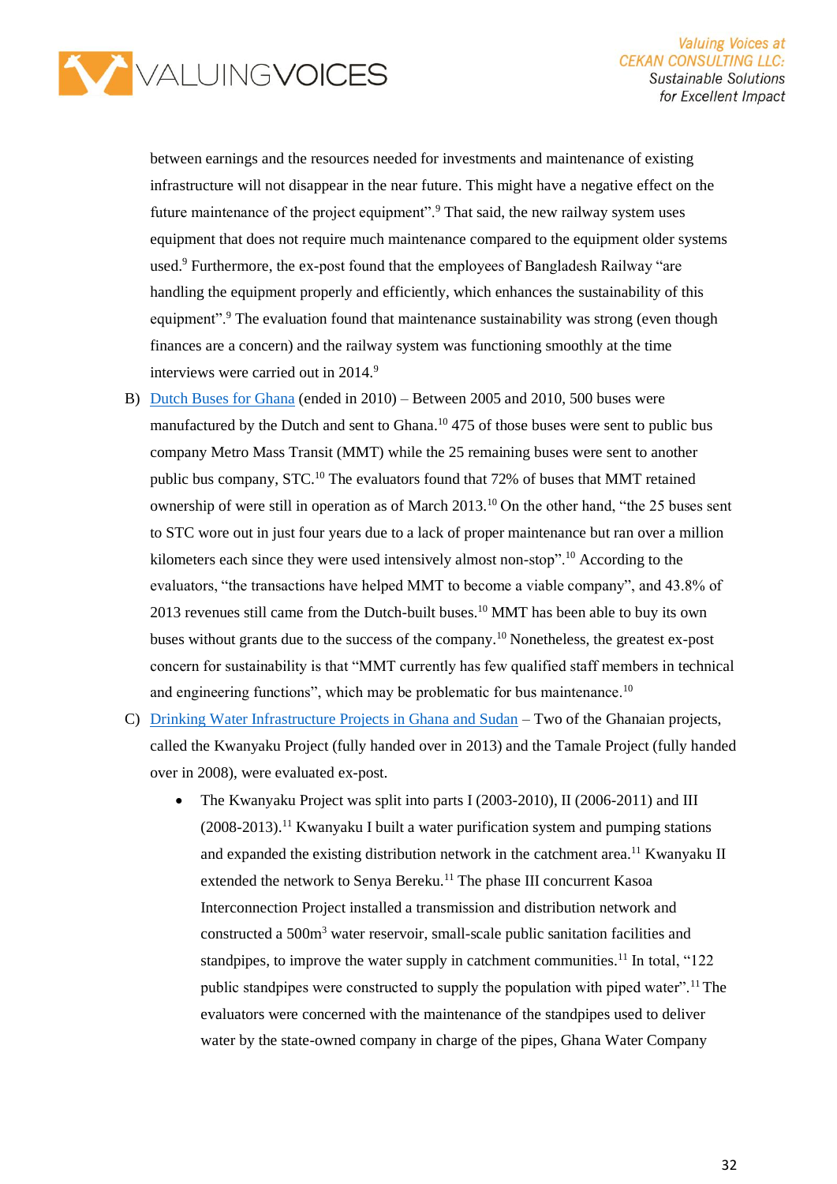between earnings and the resources needed for investments and maintenance of existing infrastructure will not disappear in the near future. This might have a negative effect on the future maintenance of the project equipment".[9] That said, the new railway system uses equipment that does not require much maintenance compared to the equipment older systems used.[9] Furthermore, the ex-post found that the employees of Bangladesh Railway "are handling the equipment properly and efficiently, which enhances the sustainability of this equipment".[9] The evaluation found that maintenance sustainability was strong (even though finances are a concern) and the railway system was functioning smoothly at the time interviews were carried out in 2014.[9]

B) Dutch Buses for Ghana (ended in 2010) – Between 2005 and 2010, 500 buses were manufactured by the Dutch and sent to Ghana.[10] 475 of those buses were sent to public bus company Metro Mass Transit (MMT) while the 25 remaining buses were sent to another public bus company, STC.[10] The evaluators found that 72% of buses that MMT retained ownership of were still in operation as of March 2013.[10] On the other hand, "the 25 buses sent to STC wore out in just four years due to a lack of proper maintenance but ran over a million kilometers each since they were used intensively almost non-stop".[10] According to the evaluators, "the transactions have helped MMT to become a viable company", and 43.8% of 2013 revenues still came from the Dutch-built buses.[10] MMT has been able to buy its own buses without grants due to the success of the company.[10] Nonetheless, the greatest ex-post concern for sustainability is that "MMT currently has few qualified staff members in technical and engineering functions", which may be problematic for bus maintenance.[10]

C) Drinking Water Infrastructure Projects in Ghana and Sudan – Two of the Ghanaian projects, called the Kwanyaku Project (fully handed over in 2013) and the Tamale Project (fully handed over in 2008), were evaluated ex-post.

- The Kwanyaku Project was split into parts I (2003-2010), II (2006-2011) and III (2008-2013).[11] Kwanyaku I built a water purification system and pumping stations and expanded the existing distribution network in the catchment area.[11] Kwanyaku II extended the network to Senya Bereku.[11] The phase III concurrent Kasoa Interconnection Project installed a transmission and distribution network and constructed a 500m$^3$ water reservoir, small-scale public sanitation facilities and standpipes, to improve the water supply in catchment communities.[11] In total, "122 public standpipes were constructed to supply the population with piped water".[11] The evaluators were concerned with the maintenance of the standpipes used to deliver water by the state-owned company in charge of the pipes, Ghana Water Company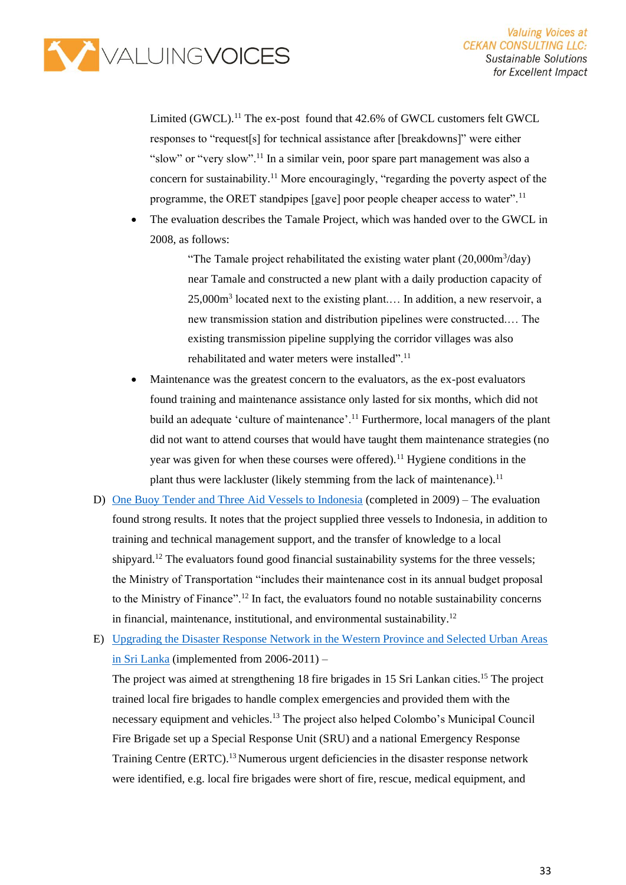Limited (GWCL).[11] The ex-post found that 42.6% of GWCL customers felt GWCL responses to "request[s] for technical assistance after [breakdowns]" were either "slow" or "very slow".[11] In a similar vein, poor spare part management was also a concern for sustainability.[11] More encouragingly, "regarding the poverty aspect of the programme, the ORET standpipes [gave] poor people cheaper access to water".[11]

- The evaluation describes the Tamale Project, which was handed over to the GWCL in 2008, as follows:

  > "The Tamale project rehabilitated the existing water plant (20,000$m^3$/day) near Tamale and constructed a new plant with a daily production capacity of 25,000$m^3$ located next to the existing plant.… In addition, a new reservoir, a new transmission station and distribution pipelines were constructed.… The existing transmission pipeline supplying the corridor villages was also rehabilitated and water meters were installed".[11]

- Maintenance was the greatest concern to the evaluators, as the ex-post evaluators found training and maintenance assistance only lasted for six months, which did not build an adequate 'culture of maintenance'.[11] Furthermore, local managers of the plant did not want to attend courses that would have taught them maintenance strategies (no year was given for when these courses were offered).[11] Hygiene conditions in the plant thus were lackluster (likely stemming from the lack of maintenance).[11]

D) One Buoy Tender and Three Aid Vessels to Indonesia (completed in 2009) – The evaluation found strong results. It notes that the project supplied three vessels to Indonesia, in addition to training and technical management support, and the transfer of knowledge to a local shipyard.[12] The evaluators found good financial sustainability systems for the three vessels; the Ministry of Transportation "includes their maintenance cost in its annual budget proposal to the Ministry of Finance".[12] In fact, the evaluators found no notable sustainability concerns in financial, maintenance, institutional, and environmental sustainability.[12]

E) Upgrading the Disaster Response Network in the Western Province and Selected Urban Areas in Sri Lanka (implemented from 2006-2011) –
The project was aimed at strengthening 18 fire brigades in 15 Sri Lankan cities.[15] The project trained local fire brigades to handle complex emergencies and provided them with the necessary equipment and vehicles.[13] The project also helped Colombo's Municipal Council Fire Brigade set up a Special Response Unit (SRU) and a national Emergency Response Training Centre (ERTC).[13] Numerous urgent deficiencies in the disaster response network were identified, e.g. local fire brigades were short of fire, rescue, medical equipment, and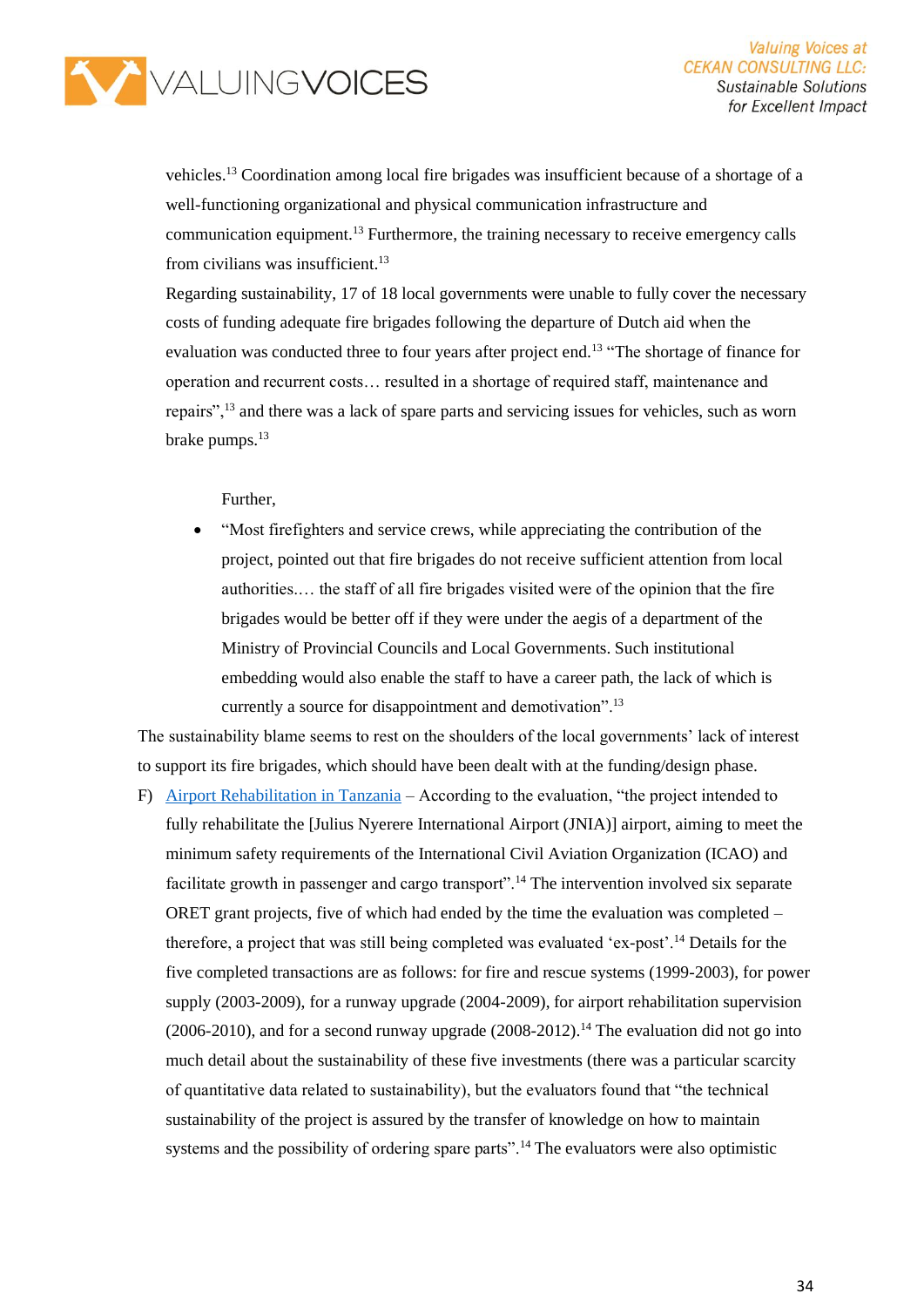vehicles.[13] Coordination among local fire brigades was insufficient because of a shortage of a well-functioning organizational and physical communication infrastructure and communication equipment.[13] Furthermore, the training necessary to receive emergency calls from civilians was insufficient.[13]

Regarding sustainability, 17 of 18 local governments were unable to fully cover the necessary costs of funding adequate fire brigades following the departure of Dutch aid when the evaluation was conducted three to four years after project end.[13] "The shortage of finance for operation and recurrent costs… resulted in a shortage of required staff, maintenance and repairs",[13] and there was a lack of spare parts and servicing issues for vehicles, such as worn brake pumps.[13]

Further,

- "Most firefighters and service crews, while appreciating the contribution of the project, pointed out that fire brigades do not receive sufficient attention from local authorities.… the staff of all fire brigades visited were of the opinion that the fire brigades would be better off if they were under the aegis of a department of the Ministry of Provincial Councils and Local Governments. Such institutional embedding would also enable the staff to have a career path, the lack of which is currently a source for disappointment and demotivation".[13]

The sustainability blame seems to rest on the shoulders of the local governments' lack of interest to support its fire brigades, which should have been dealt with at the funding/design phase.

F) Airport Rehabilitation in Tanzania – According to the evaluation, "the project intended to fully rehabilitate the [Julius Nyerere International Airport (JNIA)] airport, aiming to meet the minimum safety requirements of the International Civil Aviation Organization (ICAO) and facilitate growth in passenger and cargo transport".[14] The intervention involved six separate ORET grant projects, five of which had ended by the time the evaluation was completed – therefore, a project that was still being completed was evaluated 'ex-post'.[14] Details for the five completed transactions are as follows: for fire and rescue systems (1999-2003), for power supply (2003-2009), for a runway upgrade (2004-2009), for airport rehabilitation supervision (2006-2010), and for a second runway upgrade (2008-2012).[14] The evaluation did not go into much detail about the sustainability of these five investments (there was a particular scarcity of quantitative data related to sustainability), but the evaluators found that "the technical sustainability of the project is assured by the transfer of knowledge on how to maintain systems and the possibility of ordering spare parts".[14] The evaluators were also optimistic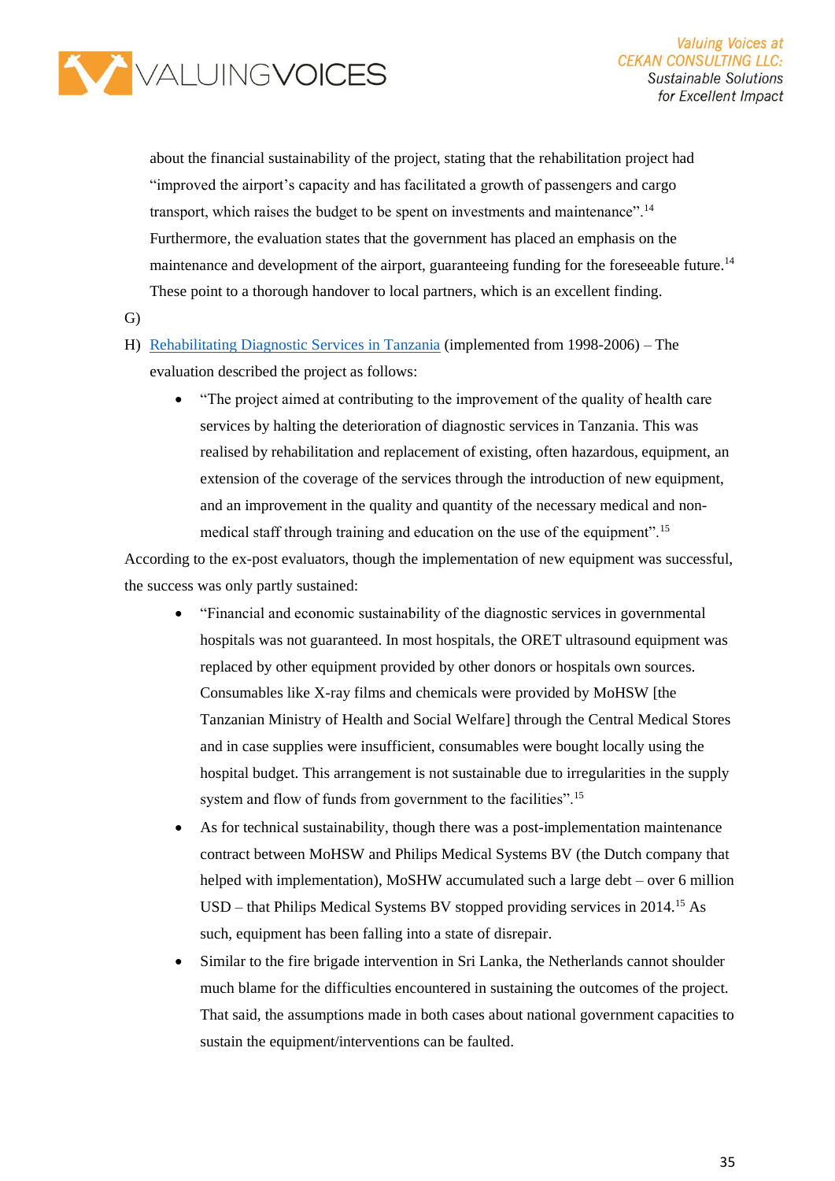about the financial sustainability of the project, stating that the rehabilitation project had "improved the airport's capacity and has facilitated a growth of passengers and cargo transport, which raises the budget to be spent on investments and maintenance".[14] Furthermore, the evaluation states that the government has placed an emphasis on the maintenance and development of the airport, guaranteeing funding for the foreseeable future.[14] These point to a thorough handover to local partners, which is an excellent finding.

G)

H) [Rehabilitating Diagnostic Services in Tanzania]() (implemented from 1998-2006) – The evaluation described the project as follows:

- "The project aimed at contributing to the improvement of the quality of health care services by halting the deterioration of diagnostic services in Tanzania. This was realised by rehabilitation and replacement of existing, often hazardous, equipment, an extension of the coverage of the services through the introduction of new equipment, and an improvement in the quality and quantity of the necessary medical and non-medical staff through training and education on the use of the equipment".[15]

According to the ex-post evaluators, though the implementation of new equipment was successful, the success was only partly sustained:

- "Financial and economic sustainability of the diagnostic services in governmental hospitals was not guaranteed. In most hospitals, the ORET ultrasound equipment was replaced by other equipment provided by other donors or hospitals own sources. Consumables like X-ray films and chemicals were provided by MoHSW [the Tanzanian Ministry of Health and Social Welfare] through the Central Medical Stores and in case supplies were insufficient, consumables were bought locally using the hospital budget. This arrangement is not sustainable due to irregularities in the supply system and flow of funds from government to the facilities".[15]
- As for technical sustainability, though there was a post-implementation maintenance contract between MoHSW and Philips Medical Systems BV (the Dutch company that helped with implementation), MoSHW accumulated such a large debt – over 6 million USD – that Philips Medical Systems BV stopped providing services in 2014.[15] As such, equipment has been falling into a state of disrepair.
- Similar to the fire brigade intervention in Sri Lanka, the Netherlands cannot shoulder much blame for the difficulties encountered in sustaining the outcomes of the project. That said, the assumptions made in both cases about national government capacities to sustain the equipment/interventions can be faulted.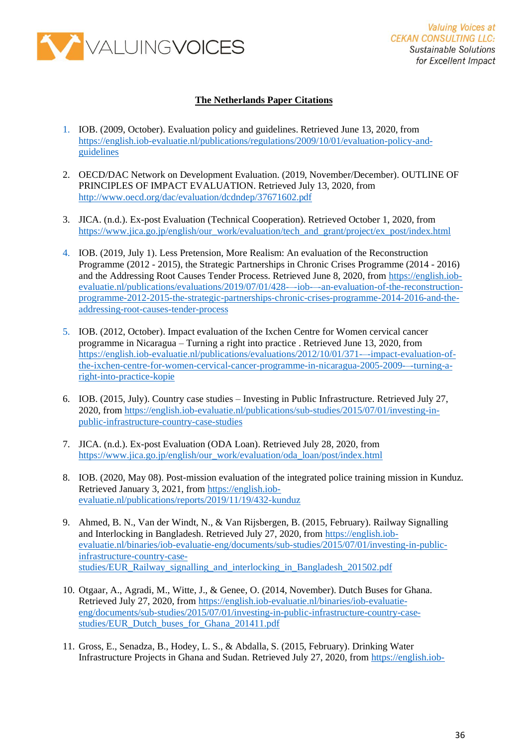**The Netherlands Paper Citations**

1. IOB. (2009, October). Evaluation policy and guidelines. Retrieved June 13, 2020, from https://english.iob-evaluatie.nl/publications/regulations/2009/10/01/evaluation-policy-and-guidelines

2. OECD/DAC Network on Development Evaluation. (2019, November/December). OUTLINE OF PRINCIPLES OF IMPACT EVALUATION. Retrieved July 13, 2020, from http://www.oecd.org/dac/evaluation/dcdndep/37671602.pdf

3. JICA. (n.d.). Ex-post Evaluation (Technical Cooperation). Retrieved October 1, 2020, from https://www.jica.go.jp/english/our_work/evaluation/tech_and_grant/project/ex_post/index.html

4. IOB. (2019, July 1). Less Pretension, More Realism: An evaluation of the Reconstruction Programme (2012 - 2015), the Strategic Partnerships in Chronic Crises Programme (2014 - 2016) and the Addressing Root Causes Tender Process. Retrieved June 8, 2020, from https://english.iob-evaluatie.nl/publications/evaluations/2019/07/01/428-–-iob-–-an-evaluation-of-the-reconstruction-programme-2012-2015-the-strategic-partnerships-chronic-crises-programme-2014-2016-and-the-addressing-root-causes-tender-process

5. IOB. (2012, October). Impact evaluation of the Ixchen Centre for Women cervical cancer programme in Nicaragua – Turning a right into practice . Retrieved June 13, 2020, from https://english.iob-evaluatie.nl/publications/evaluations/2012/10/01/371-–-impact-evaluation-of-the-ixchen-centre-for-women-cervical-cancer-programme-in-nicaragua-2005-2009-–-turning-a-right-into-practice-kopie

6. IOB. (2015, July). Country case studies – Investing in Public Infrastructure. Retrieved July 27, 2020, from https://english.iob-evaluatie.nl/publications/sub-studies/2015/07/01/investing-in-public-infrastructure-country-case-studies

7. JICA. (n.d.). Ex-post Evaluation (ODA Loan). Retrieved July 28, 2020, from https://www.jica.go.jp/english/our_work/evaluation/oda_loan/post/index.html

8. IOB. (2020, May 08). Post-mission evaluation of the integrated police training mission in Kunduz. Retrieved January 3, 2021, from https://english.iob-evaluatie.nl/publications/reports/2019/11/19/432-kunduz

9. Ahmed, B. N., Van der Windt, N., & Van Rijsbergen, B. (2015, February). Railway Signalling and Interlocking in Bangladesh. Retrieved July 27, 2020, from https://english.iob-evaluatie.nl/binaries/iob-evaluatie-eng/documents/sub-studies/2015/07/01/investing-in-public-infrastructure-country-case-studies/EUR_Railway_signalling_and_interlocking_in_Bangladesh_201502.pdf

10. Otgaar, A., Agradi, M., Witte, J., & Genee, O. (2014, November). Dutch Buses for Ghana. Retrieved July 27, 2020, from https://english.iob-evaluatie.nl/binaries/iob-evaluatie-eng/documents/sub-studies/2015/07/01/investing-in-public-infrastructure-country-case-studies/EUR_Dutch_buses_for_Ghana_201411.pdf

11. Gross, E., Senadza, B., Hodey, L. S., & Abdalla, S. (2015, February). Drinking Water Infrastructure Projects in Ghana and Sudan. Retrieved July 27, 2020, from https://english.iob-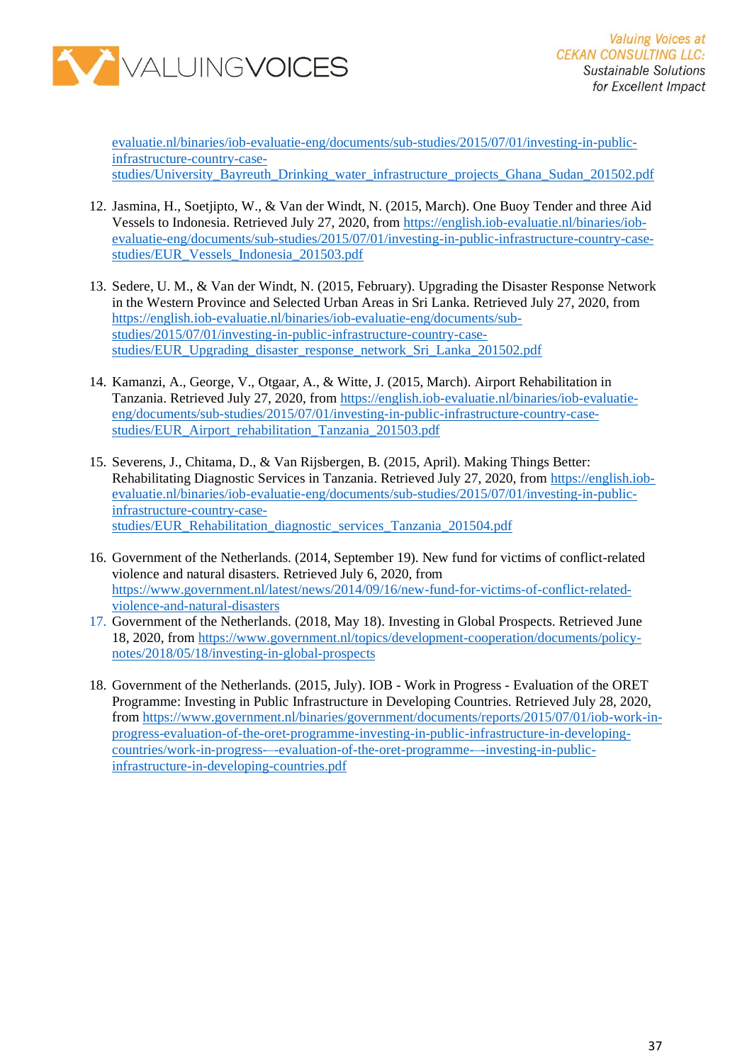evaluatie.nl/binaries/iob-evaluatie-eng/documents/sub-studies/2015/07/01/investing-in-public-infrastructure-country-case-studies/University_Bayreuth_Drinking_water_infrastructure_projects_Ghana_Sudan_201502.pdf

12. Jasmina, H., Soetjipto, W., & Van der Windt, N. (2015, March). One Buoy Tender and three Aid Vessels to Indonesia. Retrieved July 27, 2020, from https://english.iob-evaluatie.nl/binaries/iob-evaluatie-eng/documents/sub-studies/2015/07/01/investing-in-public-infrastructure-country-case-studies/EUR_Vessels_Indonesia_201503.pdf

13. Sedere, U. M., & Van der Windt, N. (2015, February). Upgrading the Disaster Response Network in the Western Province and Selected Urban Areas in Sri Lanka. Retrieved July 27, 2020, from https://english.iob-evaluatie.nl/binaries/iob-evaluatie-eng/documents/sub-studies/2015/07/01/investing-in-public-infrastructure-country-case-studies/EUR_Upgrading_disaster_response_network_Sri_Lanka_201502.pdf

14. Kamanzi, A., George, V., Otgaar, A., & Witte, J. (2015, March). Airport Rehabilitation in Tanzania. Retrieved July 27, 2020, from https://english.iob-evaluatie.nl/binaries/iob-evaluatie-eng/documents/sub-studies/2015/07/01/investing-in-public-infrastructure-country-case-studies/EUR_Airport_rehabilitation_Tanzania_201503.pdf

15. Severens, J., Chitama, D., & Van Rijsbergen, B. (2015, April). Making Things Better: Rehabilitating Diagnostic Services in Tanzania. Retrieved July 27, 2020, from https://english.iob-evaluatie.nl/binaries/iob-evaluatie-eng/documents/sub-studies/2015/07/01/investing-in-public-infrastructure-country-case-studies/EUR_Rehabilitation_diagnostic_services_Tanzania_201504.pdf

16. Government of the Netherlands. (2014, September 19). New fund for victims of conflict-related violence and natural disasters. Retrieved July 6, 2020, from https://www.government.nl/latest/news/2014/09/16/new-fund-for-victims-of-conflict-related-violence-and-natural-disasters
17. Government of the Netherlands. (2018, May 18). Investing in Global Prospects. Retrieved June 18, 2020, from https://www.government.nl/topics/development-cooperation/documents/policy-notes/2018/05/18/investing-in-global-prospects

18. Government of the Netherlands. (2015, July). IOB - Work in Progress - Evaluation of the ORET Programme: Investing in Public Infrastructure in Developing Countries. Retrieved July 28, 2020, from https://www.government.nl/binaries/government/documents/reports/2015/07/01/iob-work-in-progress-evaluation-of-the-oret-programme-investing-in-public-infrastructure-in-developing-countries/work-in-progress-–-evaluation-of-the-oret-programme-–-investing-in-public-infrastructure-in-developing-countries.pdf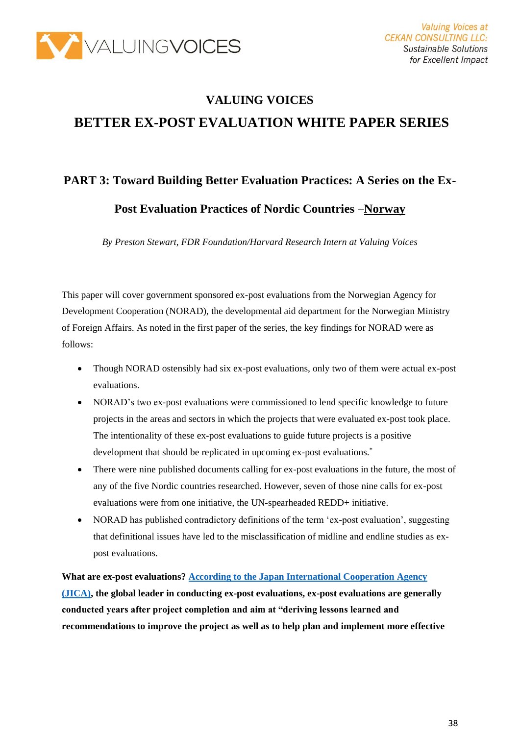# VALUING VOICES

# BETTER EX-POST EVALUATION WHITE PAPER SERIES

## PART 3: Toward Building Better Evaluation Practices: A Series on the Ex-Post Evaluation Practices of Nordic Countries –Norway

*By Preston Stewart, FDR Foundation/Harvard Research Intern at Valuing Voices*

This paper will cover government sponsored ex-post evaluations from the Norwegian Agency for Development Cooperation (NORAD), the developmental aid department for the Norwegian Ministry of Foreign Affairs. As noted in the first paper of the series, the key findings for NORAD were as follows:

- Though NORAD ostensibly had six ex-post evaluations, only two of them were actual ex-post evaluations.
- NORAD's two ex-post evaluations were commissioned to lend specific knowledge to future projects in the areas and sectors in which the projects that were evaluated ex-post took place. The intentionality of these ex-post evaluations to guide future projects is a positive development that should be replicated in upcoming ex-post evaluations.[*]
- There were nine published documents calling for ex-post evaluations in the future, the most of any of the five Nordic countries researched. However, seven of those nine calls for ex-post evaluations were from one initiative, the UN-spearheaded REDD+ initiative.
- NORAD has published contradictory definitions of the term 'ex-post evaluation', suggesting that definitional issues have led to the misclassification of midline and endline studies as ex-post evaluations.

**What are ex-post evaluations? [According to the Japan International Cooperation Agency (JICA)](), the global leader in conducting ex-post evaluations, ex-post evaluations are generally conducted years after project completion and aim at "deriving lessons learned and recommendations to improve the project as well as to help plan and implement more effective**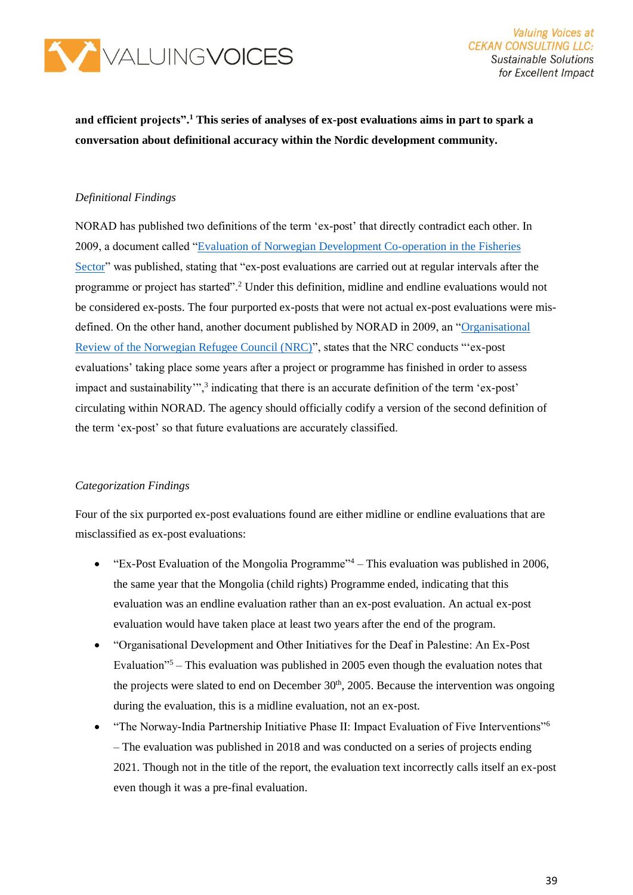**and efficient projects".[1] This series of analyses of ex-post evaluations aims in part to spark a conversation about definitional accuracy within the Nordic development community.**

*Definitional Findings*

NORAD has published two definitions of the term 'ex-post' that directly contradict each other. In 2009, a document called "Evaluation of Norwegian Development Co-operation in the Fisheries Sector" was published, stating that "ex-post evaluations are carried out at regular intervals after the programme or project has started".[2] Under this definition, midline and endline evaluations would not be considered ex-posts. The four purported ex-posts that were not actual ex-post evaluations were mis-defined. On the other hand, another document published by NORAD in 2009, an "Organisational Review of the Norwegian Refugee Council (NRC)", states that the NRC conducts "'ex-post evaluations' taking place some years after a project or programme has finished in order to assess impact and sustainability'",[3] indicating that there is an accurate definition of the term 'ex-post' circulating within NORAD. The agency should officially codify a version of the second definition of the term 'ex-post' so that future evaluations are accurately classified.

*Categorization Findings*

Four of the six purported ex-post evaluations found are either midline or endline evaluations that are misclassified as ex-post evaluations:

- "Ex-Post Evaluation of the Mongolia Programme"[4] – This evaluation was published in 2006, the same year that the Mongolia (child rights) Programme ended, indicating that this evaluation was an endline evaluation rather than an ex-post evaluation. An actual ex-post evaluation would have taken place at least two years after the end of the program.
- "Organisational Development and Other Initiatives for the Deaf in Palestine: An Ex-Post Evaluation"[5] – This evaluation was published in 2005 even though the evaluation notes that the projects were slated to end on December 30th, 2005. Because the intervention was ongoing during the evaluation, this is a midline evaluation, not an ex-post.
- "The Norway-India Partnership Initiative Phase II: Impact Evaluation of Five Interventions"[6] – The evaluation was published in 2018 and was conducted on a series of projects ending 2021. Though not in the title of the report, the evaluation text incorrectly calls itself an ex-post even though it was a pre-final evaluation.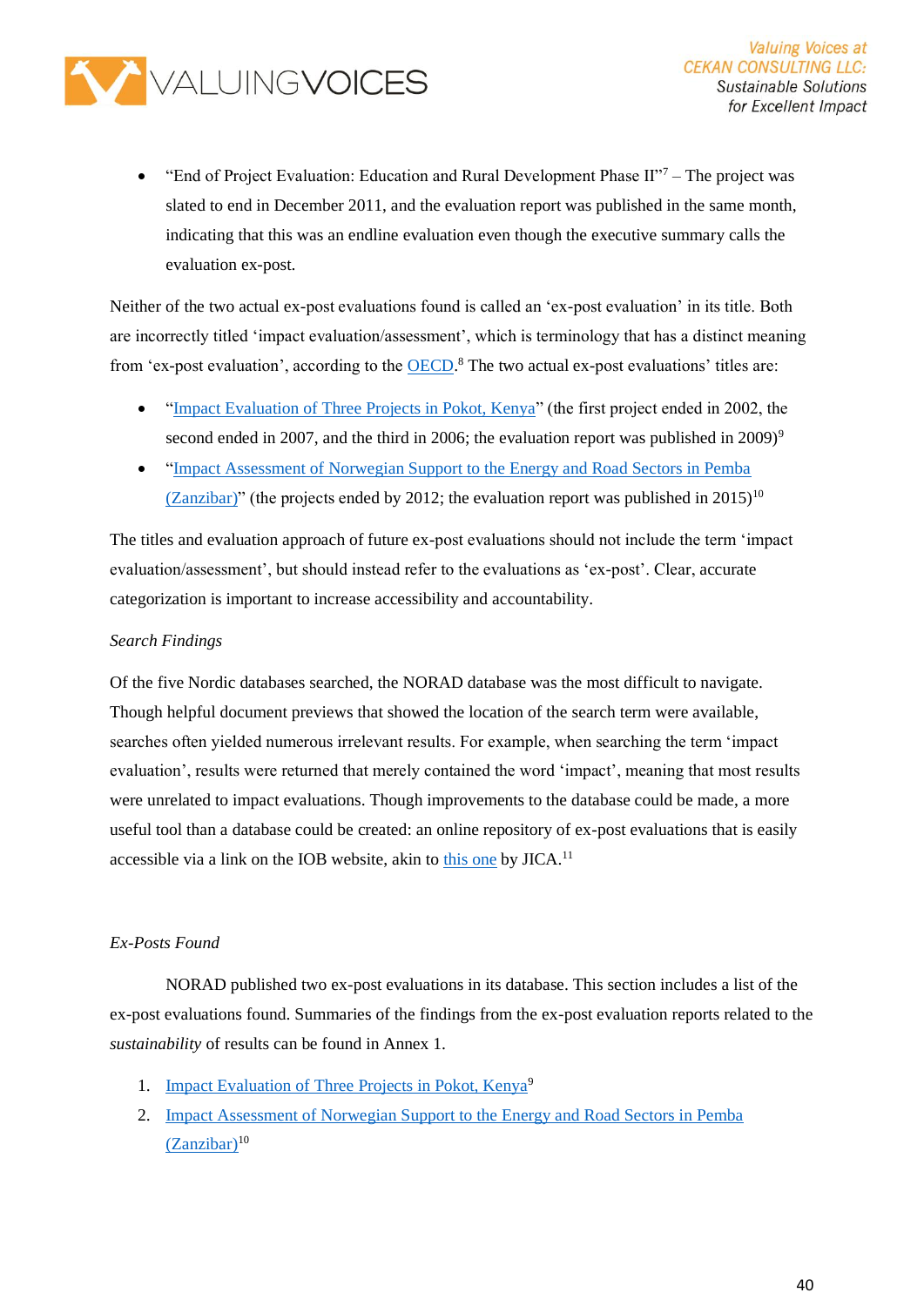- "End of Project Evaluation: Education and Rural Development Phase II"[7] – The project was slated to end in December 2011, and the evaluation report was published in the same month, indicating that this was an endline evaluation even though the executive summary calls the evaluation ex-post.

Neither of the two actual ex-post evaluations found is called an 'ex-post evaluation' in its title. Both are incorrectly titled 'impact evaluation/assessment', which is terminology that has a distinct meaning from 'ex-post evaluation', according to the OECD.[8] The two actual ex-post evaluations' titles are:

- "Impact Evaluation of Three Projects in Pokot, Kenya" (the first project ended in 2002, the second ended in 2007, and the third in 2006; the evaluation report was published in 2009)[9]
- "Impact Assessment of Norwegian Support to the Energy and Road Sectors in Pemba (Zanzibar)" (the projects ended by 2012; the evaluation report was published in 2015)[10]

The titles and evaluation approach of future ex-post evaluations should not include the term 'impact evaluation/assessment', but should instead refer to the evaluations as 'ex-post'. Clear, accurate categorization is important to increase accessibility and accountability.

*Search Findings*

Of the five Nordic databases searched, the NORAD database was the most difficult to navigate. Though helpful document previews that showed the location of the search term were available, searches often yielded numerous irrelevant results. For example, when searching the term 'impact evaluation', results were returned that merely contained the word 'impact', meaning that most results were unrelated to impact evaluations. Though improvements to the database could be made, a more useful tool than a database could be created: an online repository of ex-post evaluations that is easily accessible via a link on the IOB website, akin to this one by JICA.[11]

*Ex-Posts Found*

NORAD published two ex-post evaluations in its database. This section includes a list of the ex-post evaluations found. Summaries of the findings from the ex-post evaluation reports related to the *sustainability* of results can be found in Annex 1.

1. Impact Evaluation of Three Projects in Pokot, Kenya[9]
2. Impact Assessment of Norwegian Support to the Energy and Road Sectors in Pemba (Zanzibar)[10]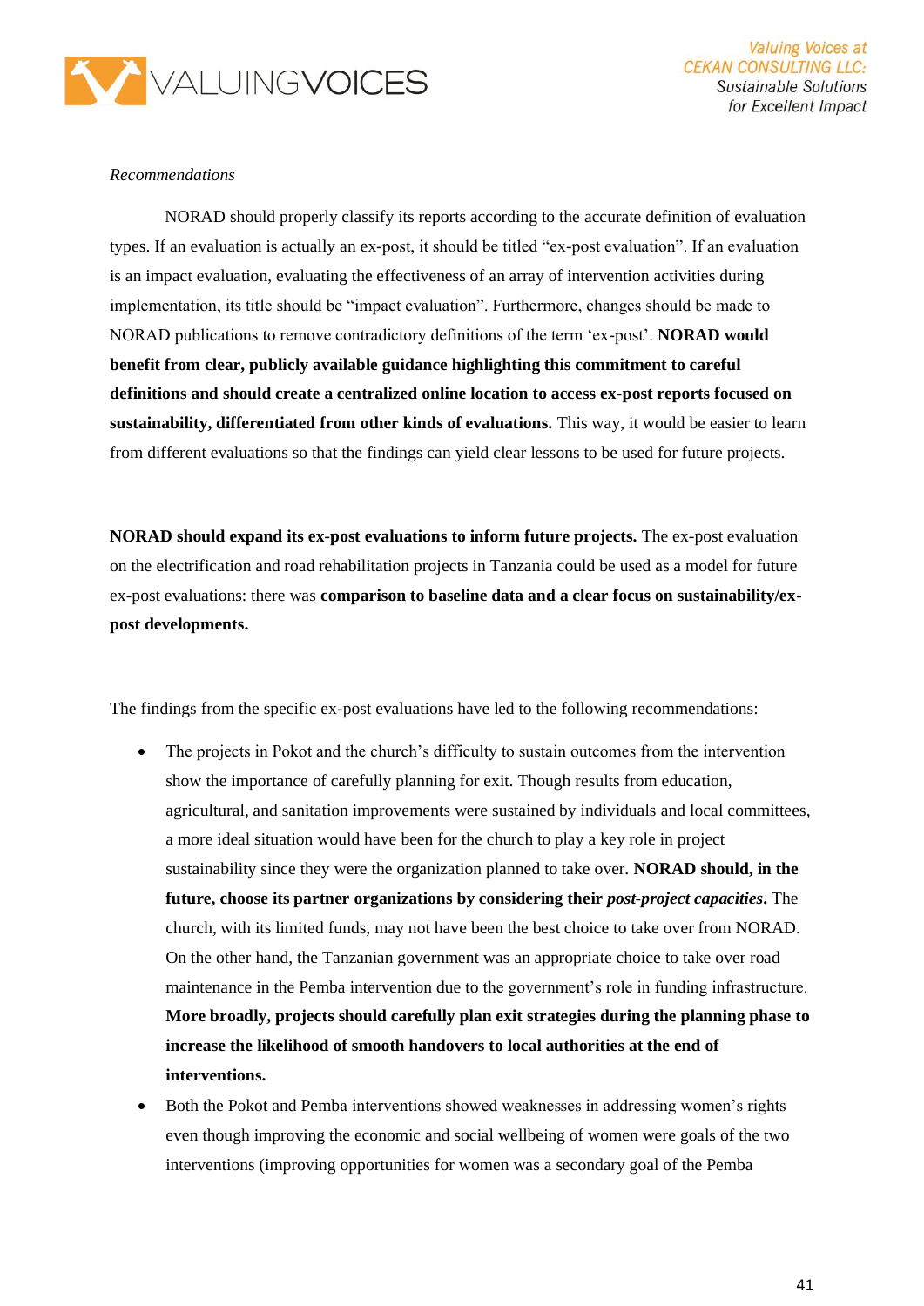*Recommendations*

NORAD should properly classify its reports according to the accurate definition of evaluation types. If an evaluation is actually an ex-post, it should be titled "ex-post evaluation". If an evaluation is an impact evaluation, evaluating the effectiveness of an array of intervention activities during implementation, its title should be "impact evaluation". Furthermore, changes should be made to NORAD publications to remove contradictory definitions of the term 'ex-post'. **NORAD would benefit from clear, publicly available guidance highlighting this commitment to careful definitions and should create a centralized online location to access ex-post reports focused on sustainability, differentiated from other kinds of evaluations.** This way, it would be easier to learn from different evaluations so that the findings can yield clear lessons to be used for future projects.

**NORAD should expand its ex-post evaluations to inform future projects.** The ex-post evaluation on the electrification and road rehabilitation projects in Tanzania could be used as a model for future ex-post evaluations: there was **comparison to baseline data and a clear focus on sustainability/ex-post developments.**

The findings from the specific ex-post evaluations have led to the following recommendations:

- The projects in Pokot and the church's difficulty to sustain outcomes from the intervention show the importance of carefully planning for exit. Though results from education, agricultural, and sanitation improvements were sustained by individuals and local committees, a more ideal situation would have been for the church to play a key role in project sustainability since they were the organization planned to take over. **NORAD should, in the future, choose its partner organizations by considering their *post-project capacities*.** The church, with its limited funds, may not have been the best choice to take over from NORAD. On the other hand, the Tanzanian government was an appropriate choice to take over road maintenance in the Pemba intervention due to the government's role in funding infrastructure. **More broadly, projects should carefully plan exit strategies during the planning phase to increase the likelihood of smooth handovers to local authorities at the end of interventions.**
- Both the Pokot and Pemba interventions showed weaknesses in addressing women's rights even though improving the economic and social wellbeing of women were goals of the two interventions (improving opportunities for women was a secondary goal of the Pemba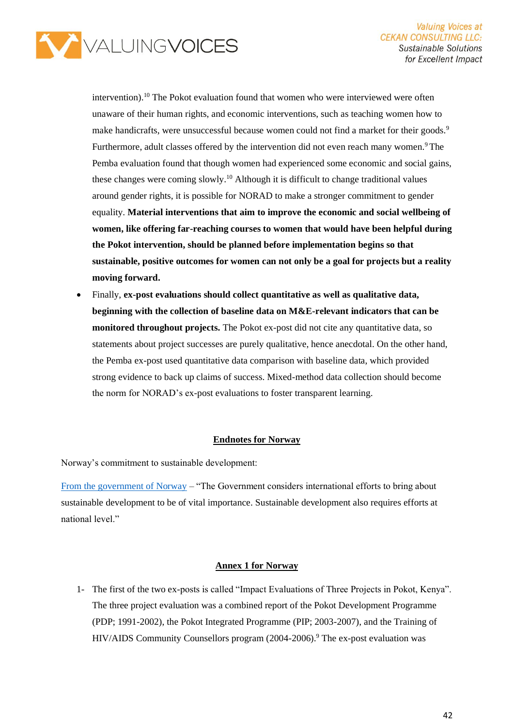intervention).[10] The Pokot evaluation found that women who were interviewed were often unaware of their human rights, and economic interventions, such as teaching women how to make handicrafts, were unsuccessful because women could not find a market for their goods.[9] Furthermore, adult classes offered by the intervention did not even reach many women.[9] The Pemba evaluation found that though women had experienced some economic and social gains, these changes were coming slowly.[10] Although it is difficult to change traditional values around gender rights, it is possible for NORAD to make a stronger commitment to gender equality. **Material interventions that aim to improve the economic and social wellbeing of women, like offering far-reaching courses to women that would have been helpful during the Pokot intervention, should be planned before implementation begins so that sustainable, positive outcomes for women can not only be a goal for projects but a reality moving forward.**

- Finally, **ex-post evaluations should collect quantitative as well as qualitative data, beginning with the collection of baseline data on M&E-relevant indicators that can be monitored throughout projects.** The Pokot ex-post did not cite any quantitative data, so statements about project successes are purely qualitative, hence anecdotal. On the other hand, the Pemba ex-post used quantitative data comparison with baseline data, which provided strong evidence to back up claims of success. Mixed-method data collection should become the norm for NORAD's ex-post evaluations to foster transparent learning.

## Endnotes for Norway

Norway's commitment to sustainable development:

From the government of Norway – "The Government considers international efforts to bring about sustainable development to be of vital importance. Sustainable development also requires efforts at national level."

## Annex 1 for Norway

1- The first of the two ex-posts is called "Impact Evaluations of Three Projects in Pokot, Kenya". The three project evaluation was a combined report of the Pokot Development Programme (PDP; 1991-2002), the Pokot Integrated Programme (PIP; 2003-2007), and the Training of HIV/AIDS Community Counsellors program (2004-2006).[9] The ex-post evaluation was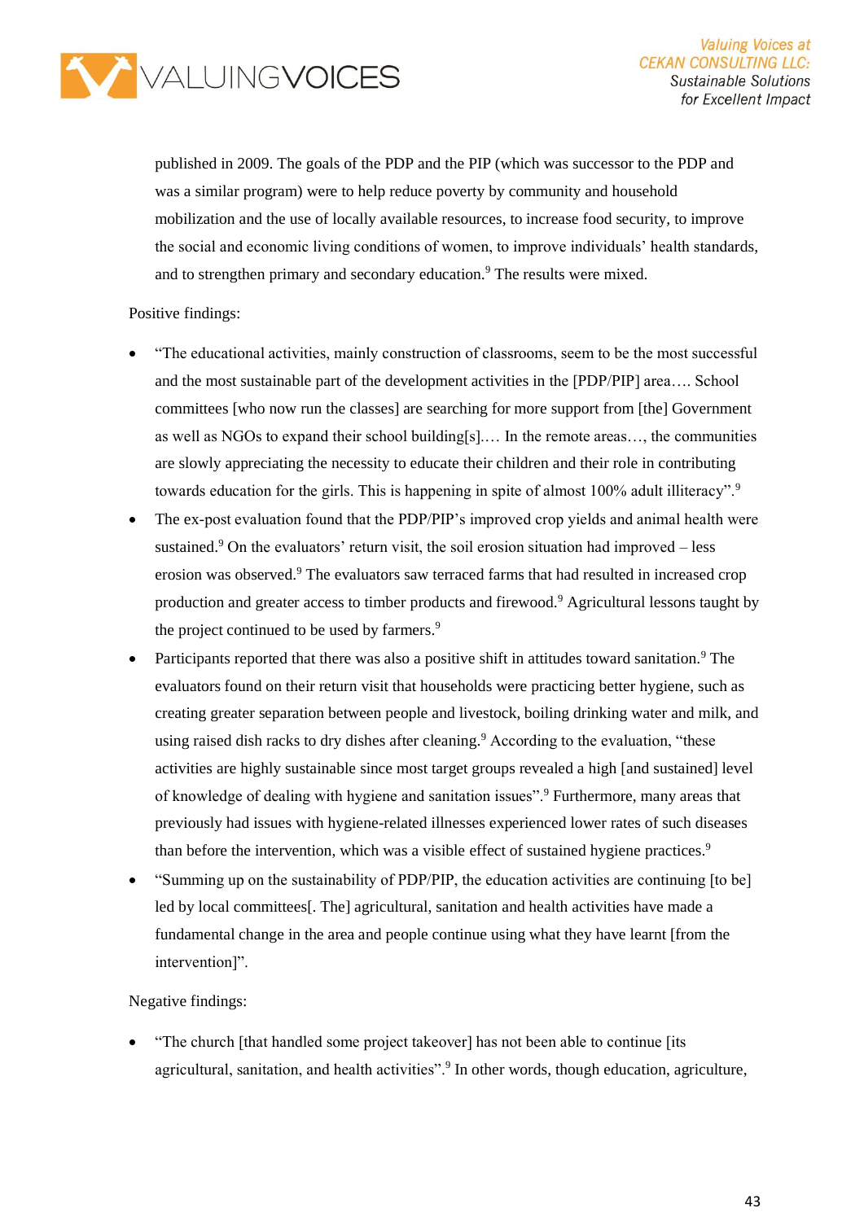published in 2009. The goals of the PDP and the PIP (which was successor to the PDP and was a similar program) were to help reduce poverty by community and household mobilization and the use of locally available resources, to increase food security, to improve the social and economic living conditions of women, to improve individuals' health standards, and to strengthen primary and secondary education.[9] The results were mixed.

Positive findings:

- "The educational activities, mainly construction of classrooms, seem to be the most successful and the most sustainable part of the development activities in the [PDP/PIP] area…. School committees [who now run the classes] are searching for more support from [the] Government as well as NGOs to expand their school building[s].… In the remote areas…, the communities are slowly appreciating the necessity to educate their children and their role in contributing towards education for the girls. This is happening in spite of almost 100% adult illiteracy".[9]
- The ex-post evaluation found that the PDP/PIP's improved crop yields and animal health were sustained.[9] On the evaluators' return visit, the soil erosion situation had improved – less erosion was observed.[9] The evaluators saw terraced farms that had resulted in increased crop production and greater access to timber products and firewood.[9] Agricultural lessons taught by the project continued to be used by farmers.[9]
- Participants reported that there was also a positive shift in attitudes toward sanitation.[9] The evaluators found on their return visit that households were practicing better hygiene, such as creating greater separation between people and livestock, boiling drinking water and milk, and using raised dish racks to dry dishes after cleaning.[9] According to the evaluation, "these activities are highly sustainable since most target groups revealed a high [and sustained] level of knowledge of dealing with hygiene and sanitation issues".[9] Furthermore, many areas that previously had issues with hygiene-related illnesses experienced lower rates of such diseases than before the intervention, which was a visible effect of sustained hygiene practices.[9]
- "Summing up on the sustainability of PDP/PIP, the education activities are continuing [to be] led by local committees[. The] agricultural, sanitation and health activities have made a fundamental change in the area and people continue using what they have learnt [from the intervention]".

Negative findings:

- "The church [that handled some project takeover] has not been able to continue [its agricultural, sanitation, and health activities".[9] In other words, though education, agriculture,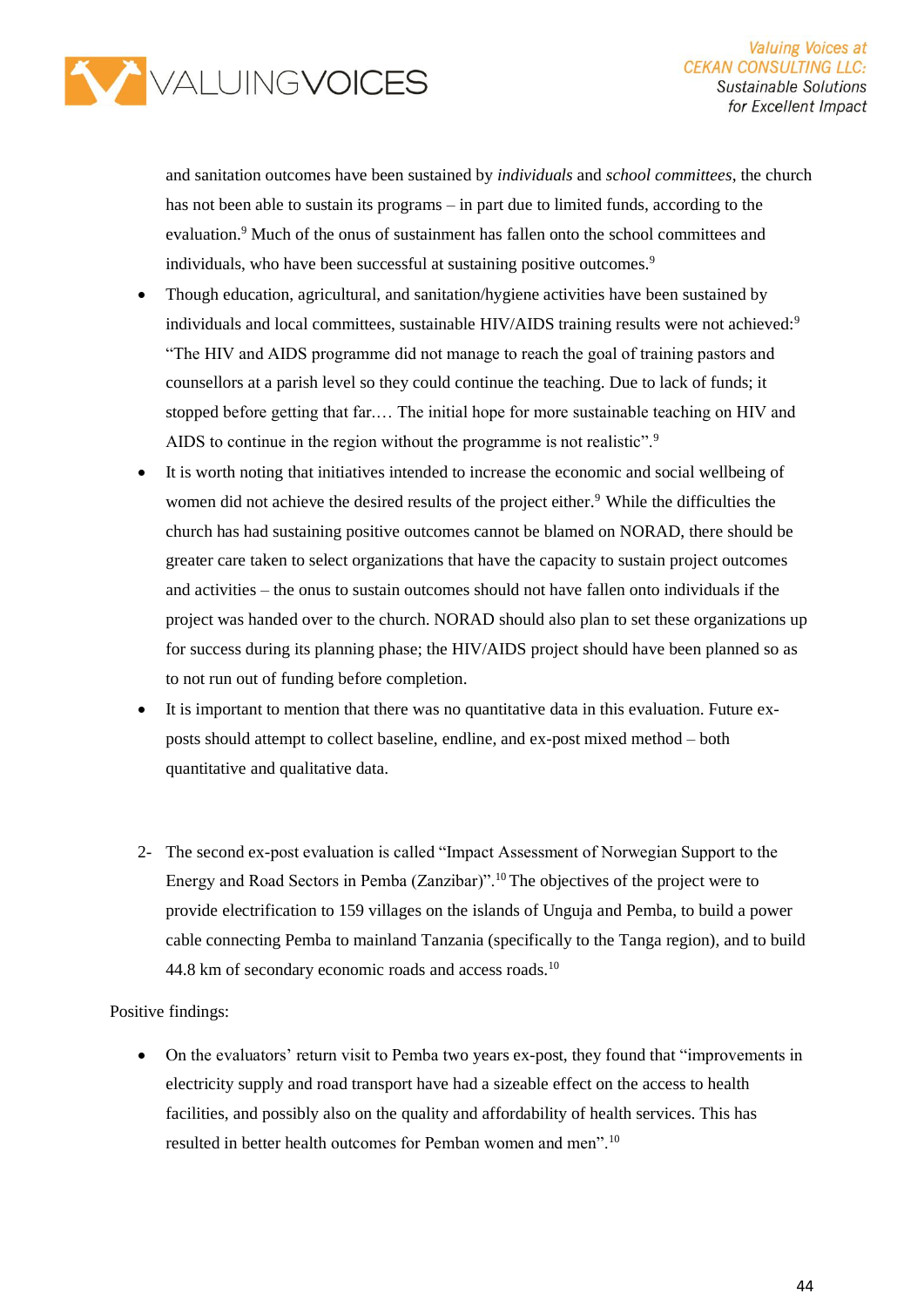and sanitation outcomes have been sustained by *individuals* and *school committees*, the church has not been able to sustain its programs – in part due to limited funds, according to the evaluation.[9] Much of the onus of sustainment has fallen onto the school committees and individuals, who have been successful at sustaining positive outcomes.[9]

- Though education, agricultural, and sanitation/hygiene activities have been sustained by individuals and local committees, sustainable HIV/AIDS training results were not achieved:[9] "The HIV and AIDS programme did not manage to reach the goal of training pastors and counsellors at a parish level so they could continue the teaching. Due to lack of funds; it stopped before getting that far.… The initial hope for more sustainable teaching on HIV and AIDS to continue in the region without the programme is not realistic".[9]
- It is worth noting that initiatives intended to increase the economic and social wellbeing of women did not achieve the desired results of the project either.[9] While the difficulties the church has had sustaining positive outcomes cannot be blamed on NORAD, there should be greater care taken to select organizations that have the capacity to sustain project outcomes and activities – the onus to sustain outcomes should not have fallen onto individuals if the project was handed over to the church. NORAD should also plan to set these organizations up for success during its planning phase; the HIV/AIDS project should have been planned so as to not run out of funding before completion.
- It is important to mention that there was no quantitative data in this evaluation. Future ex-posts should attempt to collect baseline, endline, and ex-post mixed method – both quantitative and qualitative data.

2- The second ex-post evaluation is called "Impact Assessment of Norwegian Support to the Energy and Road Sectors in Pemba (Zanzibar)".[10] The objectives of the project were to provide electrification to 159 villages on the islands of Unguja and Pemba, to build a power cable connecting Pemba to mainland Tanzania (specifically to the Tanga region), and to build 44.8 km of secondary economic roads and access roads.[10]

Positive findings:

- On the evaluators' return visit to Pemba two years ex-post, they found that "improvements in electricity supply and road transport have had a sizeable effect on the access to health facilities, and possibly also on the quality and affordability of health services. This has resulted in better health outcomes for Pemban women and men".[10]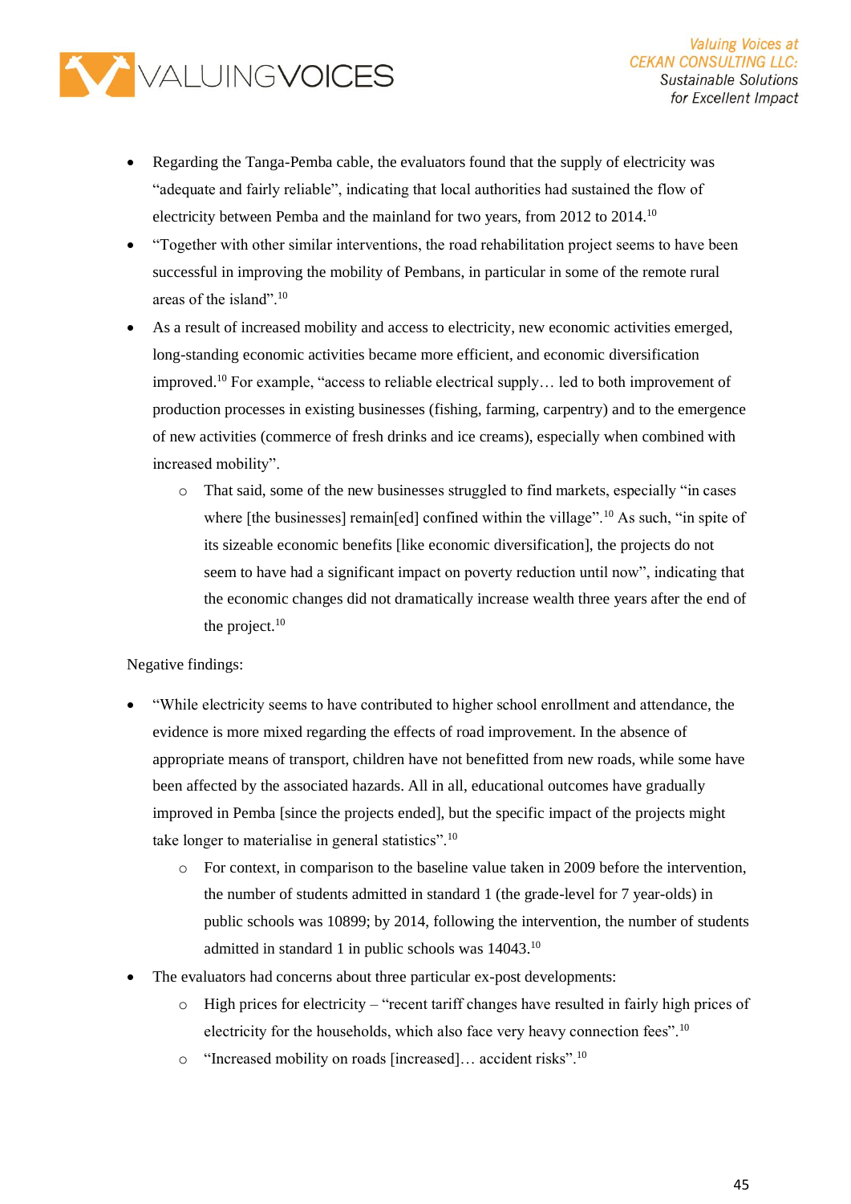- Regarding the Tanga-Pemba cable, the evaluators found that the supply of electricity was "adequate and fairly reliable", indicating that local authorities had sustained the flow of electricity between Pemba and the mainland for two years, from 2012 to 2014.[10]
- "Together with other similar interventions, the road rehabilitation project seems to have been successful in improving the mobility of Pembans, in particular in some of the remote rural areas of the island".[10]
- As a result of increased mobility and access to electricity, new economic activities emerged, long-standing economic activities became more efficient, and economic diversification improved.[10] For example, "access to reliable electrical supply… led to both improvement of production processes in existing businesses (fishing, farming, carpentry) and to the emergence of new activities (commerce of fresh drinks and ice creams), especially when combined with increased mobility".
    - That said, some of the new businesses struggled to find markets, especially "in cases where [the businesses] remain[ed] confined within the village".[10] As such, "in spite of its sizeable economic benefits [like economic diversification], the projects do not seem to have had a significant impact on poverty reduction until now", indicating that the economic changes did not dramatically increase wealth three years after the end of the project.[10]

Negative findings:

- "While electricity seems to have contributed to higher school enrollment and attendance, the evidence is more mixed regarding the effects of road improvement. In the absence of appropriate means of transport, children have not benefitted from new roads, while some have been affected by the associated hazards. All in all, educational outcomes have gradually improved in Pemba [since the projects ended], but the specific impact of the projects might take longer to materialise in general statistics".[10]
    - For context, in comparison to the baseline value taken in 2009 before the intervention, the number of students admitted in standard 1 (the grade-level for 7 year-olds) in public schools was 10899; by 2014, following the intervention, the number of students admitted in standard 1 in public schools was 14043.[10]
- The evaluators had concerns about three particular ex-post developments:
    - High prices for electricity – "recent tariff changes have resulted in fairly high prices of electricity for the households, which also face very heavy connection fees".[10]
    - "Increased mobility on roads [increased]… accident risks".[10]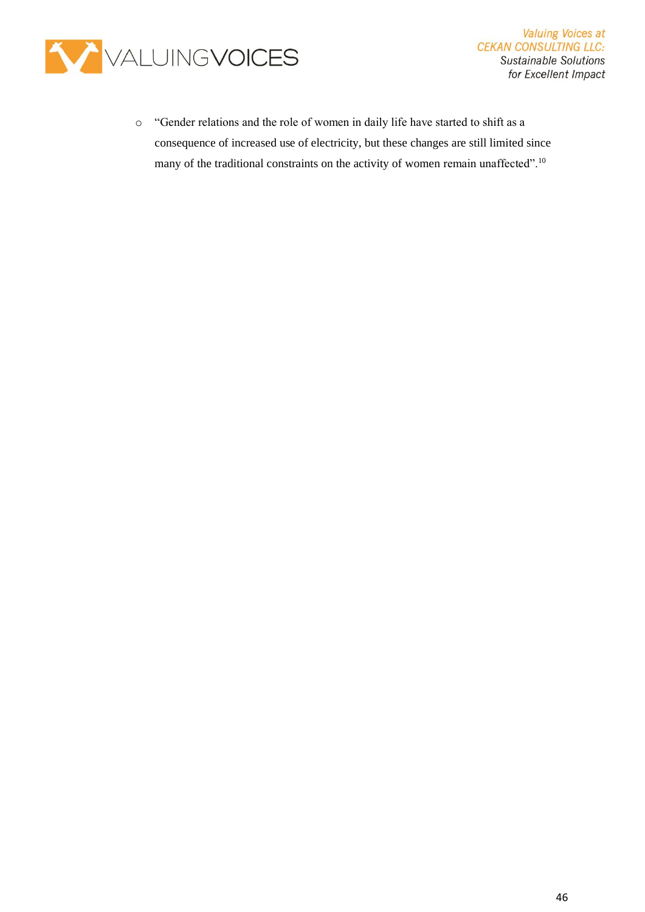- "Gender relations and the role of women in daily life have started to shift as a consequence of increased use of electricity, but these changes are still limited since many of the traditional constraints on the activity of women remain unaffected".[10]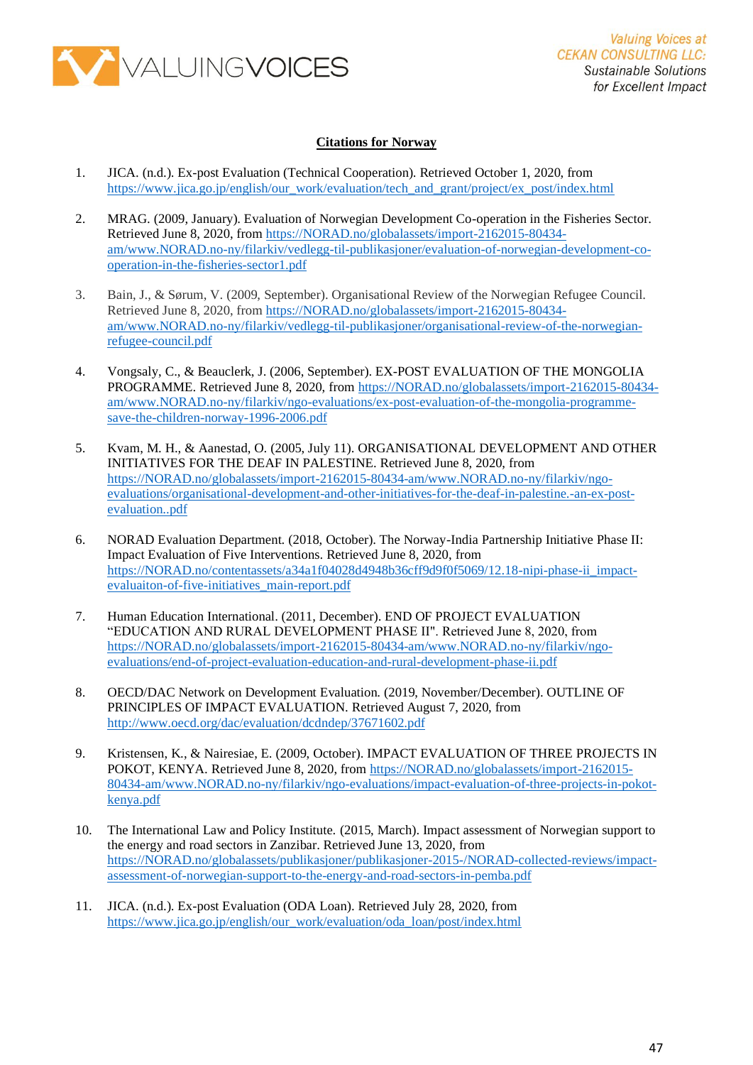**Citations for Norway**

1. JICA. (n.d.). Ex-post Evaluation (Technical Cooperation). Retrieved October 1, 2020, from https://www.jica.go.jp/english/our_work/evaluation/tech_and_grant/project/ex_post/index.html

2. MRAG. (2009, January). Evaluation of Norwegian Development Co-operation in the Fisheries Sector. Retrieved June 8, 2020, from https://NORAD.no/globalassets/import-2162015-80434-am/www.NORAD.no-ny/filarkiv/vedlegg-til-publikasjoner/evaluation-of-norwegian-development-co-operation-in-the-fisheries-sector1.pdf

3. Bain, J., & Sørum, V. (2009, September). Organisational Review of the Norwegian Refugee Council. Retrieved June 8, 2020, from https://NORAD.no/globalassets/import-2162015-80434-am/www.NORAD.no-ny/filarkiv/vedlegg-til-publikasjoner/organisational-review-of-the-norwegian-refugee-council.pdf

4. Vongsaly, C., & Beauclerk, J. (2006, September). EX-POST EVALUATION OF THE MONGOLIA PROGRAMME. Retrieved June 8, 2020, from https://NORAD.no/globalassets/import-2162015-80434-am/www.NORAD.no-ny/filarkiv/ngo-evaluations/ex-post-evaluation-of-the-mongolia-programme-save-the-children-norway-1996-2006.pdf

5. Kvam, M. H., & Aanestad, O. (2005, July 11). ORGANISATIONAL DEVELOPMENT AND OTHER INITIATIVES FOR THE DEAF IN PALESTINE. Retrieved June 8, 2020, from https://NORAD.no/globalassets/import-2162015-80434-am/www.NORAD.no-ny/filarkiv/ngo-evaluations/organisational-development-and-other-initiatives-for-the-deaf-in-palestine.-an-ex-post-evaluation..pdf

6. NORAD Evaluation Department. (2018, October). The Norway-India Partnership Initiative Phase II: Impact Evaluation of Five Interventions. Retrieved June 8, 2020, from https://NORAD.no/contentassets/a34a1f04028d4948b36cff9d9f0f5069/12.18-nipi-phase-ii_impact-evaluaiton-of-five-initiatives_main-report.pdf

7. Human Education International. (2011, December). END OF PROJECT EVALUATION "EDUCATION AND RURAL DEVELOPMENT PHASE II". Retrieved June 8, 2020, from https://NORAD.no/globalassets/import-2162015-80434-am/www.NORAD.no-ny/filarkiv/ngo-evaluations/end-of-project-evaluation-education-and-rural-development-phase-ii.pdf

8. OECD/DAC Network on Development Evaluation. (2019, November/December). OUTLINE OF PRINCIPLES OF IMPACT EVALUATION. Retrieved August 7, 2020, from http://www.oecd.org/dac/evaluation/dcdndep/37671602.pdf

9. Kristensen, K., & Nairesiae, E. (2009, October). IMPACT EVALUATION OF THREE PROJECTS IN POKOT, KENYA. Retrieved June 8, 2020, from https://NORAD.no/globalassets/import-2162015-80434-am/www.NORAD.no-ny/filarkiv/ngo-evaluations/impact-evaluation-of-three-projects-in-pokot-kenya.pdf

10. The International Law and Policy Institute. (2015, March). Impact assessment of Norwegian support to the energy and road sectors in Zanzibar. Retrieved June 13, 2020, from https://NORAD.no/globalassets/publikasjoner/publikasjoner-2015-/NORAD-collected-reviews/impact-assessment-of-norwegian-support-to-the-energy-and-road-sectors-in-pemba.pdf

11. JICA. (n.d.). Ex-post Evaluation (ODA Loan). Retrieved July 28, 2020, from https://www.jica.go.jp/english/our_work/evaluation/oda_loan/post/index.html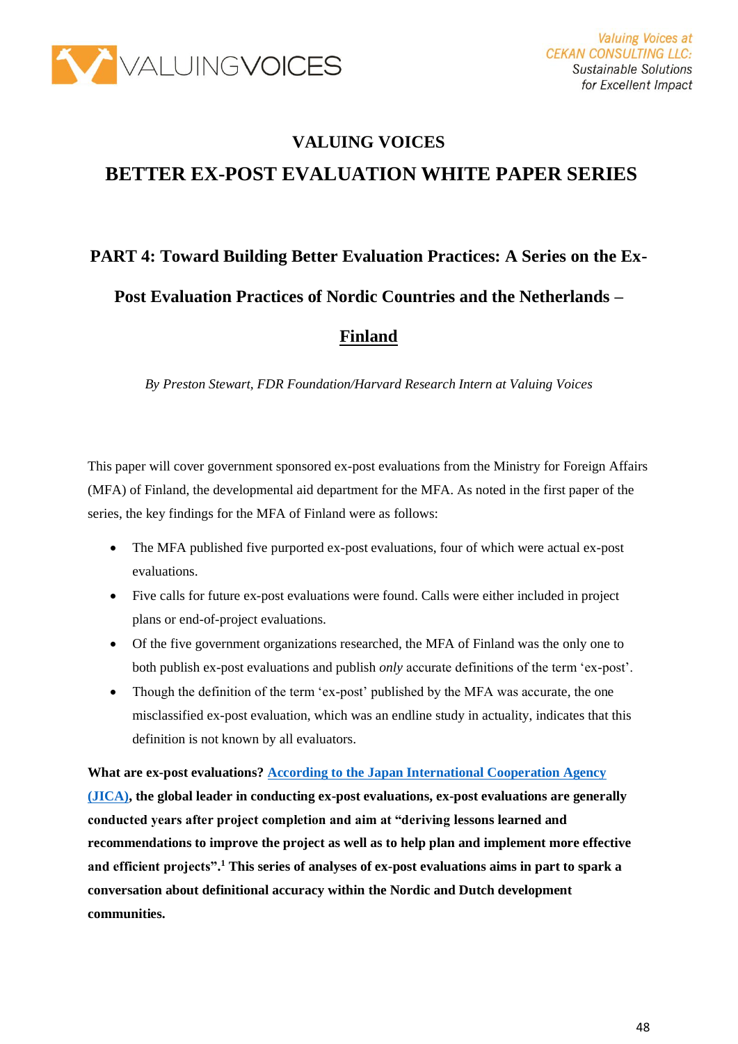# VALUING VOICES

# BETTER EX-POST EVALUATION WHITE PAPER SERIES

## PART 4: Toward Building Better Evaluation Practices: A Series on the Ex-Post Evaluation Practices of Nordic Countries and the Netherlands – Finland

*By Preston Stewart, FDR Foundation/Harvard Research Intern at Valuing Voices*

This paper will cover government sponsored ex-post evaluations from the Ministry for Foreign Affairs (MFA) of Finland, the developmental aid department for the MFA. As noted in the first paper of the series, the key findings for the MFA of Finland were as follows:

- The MFA published five purported ex-post evaluations, four of which were actual ex-post evaluations.
- Five calls for future ex-post evaluations were found. Calls were either included in project plans or end-of-project evaluations.
- Of the five government organizations researched, the MFA of Finland was the only one to both publish ex-post evaluations and publish *only* accurate definitions of the term 'ex-post'.
- Though the definition of the term 'ex-post' published by the MFA was accurate, the one misclassified ex-post evaluation, which was an endline study in actuality, indicates that this definition is not known by all evaluators.

**What are ex-post evaluations? According to the Japan International Cooperation Agency (JICA), the global leader in conducting ex-post evaluations, ex-post evaluations are generally conducted years after project completion and aim at "deriving lessons learned and recommendations to improve the project as well as to help plan and implement more effective and efficient projects".[1] This series of analyses of ex-post evaluations aims in part to spark a conversation about definitional accuracy within the Nordic and Dutch development communities.**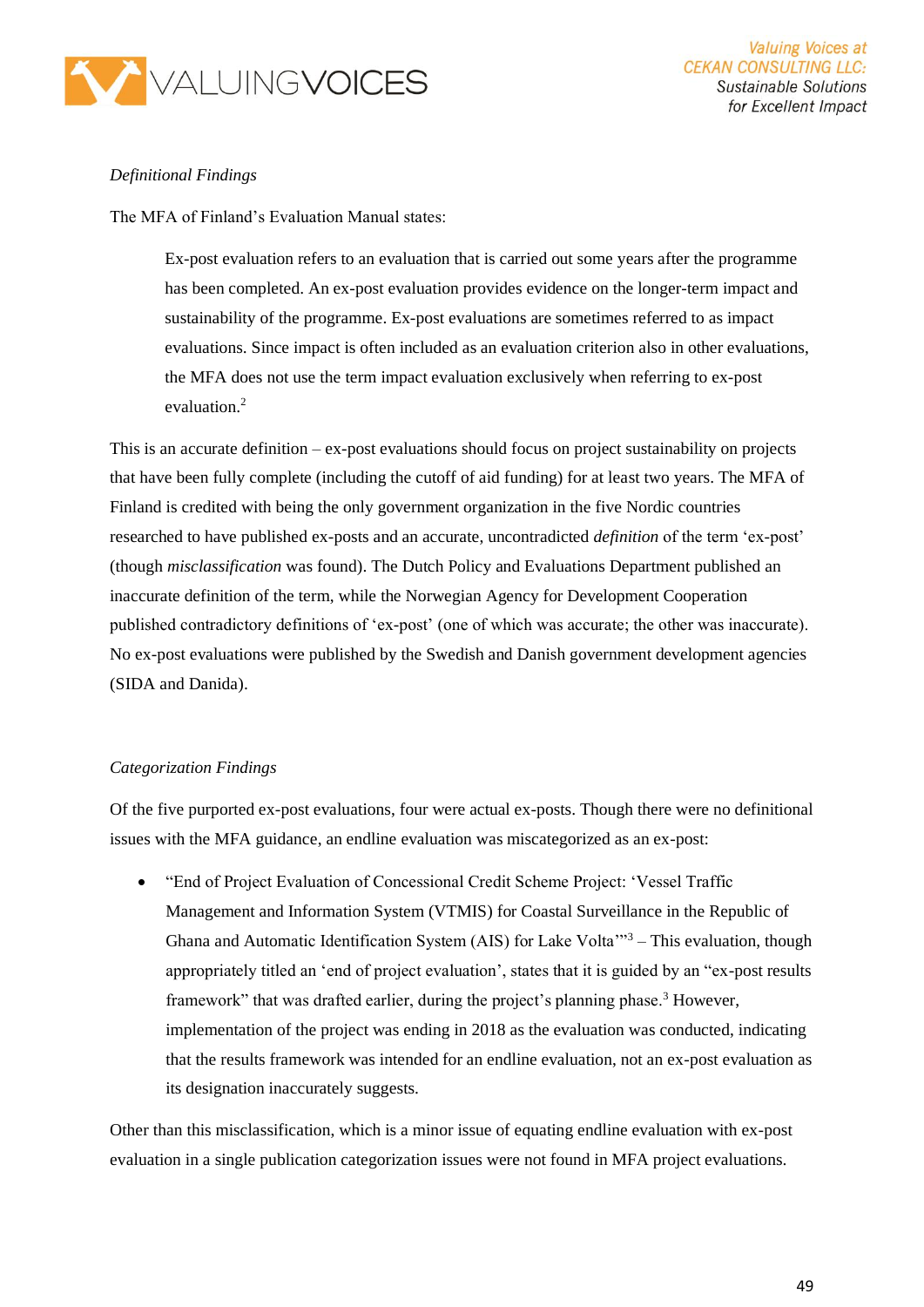*Definitional Findings*

The MFA of Finland's Evaluation Manual states:

> Ex-post evaluation refers to an evaluation that is carried out some years after the programme has been completed. An ex-post evaluation provides evidence on the longer-term impact and sustainability of the programme. Ex-post evaluations are sometimes referred to as impact evaluations. Since impact is often included as an evaluation criterion also in other evaluations, the MFA does not use the term impact evaluation exclusively when referring to ex-post evaluation.[2]

This is an accurate definition – ex-post evaluations should focus on project sustainability on projects that have been fully complete (including the cutoff of aid funding) for at least two years. The MFA of Finland is credited with being the only government organization in the five Nordic countries researched to have published ex-posts and an accurate, uncontradicted *definition* of the term 'ex-post' (though *misclassification* was found). The Dutch Policy and Evaluations Department published an inaccurate definition of the term, while the Norwegian Agency for Development Cooperation published contradictory definitions of 'ex-post' (one of which was accurate; the other was inaccurate). No ex-post evaluations were published by the Swedish and Danish government development agencies (SIDA and Danida).

*Categorization Findings*

Of the five purported ex-post evaluations, four were actual ex-posts. Though there were no definitional issues with the MFA guidance, an endline evaluation was miscategorized as an ex-post:

- "End of Project Evaluation of Concessional Credit Scheme Project: 'Vessel Traffic Management and Information System (VTMIS) for Coastal Surveillance in the Republic of Ghana and Automatic Identification System (AIS) for Lake Volta'"[3] – This evaluation, though appropriately titled an 'end of project evaluation', states that it is guided by an "ex-post results framework" that was drafted earlier, during the project's planning phase.[3] However, implementation of the project was ending in 2018 as the evaluation was conducted, indicating that the results framework was intended for an endline evaluation, not an ex-post evaluation as its designation inaccurately suggests.

Other than this misclassification, which is a minor issue of equating endline evaluation with ex-post evaluation in a single publication categorization issues were not found in MFA project evaluations.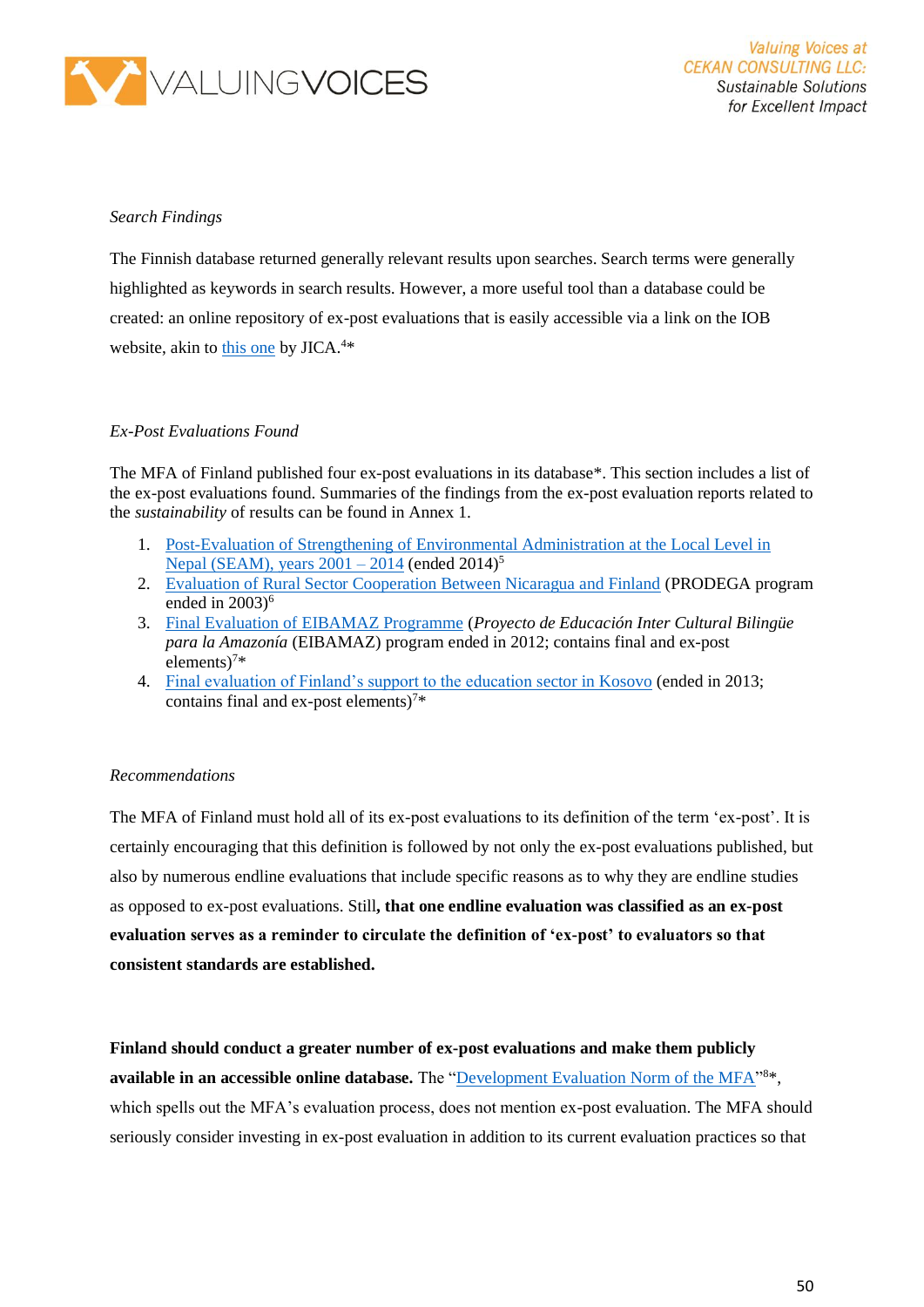*Search Findings*

The Finnish database returned generally relevant results upon searches. Search terms were generally highlighted as keywords in search results. However, a more useful tool than a database could be created: an online repository of ex-post evaluations that is easily accessible via a link on the IOB website, akin to this one by JICA.[4]*

*Ex-Post Evaluations Found*

The MFA of Finland published four ex-post evaluations in its database*. This section includes a list of the ex-post evaluations found. Summaries of the findings from the ex-post evaluation reports related to the *sustainability* of results can be found in Annex 1.

1. Post-Evaluation of Strengthening of Environmental Administration at the Local Level in Nepal (SEAM), years 2001 – 2014 (ended 2014)[5]
2. Evaluation of Rural Sector Cooperation Between Nicaragua and Finland (PRODEGA program ended in 2003)[6]
3. Final Evaluation of EIBAMAZ Programme (*Proyecto de Educación Inter Cultural Bilingüe para la Amazonía* (EIBAMAZ) program ended in 2012; contains final and ex-post elements)[7]*
4. Final evaluation of Finland's support to the education sector in Kosovo (ended in 2013; contains final and ex-post elements)[7]*

*Recommendations*

The MFA of Finland must hold all of its ex-post evaluations to its definition of the term 'ex-post'. It is certainly encouraging that this definition is followed by not only the ex-post evaluations published, but also by numerous endline evaluations that include specific reasons as to why they are endline studies as opposed to ex-post evaluations. Still**, that one endline evaluation was classified as an ex-post evaluation serves as a reminder to circulate the definition of 'ex-post' to evaluators so that consistent standards are established.**

**Finland should conduct a greater number of ex-post evaluations and make them publicly available in an accessible online database.** The "Development Evaluation Norm of the MFA"[8]*, which spells out the MFA's evaluation process, does not mention ex-post evaluation. The MFA should seriously consider investing in ex-post evaluation in addition to its current evaluation practices so that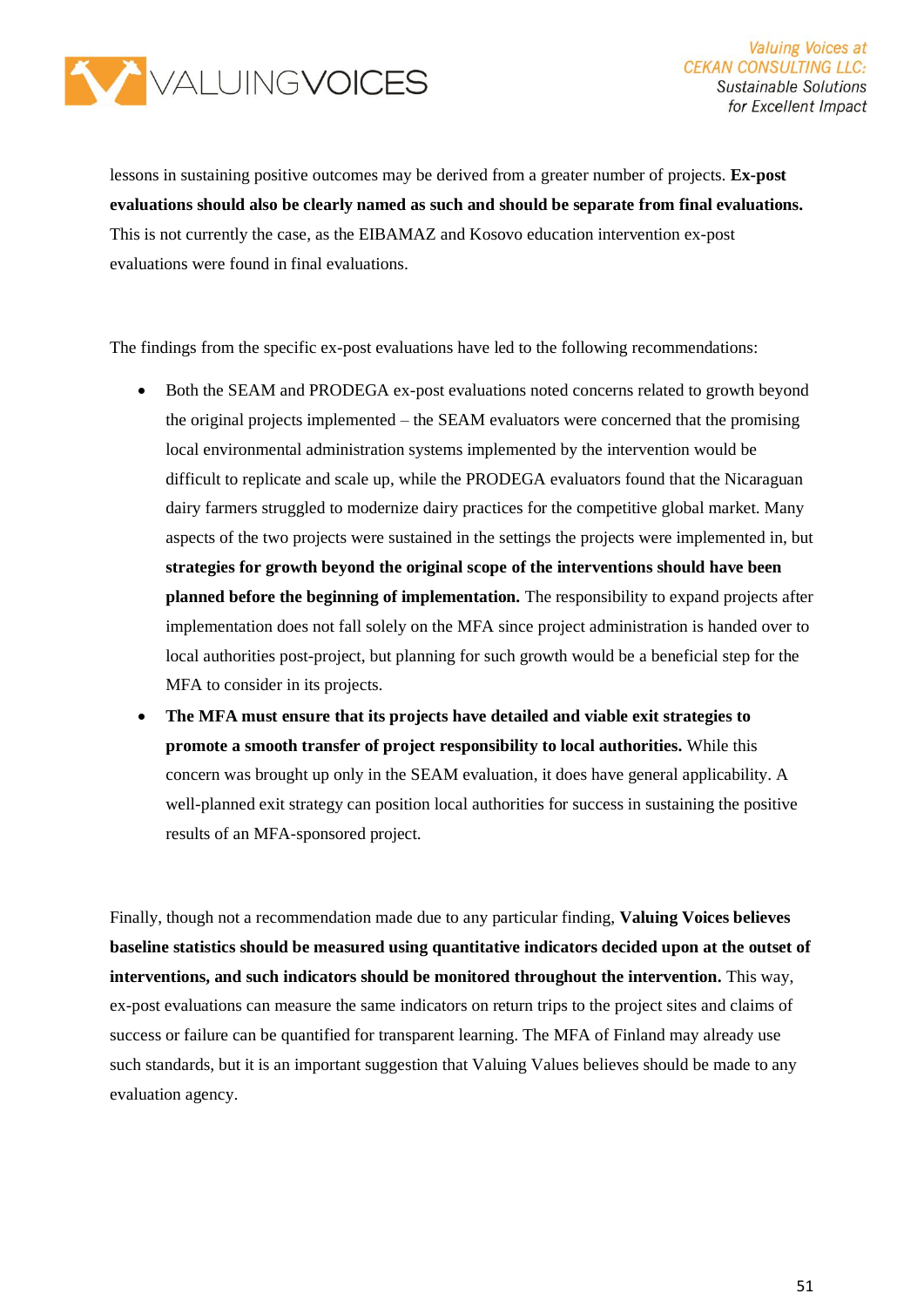lessons in sustaining positive outcomes may be derived from a greater number of projects. **Ex-post evaluations should also be clearly named as such and should be separate from final evaluations.** This is not currently the case, as the EIBAMAZ and Kosovo education intervention ex-post evaluations were found in final evaluations.

The findings from the specific ex-post evaluations have led to the following recommendations:

- Both the SEAM and PRODEGA ex-post evaluations noted concerns related to growth beyond the original projects implemented – the SEAM evaluators were concerned that the promising local environmental administration systems implemented by the intervention would be difficult to replicate and scale up, while the PRODEGA evaluators found that the Nicaraguan dairy farmers struggled to modernize dairy practices for the competitive global market. Many aspects of the two projects were sustained in the settings the projects were implemented in, but **strategies for growth beyond the original scope of the interventions should have been planned before the beginning of implementation.** The responsibility to expand projects after implementation does not fall solely on the MFA since project administration is handed over to local authorities post-project, but planning for such growth would be a beneficial step for the MFA to consider in its projects.
- **The MFA must ensure that its projects have detailed and viable exit strategies to promote a smooth transfer of project responsibility to local authorities.** While this concern was brought up only in the SEAM evaluation, it does have general applicability. A well-planned exit strategy can position local authorities for success in sustaining the positive results of an MFA-sponsored project.

Finally, though not a recommendation made due to any particular finding, **Valuing Voices believes baseline statistics should be measured using quantitative indicators decided upon at the outset of interventions, and such indicators should be monitored throughout the intervention.** This way, ex-post evaluations can measure the same indicators on return trips to the project sites and claims of success or failure can be quantified for transparent learning. The MFA of Finland may already use such standards, but it is an important suggestion that Valuing Values believes should be made to any evaluation agency.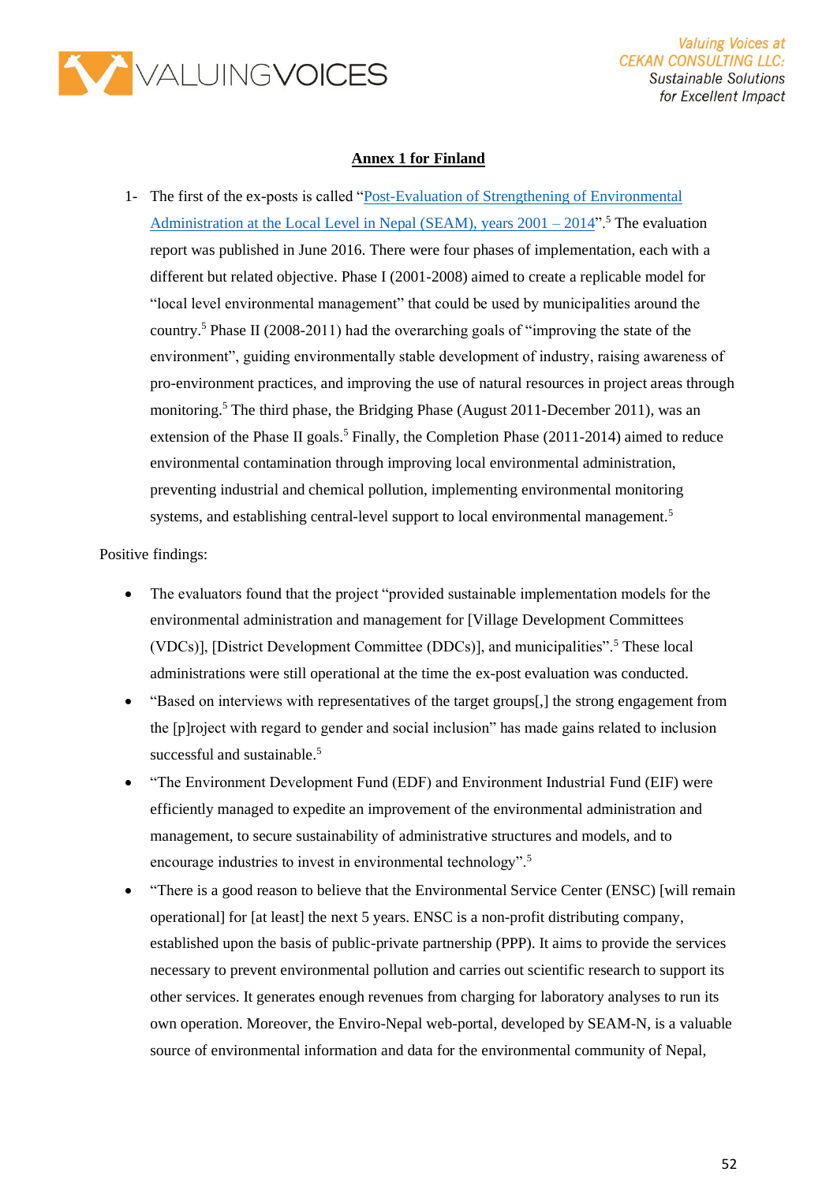**Annex 1 for Finland**

1- The first of the ex-posts is called "[Post-Evaluation of Strengthening of Environmental Administration at the Local Level in Nepal (SEAM), years 2001 – 2014]".[5] The evaluation report was published in June 2016. There were four phases of implementation, each with a different but related objective. Phase I (2001-2008) aimed to create a replicable model for "local level environmental management" that could be used by municipalities around the country.[5] Phase II (2008-2011) had the overarching goals of "improving the state of the environment", guiding environmentally stable development of industry, raising awareness of pro-environment practices, and improving the use of natural resources in project areas through monitoring.[5] The third phase, the Bridging Phase (August 2011-December 2011), was an extension of the Phase II goals.[5] Finally, the Completion Phase (2011-2014) aimed to reduce environmental contamination through improving local environmental administration, preventing industrial and chemical pollution, implementing environmental monitoring systems, and establishing central-level support to local environmental management.[5]

Positive findings:

- The evaluators found that the project "provided sustainable implementation models for the environmental administration and management for [Village Development Committees (VDCs)], [District Development Committee (DDCs)], and municipalities".[5] These local administrations were still operational at the time the ex-post evaluation was conducted.
- "Based on interviews with representatives of the target groups[,] the strong engagement from the [p]roject with regard to gender and social inclusion" has made gains related to inclusion successful and sustainable.[5]
- "The Environment Development Fund (EDF) and Environment Industrial Fund (EIF) were efficiently managed to expedite an improvement of the environmental administration and management, to secure sustainability of administrative structures and models, and to encourage industries to invest in environmental technology".[5]
- "There is a good reason to believe that the Environmental Service Center (ENSC) [will remain operational] for [at least] the next 5 years. ENSC is a non-profit distributing company, established upon the basis of public-private partnership (PPP). It aims to provide the services necessary to prevent environmental pollution and carries out scientific research to support its other services. It generates enough revenues from charging for laboratory analyses to run its own operation. Moreover, the Enviro-Nepal web-portal, developed by SEAM-N, is a valuable source of environmental information and data for the environmental community of Nepal,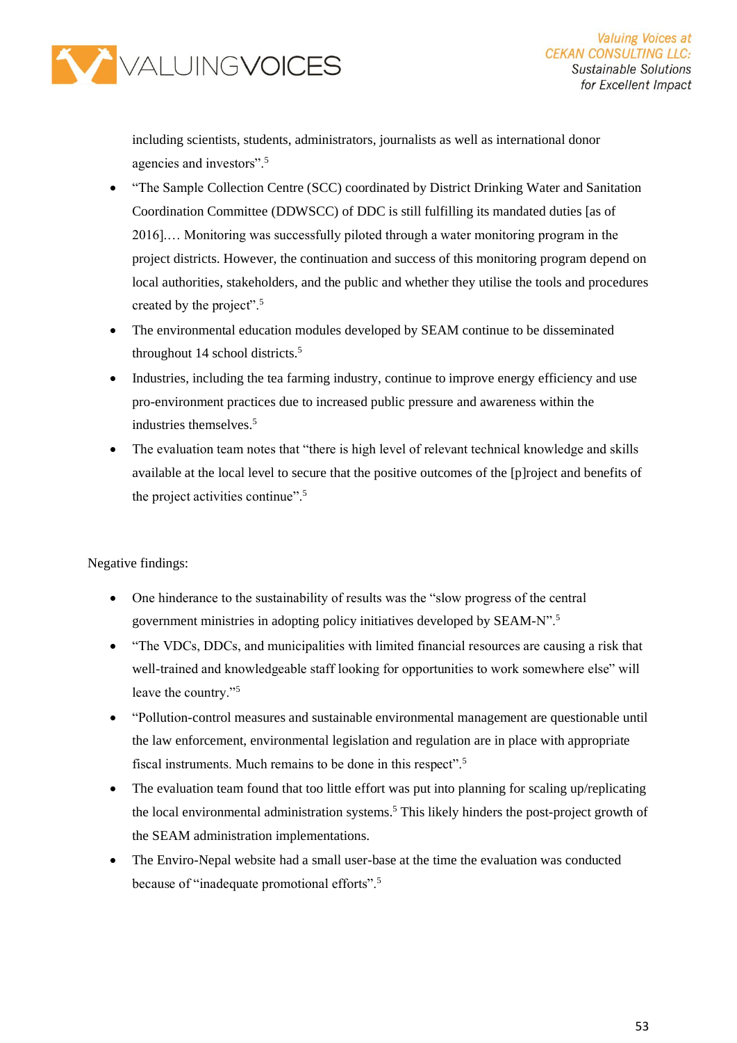including scientists, students, administrators, journalists as well as international donor agencies and investors".[5]

- "The Sample Collection Centre (SCC) coordinated by District Drinking Water and Sanitation Coordination Committee (DDWSCC) of DDC is still fulfilling its mandated duties [as of 2016]…. Monitoring was successfully piloted through a water monitoring program in the project districts. However, the continuation and success of this monitoring program depend on local authorities, stakeholders, and the public and whether they utilise the tools and procedures created by the project".[5]
- The environmental education modules developed by SEAM continue to be disseminated throughout 14 school districts.[5]
- Industries, including the tea farming industry, continue to improve energy efficiency and use pro-environment practices due to increased public pressure and awareness within the industries themselves.[5]
- The evaluation team notes that "there is high level of relevant technical knowledge and skills available at the local level to secure that the positive outcomes of the [p]roject and benefits of the project activities continue".[5]

Negative findings:

- One hinderance to the sustainability of results was the "slow progress of the central government ministries in adopting policy initiatives developed by SEAM-N".[5]
- "The VDCs, DDCs, and municipalities with limited financial resources are causing a risk that well-trained and knowledgeable staff looking for opportunities to work somewhere else" will leave the country."[5]
- "Pollution-control measures and sustainable environmental management are questionable until the law enforcement, environmental legislation and regulation are in place with appropriate fiscal instruments. Much remains to be done in this respect".[5]
- The evaluation team found that too little effort was put into planning for scaling up/replicating the local environmental administration systems.[5] This likely hinders the post-project growth of the SEAM administration implementations.
- The Enviro-Nepal website had a small user-base at the time the evaluation was conducted because of "inadequate promotional efforts".[5]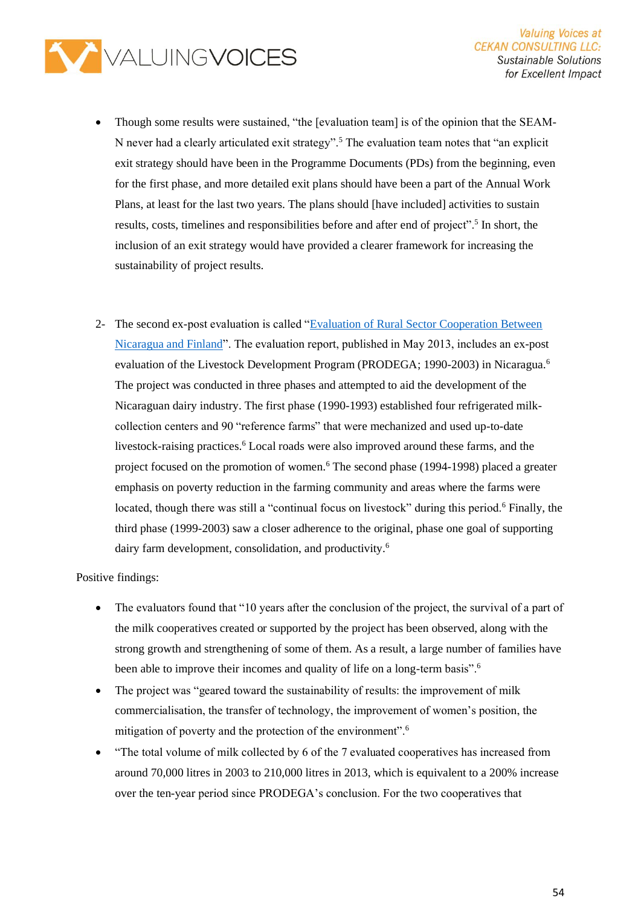- Though some results were sustained, "the [evaluation team] is of the opinion that the SEAM-N never had a clearly articulated exit strategy".[5] The evaluation team notes that "an explicit exit strategy should have been in the Programme Documents (PDs) from the beginning, even for the first phase, and more detailed exit plans should have been a part of the Annual Work Plans, at least for the last two years. The plans should [have included] activities to sustain results, costs, timelines and responsibilities before and after end of project".[5] In short, the inclusion of an exit strategy would have provided a clearer framework for increasing the sustainability of project results.

2- The second ex-post evaluation is called "[Evaluation of Rural Sector Cooperation Between Nicaragua and Finland]()". The evaluation report, published in May 2013, includes an ex-post evaluation of the Livestock Development Program (PRODEGA; 1990-2003) in Nicaragua.[6] The project was conducted in three phases and attempted to aid the development of the Nicaraguan dairy industry. The first phase (1990-1993) established four refrigerated milk-collection centers and 90 "reference farms" that were mechanized and used up-to-date livestock-raising practices.[6] Local roads were also improved around these farms, and the project focused on the promotion of women.[6] The second phase (1994-1998) placed a greater emphasis on poverty reduction in the farming community and areas where the farms were located, though there was still a "continual focus on livestock" during this period.[6] Finally, the third phase (1999-2003) saw a closer adherence to the original, phase one goal of supporting dairy farm development, consolidation, and productivity.[6]

Positive findings:

- The evaluators found that "10 years after the conclusion of the project, the survival of a part of the milk cooperatives created or supported by the project has been observed, along with the strong growth and strengthening of some of them. As a result, a large number of families have been able to improve their incomes and quality of life on a long-term basis".[6]
- The project was "geared toward the sustainability of results: the improvement of milk commercialisation, the transfer of technology, the improvement of women's position, the mitigation of poverty and the protection of the environment".[6]
- "The total volume of milk collected by 6 of the 7 evaluated cooperatives has increased from around 70,000 litres in 2003 to 210,000 litres in 2013, which is equivalent to a 200% increase over the ten-year period since PRODEGA's conclusion. For the two cooperatives that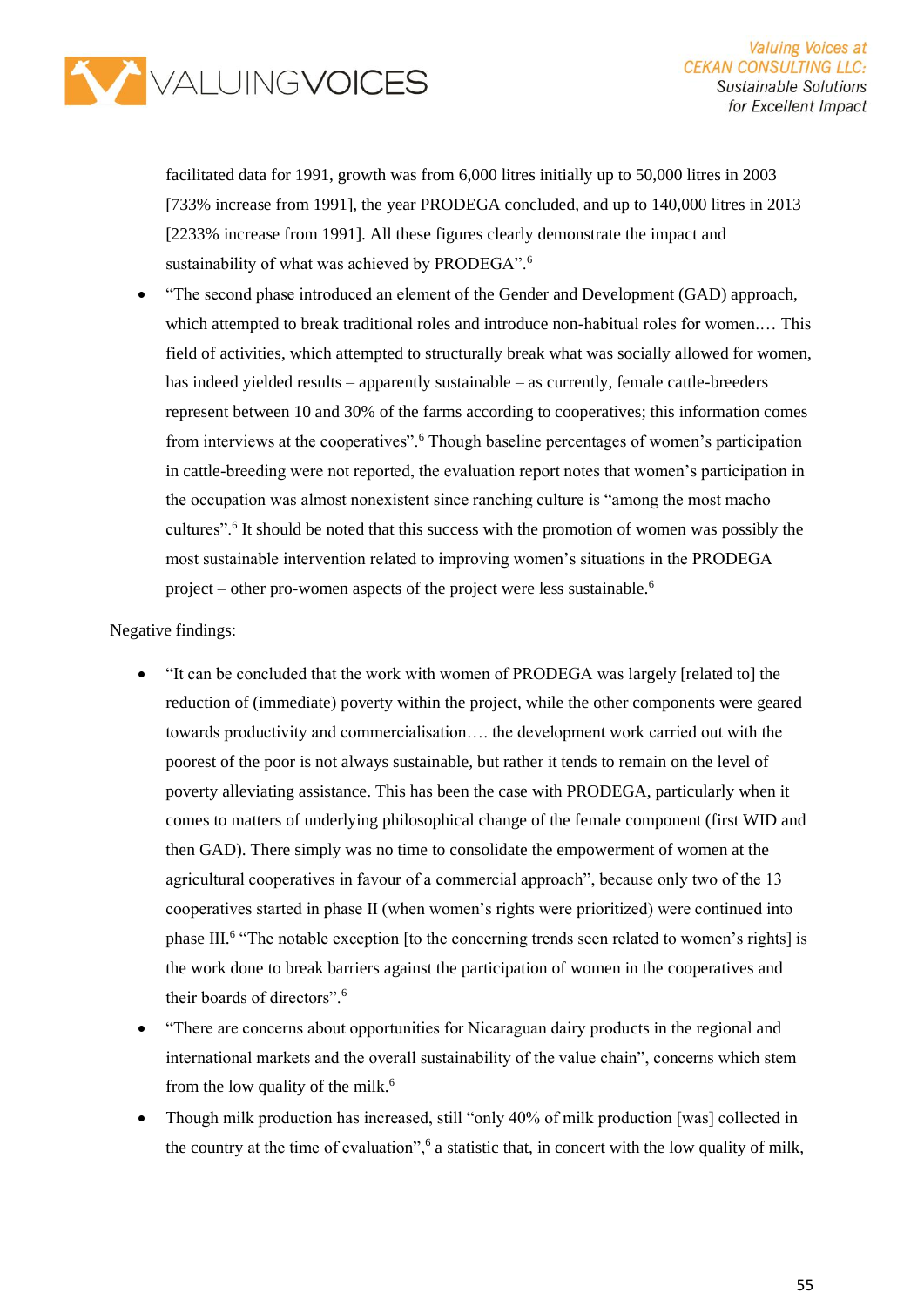facilitated data for 1991, growth was from 6,000 litres initially up to 50,000 litres in 2003 [733% increase from 1991], the year PRODEGA concluded, and up to 140,000 litres in 2013 [2233% increase from 1991]. All these figures clearly demonstrate the impact and sustainability of what was achieved by PRODEGA".[6]

- "The second phase introduced an element of the Gender and Development (GAD) approach, which attempted to break traditional roles and introduce non-habitual roles for women.… This field of activities, which attempted to structurally break what was socially allowed for women, has indeed yielded results – apparently sustainable – as currently, female cattle-breeders represent between 10 and 30% of the farms according to cooperatives; this information comes from interviews at the cooperatives".[6] Though baseline percentages of women's participation in cattle-breeding were not reported, the evaluation report notes that women's participation in the occupation was almost nonexistent since ranching culture is "among the most macho cultures".[6] It should be noted that this success with the promotion of women was possibly the most sustainable intervention related to improving women's situations in the PRODEGA project – other pro-women aspects of the project were less sustainable.[6]

Negative findings:

- "It can be concluded that the work with women of PRODEGA was largely [related to] the reduction of (immediate) poverty within the project, while the other components were geared towards productivity and commercialisation…. the development work carried out with the poorest of the poor is not always sustainable, but rather it tends to remain on the level of poverty alleviating assistance. This has been the case with PRODEGA, particularly when it comes to matters of underlying philosophical change of the female component (first WID and then GAD). There simply was no time to consolidate the empowerment of women at the agricultural cooperatives in favour of a commercial approach", because only two of the 13 cooperatives started in phase II (when women's rights were prioritized) were continued into phase III.[6] "The notable exception [to the concerning trends seen related to women's rights] is the work done to break barriers against the participation of women in the cooperatives and their boards of directors".[6]
- "There are concerns about opportunities for Nicaraguan dairy products in the regional and international markets and the overall sustainability of the value chain", concerns which stem from the low quality of the milk.[6]
- Though milk production has increased, still "only 40% of milk production [was] collected in the country at the time of evaluation",[6] a statistic that, in concert with the low quality of milk,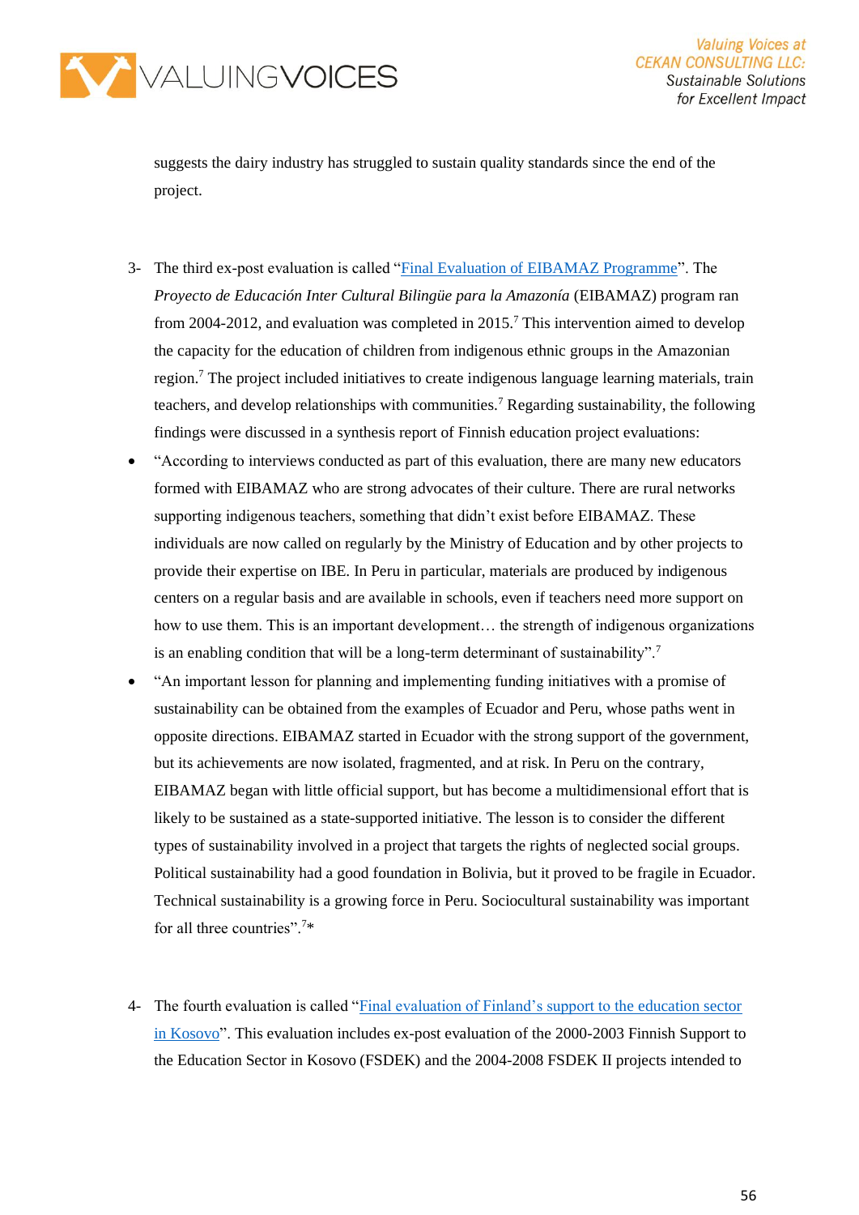suggests the dairy industry has struggled to sustain quality standards since the end of the project.

3- The third ex-post evaluation is called "[Final Evaluation of EIBAMAZ Programme]". The *Proyecto de Educación Inter Cultural Bilingüe para la Amazonía* (EIBAMAZ) program ran from 2004-2012, and evaluation was completed in 2015.[7] This intervention aimed to develop the capacity for the education of children from indigenous ethnic groups in the Amazonian region.[7] The project included initiatives to create indigenous language learning materials, train teachers, and develop relationships with communities.[7] Regarding sustainability, the following findings were discussed in a synthesis report of Finnish education project evaluations:

- "According to interviews conducted as part of this evaluation, there are many new educators formed with EIBAMAZ who are strong advocates of their culture. There are rural networks supporting indigenous teachers, something that didn't exist before EIBAMAZ. These individuals are now called on regularly by the Ministry of Education and by other projects to provide their expertise on IBE. In Peru in particular, materials are produced by indigenous centers on a regular basis and are available in schools, even if teachers need more support on how to use them. This is an important development… the strength of indigenous organizations is an enabling condition that will be a long-term determinant of sustainability".[7]
- "An important lesson for planning and implementing funding initiatives with a promise of sustainability can be obtained from the examples of Ecuador and Peru, whose paths went in opposite directions. EIBAMAZ started in Ecuador with the strong support of the government, but its achievements are now isolated, fragmented, and at risk. In Peru on the contrary, EIBAMAZ began with little official support, but has become a multidimensional effort that is likely to be sustained as a state-supported initiative. The lesson is to consider the different types of sustainability involved in a project that targets the rights of neglected social groups. Political sustainability had a good foundation in Bolivia, but it proved to be fragile in Ecuador. Technical sustainability is a growing force in Peru. Sociocultural sustainability was important for all three countries".[7]*

4- The fourth evaluation is called "[Final evaluation of Finland's support to the education sector in Kosovo]". This evaluation includes ex-post evaluation of the 2000-2003 Finnish Support to the Education Sector in Kosovo (FSDEK) and the 2004-2008 FSDEK II projects intended to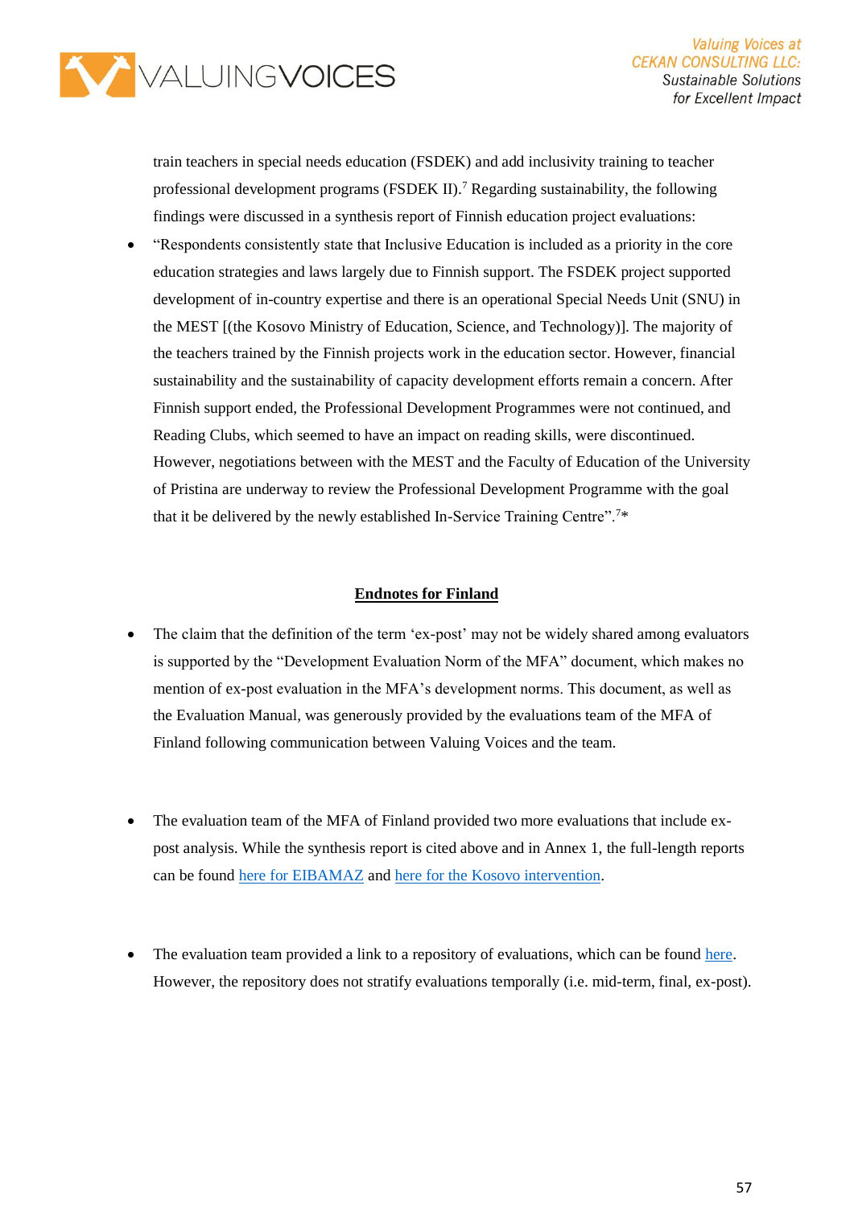train teachers in special needs education (FSDEK) and add inclusivity training to teacher professional development programs (FSDEK II).[7] Regarding sustainability, the following findings were discussed in a synthesis report of Finnish education project evaluations:

- "Respondents consistently state that Inclusive Education is included as a priority in the core education strategies and laws largely due to Finnish support. The FSDEK project supported development of in-country expertise and there is an operational Special Needs Unit (SNU) in the MEST [(the Kosovo Ministry of Education, Science, and Technology)]. The majority of the teachers trained by the Finnish projects work in the education sector. However, financial sustainability and the sustainability of capacity development efforts remain a concern. After Finnish support ended, the Professional Development Programmes were not continued, and Reading Clubs, which seemed to have an impact on reading skills, were discontinued. However, negotiations between with the MEST and the Faculty of Education of the University of Pristina are underway to review the Professional Development Programme with the goal that it be delivered by the newly established In-Service Training Centre".[7]*

## Endnotes for Finland

- The claim that the definition of the term 'ex-post' may not be widely shared among evaluators is supported by the "Development Evaluation Norm of the MFA" document, which makes no mention of ex-post evaluation in the MFA's development norms. This document, as well as the Evaluation Manual, was generously provided by the evaluations team of the MFA of Finland following communication between Valuing Voices and the team.

- The evaluation team of the MFA of Finland provided two more evaluations that include ex-post analysis. While the synthesis report is cited above and in Annex 1, the full-length reports can be found here for EIBAMAZ and here for the Kosovo intervention.

- The evaluation team provided a link to a repository of evaluations, which can be found here. However, the repository does not stratify evaluations temporally (i.e. mid-term, final, ex-post).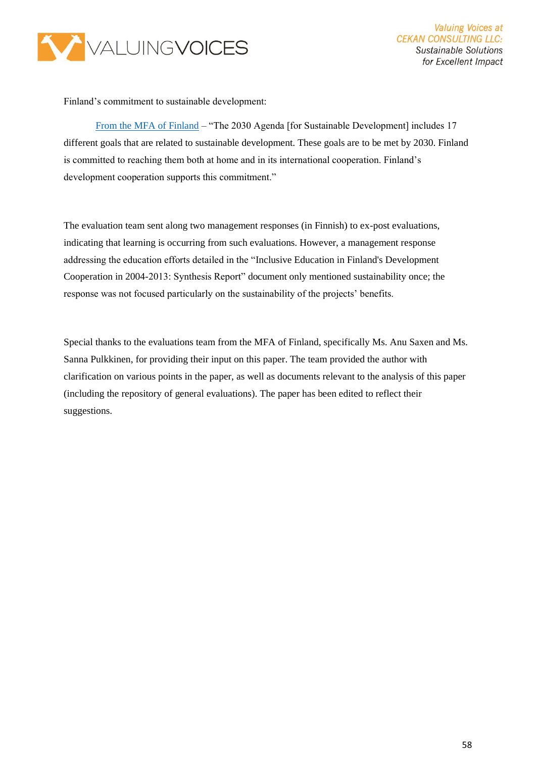Finland's commitment to sustainable development:

From the MFA of Finland – "The 2030 Agenda [for Sustainable Development] includes 17 different goals that are related to sustainable development. These goals are to be met by 2030. Finland is committed to reaching them both at home and in its international cooperation. Finland's development cooperation supports this commitment."

The evaluation team sent along two management responses (in Finnish) to ex-post evaluations, indicating that learning is occurring from such evaluations. However, a management response addressing the education efforts detailed in the "Inclusive Education in Finland's Development Cooperation in 2004-2013: Synthesis Report" document only mentioned sustainability once; the response was not focused particularly on the sustainability of the projects' benefits.

Special thanks to the evaluations team from the MFA of Finland, specifically Ms. Anu Saxen and Ms. Sanna Pulkkinen, for providing their input on this paper. The team provided the author with clarification on various points in the paper, as well as documents relevant to the analysis of this paper (including the repository of general evaluations). The paper has been edited to reflect their suggestions.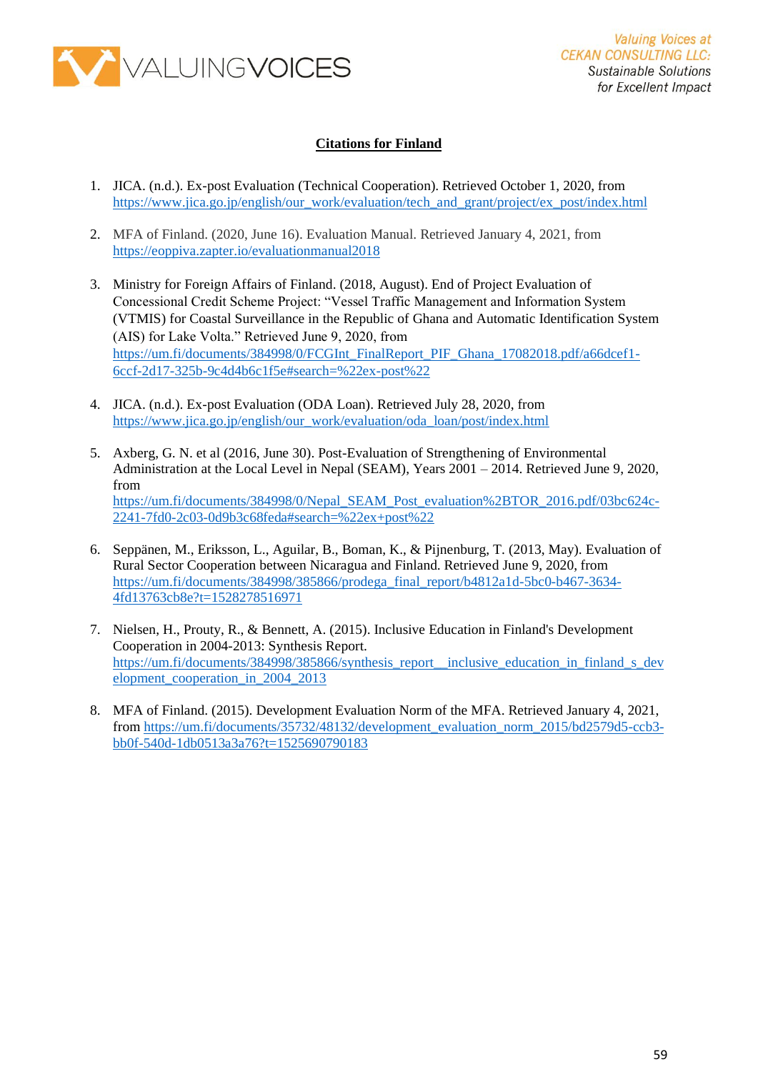**Citations for Finland**

1. JICA. (n.d.). Ex-post Evaluation (Technical Cooperation). Retrieved October 1, 2020, from https://www.jica.go.jp/english/our_work/evaluation/tech_and_grant/project/ex_post/index.html

2. MFA of Finland. (2020, June 16). Evaluation Manual. Retrieved January 4, 2021, from https://eoppiva.zapter.io/evaluationmanual2018

3. Ministry for Foreign Affairs of Finland. (2018, August). End of Project Evaluation of Concessional Credit Scheme Project: "Vessel Traffic Management and Information System (VTMIS) for Coastal Surveillance in the Republic of Ghana and Automatic Identification System (AIS) for Lake Volta." Retrieved June 9, 2020, from https://um.fi/documents/384998/0/FCGInt_FinalReport_PIF_Ghana_17082018.pdf/a66dcef1-6ccf-2d17-325b-9c4d4b6c1f5e#search=%22ex-post%22

4. JICA. (n.d.). Ex-post Evaluation (ODA Loan). Retrieved July 28, 2020, from https://www.jica.go.jp/english/our_work/evaluation/oda_loan/post/index.html

5. Axberg, G. N. et al (2016, June 30). Post-Evaluation of Strengthening of Environmental Administration at the Local Level in Nepal (SEAM), Years 2001 – 2014. Retrieved June 9, 2020, from https://um.fi/documents/384998/0/Nepal_SEAM_Post_evaluation%2BTOR_2016.pdf/03bc624c-2241-7fd0-2c03-0d9b3c68feda#search=%22ex+post%22

6. Seppänen, M., Eriksson, L., Aguilar, B., Boman, K., & Pijnenburg, T. (2013, May). Evaluation of Rural Sector Cooperation between Nicaragua and Finland. Retrieved June 9, 2020, from https://um.fi/documents/384998/385866/prodega_final_report/b4812a1d-5bc0-b467-3634-4fd13763cb8e?t=1528278516971

7. Nielsen, H., Prouty, R., & Bennett, A. (2015). Inclusive Education in Finland's Development Cooperation in 2004-2013: Synthesis Report. https://um.fi/documents/384998/385866/synthesis_report__inclusive_education_in_finland_s_development_cooperation_in_2004_2013

8. MFA of Finland. (2015). Development Evaluation Norm of the MFA. Retrieved January 4, 2021, from https://um.fi/documents/35732/48132/development_evaluation_norm_2015/bd2579d5-ccb3-bb0f-540d-1db0513a3a76?t=1525690790183